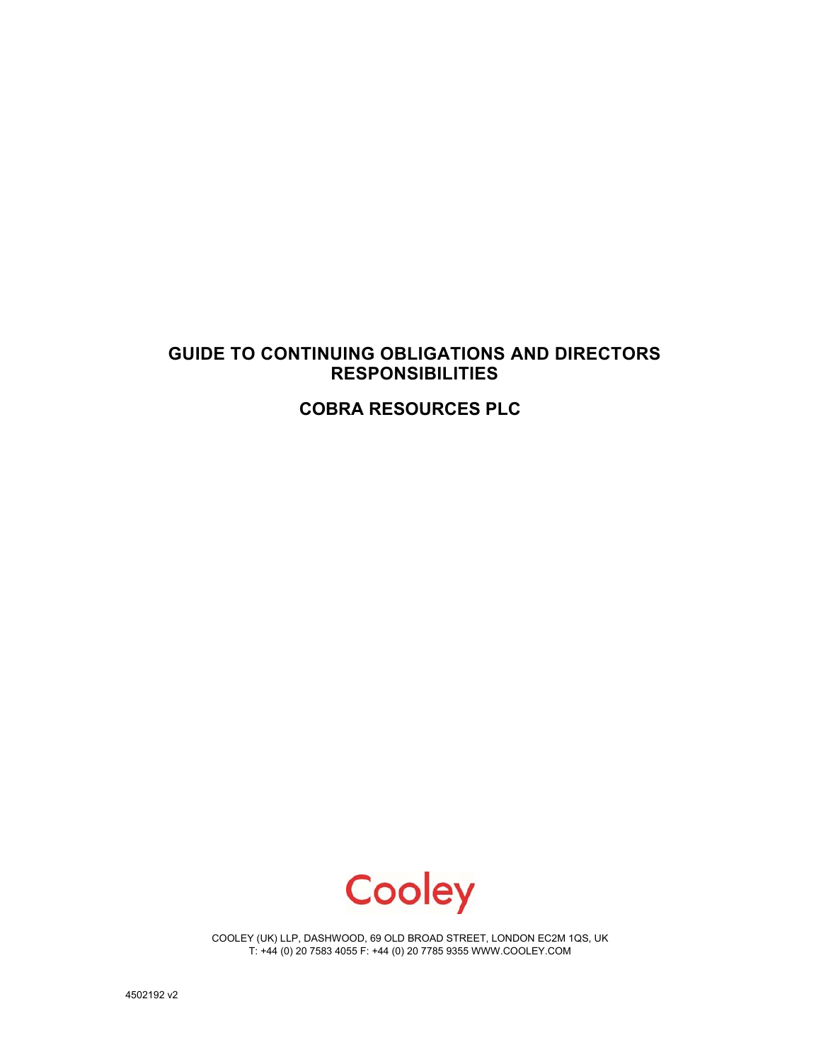# GUIDE TO CONTINUING OBLIGATIONS AND DIRECTORS RESPONSIBILITIES

## COBRA RESOURCES PLC

Cooley

COOLEY (UK) LLP, DASHWOOD, 69 OLD BROAD STREET, LONDON EC2M 1QS, UK
T: +44 (0) 20 7583 4055 F: +44 (0) 20 7785 9355 WWW.COOLEY.COM

4502192 v2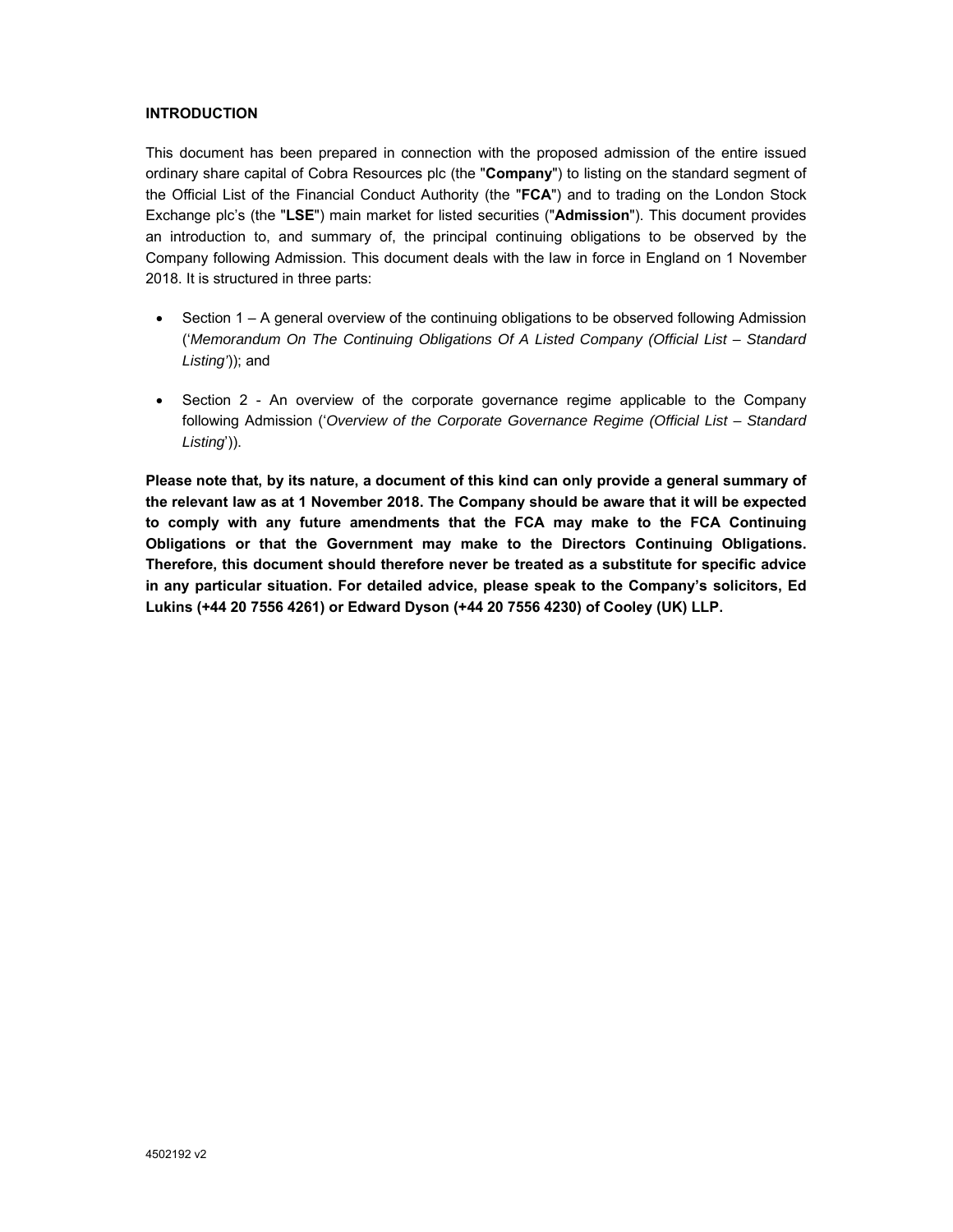## INTRODUCTION

This document has been prepared in connection with the proposed admission of the entire issued ordinary share capital of Cobra Resources plc (the "**Company**") to listing on the standard segment of the Official List of the Financial Conduct Authority (the "**FCA**") and to trading on the London Stock Exchange plc's (the "**LSE**") main market for listed securities ("**Admission**"). This document provides an introduction to, and summary of, the principal continuing obligations to be observed by the Company following Admission. This document deals with the law in force in England on 1 November 2018. It is structured in three parts:

- Section 1 – A general overview of the continuing obligations to be observed following Admission ('*Memorandum On The Continuing Obligations Of A Listed Company (Official List – Standard Listing'*)); and
- Section 2 - An overview of the corporate governance regime applicable to the Company following Admission ('*Overview of the Corporate Governance Regime (Official List – Standard Listing*')).

**Please note that, by its nature, a document of this kind can only provide a general summary of the relevant law as at 1 November 2018. The Company should be aware that it will be expected to comply with any future amendments that the FCA may make to the FCA Continuing Obligations or that the Government may make to the Directors Continuing Obligations. Therefore, this document should therefore never be treated as a substitute for specific advice in any particular situation. For detailed advice, please speak to the Company's solicitors, Ed Lukins (+44 20 7556 4261) or Edward Dyson (+44 20 7556 4230) of Cooley (UK) LLP.**

4502192 v2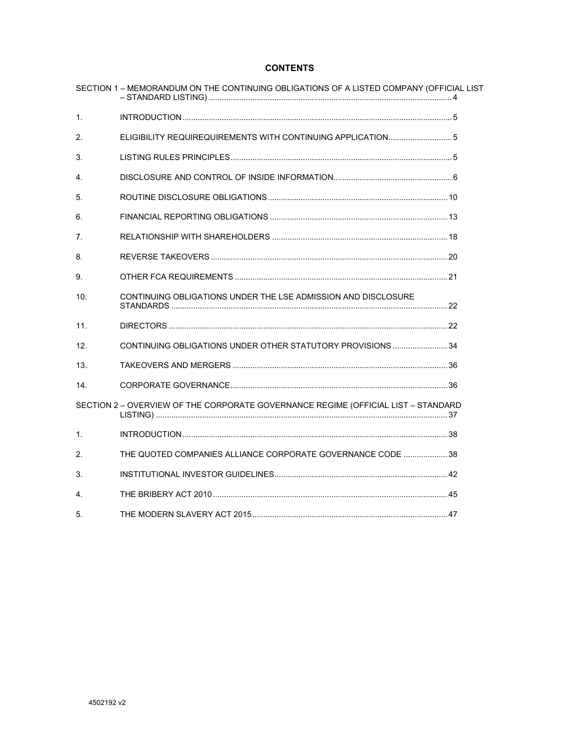## CONTENTS

SECTION 1 – MEMORANDUM ON THE CONTINUING OBLIGATIONS OF A LISTED COMPANY (OFFICIAL LIST – STANDARD LISTING) ........ 4

1. INTRODUCTION ........ 5
2. ELIGIBILITY REQUIREQUIREMENTS WITH CONTINUING APPLICATION ........ 5
3. LISTING RULES PRINCIPLES ........ 5
4. DISCLOSURE AND CONTROL OF INSIDE INFORMATION ........ 6
5. ROUTINE DISCLOSURE OBLIGATIONS ........ 10
6. FINANCIAL REPORTING OBLIGATIONS ........ 13
7. RELATIONSHIP WITH SHAREHOLDERS ........ 18
8. REVERSE TAKEOVERS ........ 20
9. OTHER FCA REQUIREMENTS ........ 21
10. CONTINUING OBLIGATIONS UNDER THE LSE ADMISSION AND DISCLOSURE STANDARDS ........ 22
11. DIRECTORS ........ 22
12. CONTINUING OBLIGATIONS UNDER OTHER STATUTORY PROVISIONS ........ 34
13. TAKEOVERS AND MERGERS ........ 36
14. CORPORATE GOVERNANCE ........ 36

SECTION 2 – OVERVIEW OF THE CORPORATE GOVERNANCE REGIME (OFFICIAL LIST – STANDARD LISTING) ........ 37

1. INTRODUCTION ........ 38
2. THE QUOTED COMPANIES ALLIANCE CORPORATE GOVERNANCE CODE ........ 38
3. INSTITUTIONAL INVESTOR GUIDELINES ........ 42
4. THE BRIBERY ACT 2010 ........ 45
5. THE MODERN SLAVERY ACT 2015 ........ 47

4502192 v2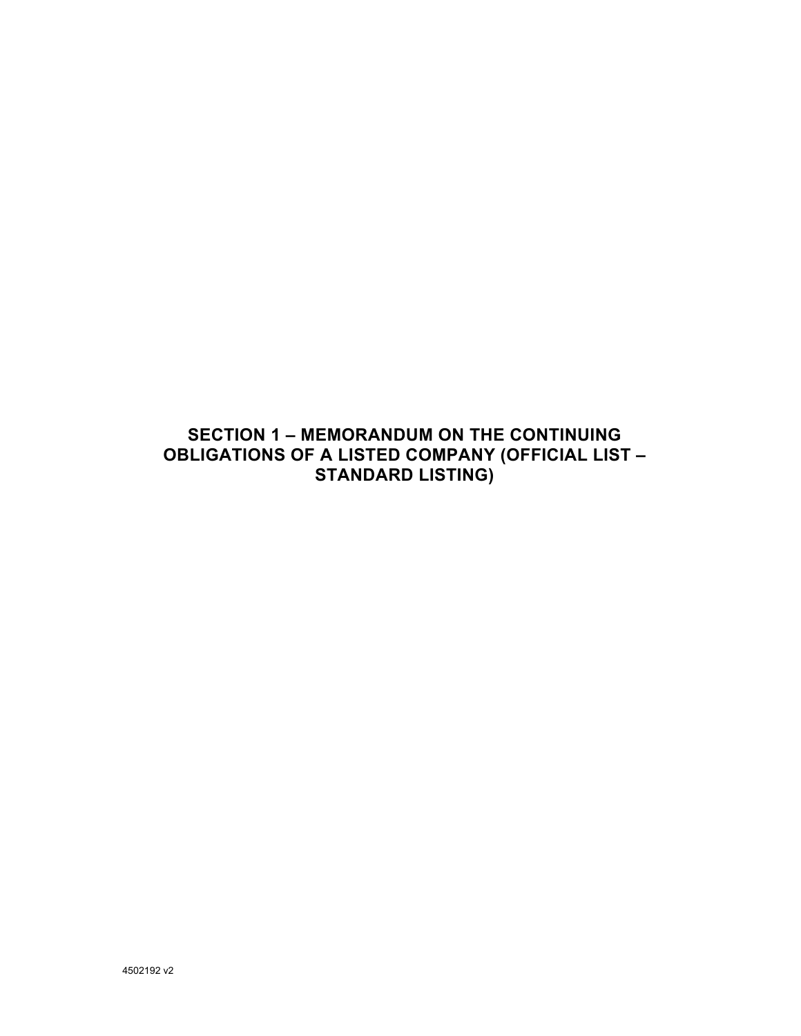# SECTION 1 – MEMORANDUM ON THE CONTINUING OBLIGATIONS OF A LISTED COMPANY (OFFICIAL LIST – STANDARD LISTING)

4502192 v2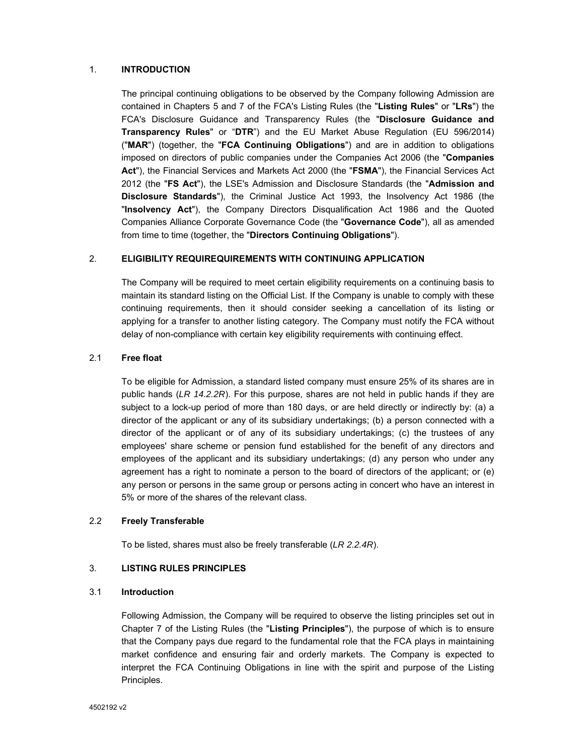## 1. INTRODUCTION

The principal continuing obligations to be observed by the Company following Admission are contained in Chapters 5 and 7 of the FCA's Listing Rules (the "**Listing Rules**" or "**LRs**") the FCA's Disclosure Guidance and Transparency Rules (the "**Disclosure Guidance and Transparency Rules**" or "**DTR**") and the EU Market Abuse Regulation (EU 596/2014) ("**MAR**") (together, the "**FCA Continuing Obligations**") and are in addition to obligations imposed on directors of public companies under the Companies Act 2006 (the "**Companies Act**"), the Financial Services and Markets Act 2000 (the "**FSMA**"), the Financial Services Act 2012 (the "**FS Act**"), the LSE's Admission and Disclosure Standards (the "**Admission and Disclosure Standards**"), the Criminal Justice Act 1993, the Insolvency Act 1986 (the "**Insolvency Act**"), the Company Directors Disqualification Act 1986 and the Quoted Companies Alliance Corporate Governance Code (the "**Governance Code**"), all as amended from time to time (together, the "**Directors Continuing Obligations**").

## 2. ELIGIBILITY REQUIREQUIREMENTS WITH CONTINUING APPLICATION

The Company will be required to meet certain eligibility requirements on a continuing basis to maintain its standard listing on the Official List. If the Company is unable to comply with these continuing requirements, then it should consider seeking a cancellation of its listing or applying for a transfer to another listing category. The Company must notify the FCA without delay of non-compliance with certain key eligibility requirements with continuing effect.

### 2.1 Free float

To be eligible for Admission, a standard listed company must ensure 25% of its shares are in public hands (*LR 14.2.2R*). For this purpose, shares are not held in public hands if they are subject to a lock-up period of more than 180 days, or are held directly or indirectly by: (a) a director of the applicant or any of its subsidiary undertakings; (b) a person connected with a director of the applicant or of any of its subsidiary undertakings; (c) the trustees of any employees' share scheme or pension fund established for the benefit of any directors and employees of the applicant and its subsidiary undertakings; (d) any person who under any agreement has a right to nominate a person to the board of directors of the applicant; or (e) any person or persons in the same group or persons acting in concert who have an interest in 5% or more of the shares of the relevant class.

### 2.2 Freely Transferable

To be listed, shares must also be freely transferable (*LR 2.2.4R*).

## 3. LISTING RULES PRINCIPLES

### 3.1 Introduction

Following Admission, the Company will be required to observe the listing principles set out in Chapter 7 of the Listing Rules (the "**Listing Principles**"), the purpose of which is to ensure that the Company pays due regard to the fundamental role that the FCA plays in maintaining market confidence and ensuring fair and orderly markets. The Company is expected to interpret the FCA Continuing Obligations in line with the spirit and purpose of the Listing Principles.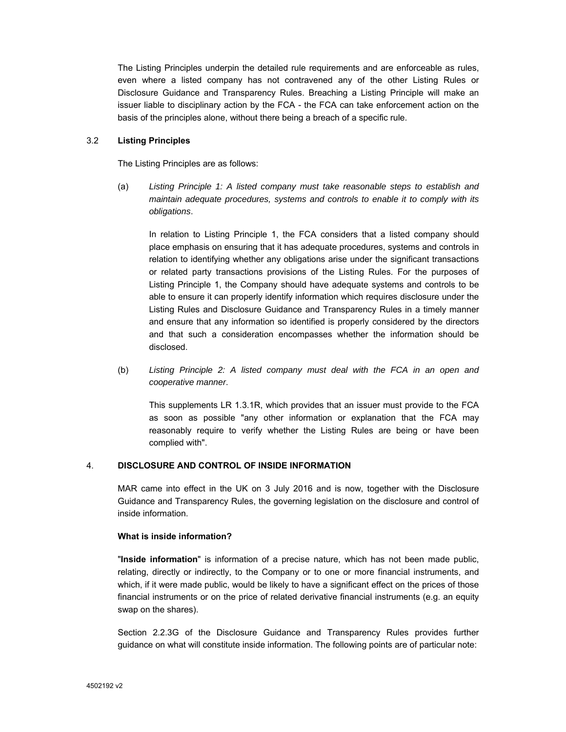The Listing Principles underpin the detailed rule requirements and are enforceable as rules, even where a listed company has not contravened any of the other Listing Rules or Disclosure Guidance and Transparency Rules. Breaching a Listing Principle will make an issuer liable to disciplinary action by the FCA - the FCA can take enforcement action on the basis of the principles alone, without there being a breach of a specific rule.

### 3.2 Listing Principles

The Listing Principles are as follows:

(a) *Listing Principle 1: A listed company must take reasonable steps to establish and maintain adequate procedures, systems and controls to enable it to comply with its obligations*.

In relation to Listing Principle 1, the FCA considers that a listed company should place emphasis on ensuring that it has adequate procedures, systems and controls in relation to identifying whether any obligations arise under the significant transactions or related party transactions provisions of the Listing Rules. For the purposes of Listing Principle 1, the Company should have adequate systems and controls to be able to ensure it can properly identify information which requires disclosure under the Listing Rules and Disclosure Guidance and Transparency Rules in a timely manner and ensure that any information so identified is properly considered by the directors and that such a consideration encompasses whether the information should be disclosed.

(b) *Listing Principle 2: A listed company must deal with the FCA in an open and cooperative manner*.

This supplements LR 1.3.1R, which provides that an issuer must provide to the FCA as soon as possible "any other information or explanation that the FCA may reasonably require to verify whether the Listing Rules are being or have been complied with".

## 4. DISCLOSURE AND CONTROL OF INSIDE INFORMATION

MAR came into effect in the UK on 3 July 2016 and is now, together with the Disclosure Guidance and Transparency Rules, the governing legislation on the disclosure and control of inside information.

**What is inside information?**

"**Inside information**" is information of a precise nature, which has not been made public, relating, directly or indirectly, to the Company or to one or more financial instruments, and which, if it were made public, would be likely to have a significant effect on the prices of those financial instruments or on the price of related derivative financial instruments (e.g. an equity swap on the shares).

Section 2.2.3G of the Disclosure Guidance and Transparency Rules provides further guidance on what will constitute inside information. The following points are of particular note: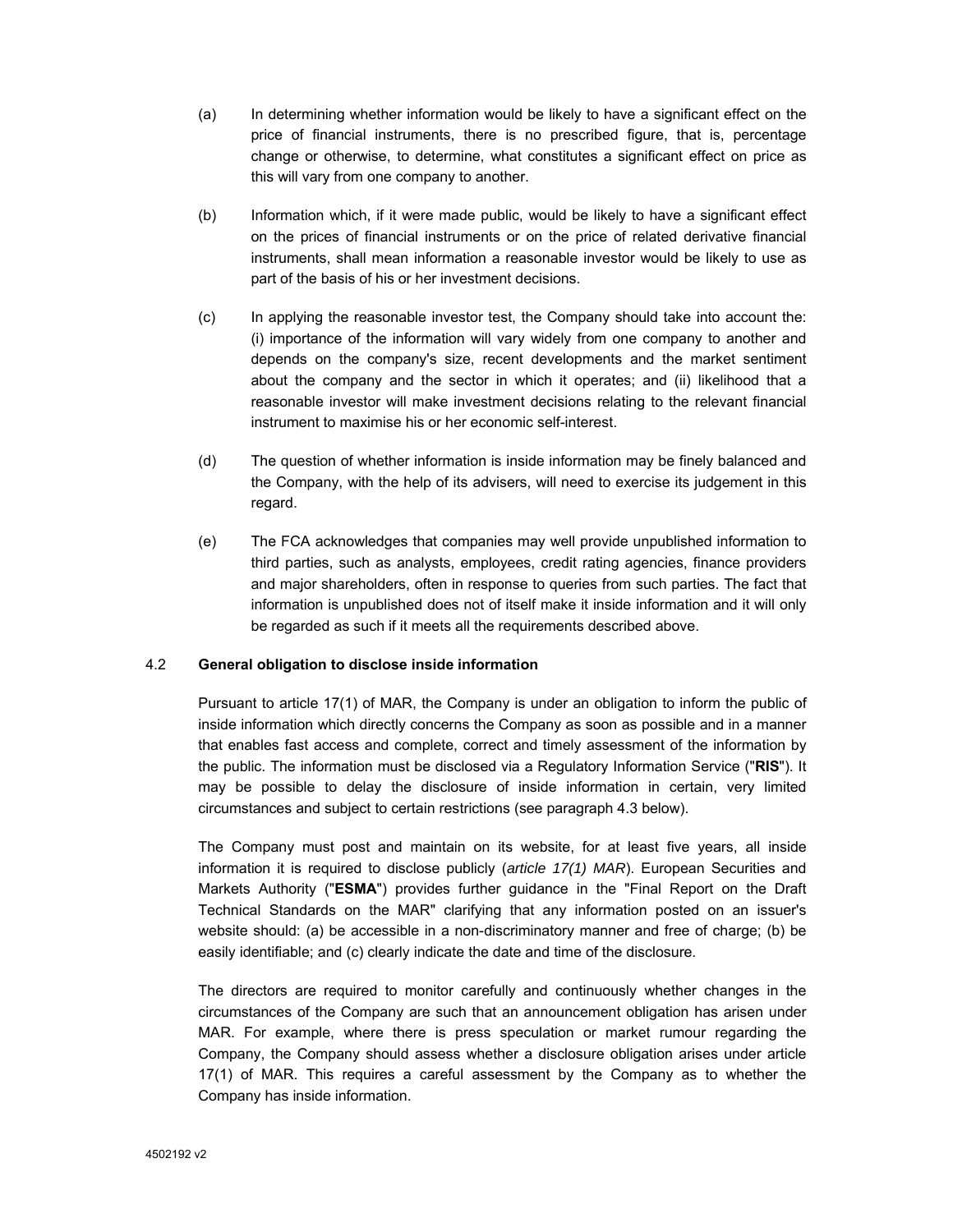(a) In determining whether information would be likely to have a significant effect on the price of financial instruments, there is no prescribed figure, that is, percentage change or otherwise, to determine, what constitutes a significant effect on price as this will vary from one company to another.

(b) Information which, if it were made public, would be likely to have a significant effect on the prices of financial instruments or on the price of related derivative financial instruments, shall mean information a reasonable investor would be likely to use as part of the basis of his or her investment decisions.

(c) In applying the reasonable investor test, the Company should take into account the: (i) importance of the information will vary widely from one company to another and depends on the company's size, recent developments and the market sentiment about the company and the sector in which it operates; and (ii) likelihood that a reasonable investor will make investment decisions relating to the relevant financial instrument to maximise his or her economic self-interest.

(d) The question of whether information is inside information may be finely balanced and the Company, with the help of its advisers, will need to exercise its judgement in this regard.

(e) The FCA acknowledges that companies may well provide unpublished information to third parties, such as analysts, employees, credit rating agencies, finance providers and major shareholders, often in response to queries from such parties. The fact that information is unpublished does not of itself make it inside information and it will only be regarded as such if it meets all the requirements described above.

### 4.2 General obligation to disclose inside information

Pursuant to article 17(1) of MAR, the Company is under an obligation to inform the public of inside information which directly concerns the Company as soon as possible and in a manner that enables fast access and complete, correct and timely assessment of the information by the public. The information must be disclosed via a Regulatory Information Service ("**RIS**"). It may be possible to delay the disclosure of inside information in certain, very limited circumstances and subject to certain restrictions (see paragraph 4.3 below).

The Company must post and maintain on its website, for at least five years, all inside information it is required to disclose publicly (*article 17(1) MAR*). European Securities and Markets Authority ("**ESMA**") provides further guidance in the "Final Report on the Draft Technical Standards on the MAR" clarifying that any information posted on an issuer's website should: (a) be accessible in a non-discriminatory manner and free of charge; (b) be easily identifiable; and (c) clearly indicate the date and time of the disclosure.

The directors are required to monitor carefully and continuously whether changes in the circumstances of the Company are such that an announcement obligation has arisen under MAR. For example, where there is press speculation or market rumour regarding the Company, the Company should assess whether a disclosure obligation arises under article 17(1) of MAR. This requires a careful assessment by the Company as to whether the Company has inside information.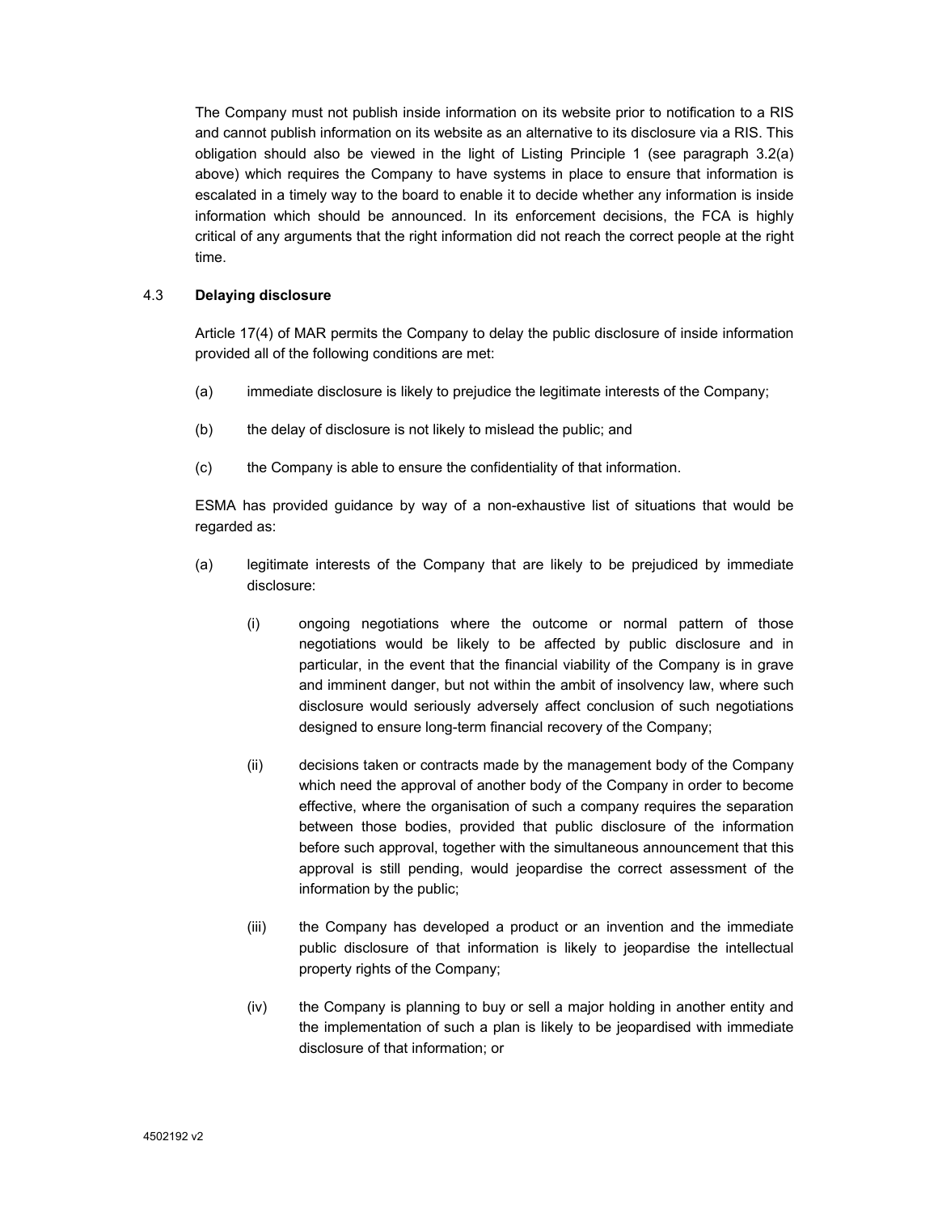The Company must not publish inside information on its website prior to notification to a RIS and cannot publish information on its website as an alternative to its disclosure via a RIS. This obligation should also be viewed in the light of Listing Principle 1 (see paragraph 3.2(a) above) which requires the Company to have systems in place to ensure that information is escalated in a timely way to the board to enable it to decide whether any information is inside information which should be announced. In its enforcement decisions, the FCA is highly critical of any arguments that the right information did not reach the correct people at the right time.

### 4.3 Delaying disclosure

Article 17(4) of MAR permits the Company to delay the public disclosure of inside information provided all of the following conditions are met:

(a) immediate disclosure is likely to prejudice the legitimate interests of the Company;

(b) the delay of disclosure is not likely to mislead the public; and

(c) the Company is able to ensure the confidentiality of that information.

ESMA has provided guidance by way of a non-exhaustive list of situations that would be regarded as:

(a) legitimate interests of the Company that are likely to be prejudiced by immediate disclosure:

(i) ongoing negotiations where the outcome or normal pattern of those negotiations would be likely to be affected by public disclosure and in particular, in the event that the financial viability of the Company is in grave and imminent danger, but not within the ambit of insolvency law, where such disclosure would seriously adversely affect conclusion of such negotiations designed to ensure long-term financial recovery of the Company;

(ii) decisions taken or contracts made by the management body of the Company which need the approval of another body of the Company in order to become effective, where the organisation of such a company requires the separation between those bodies, provided that public disclosure of the information before such approval, together with the simultaneous announcement that this approval is still pending, would jeopardise the correct assessment of the information by the public;

(iii) the Company has developed a product or an invention and the immediate public disclosure of that information is likely to jeopardise the intellectual property rights of the Company;

(iv) the Company is planning to buy or sell a major holding in another entity and the implementation of such a plan is likely to be jeopardised with immediate disclosure of that information; or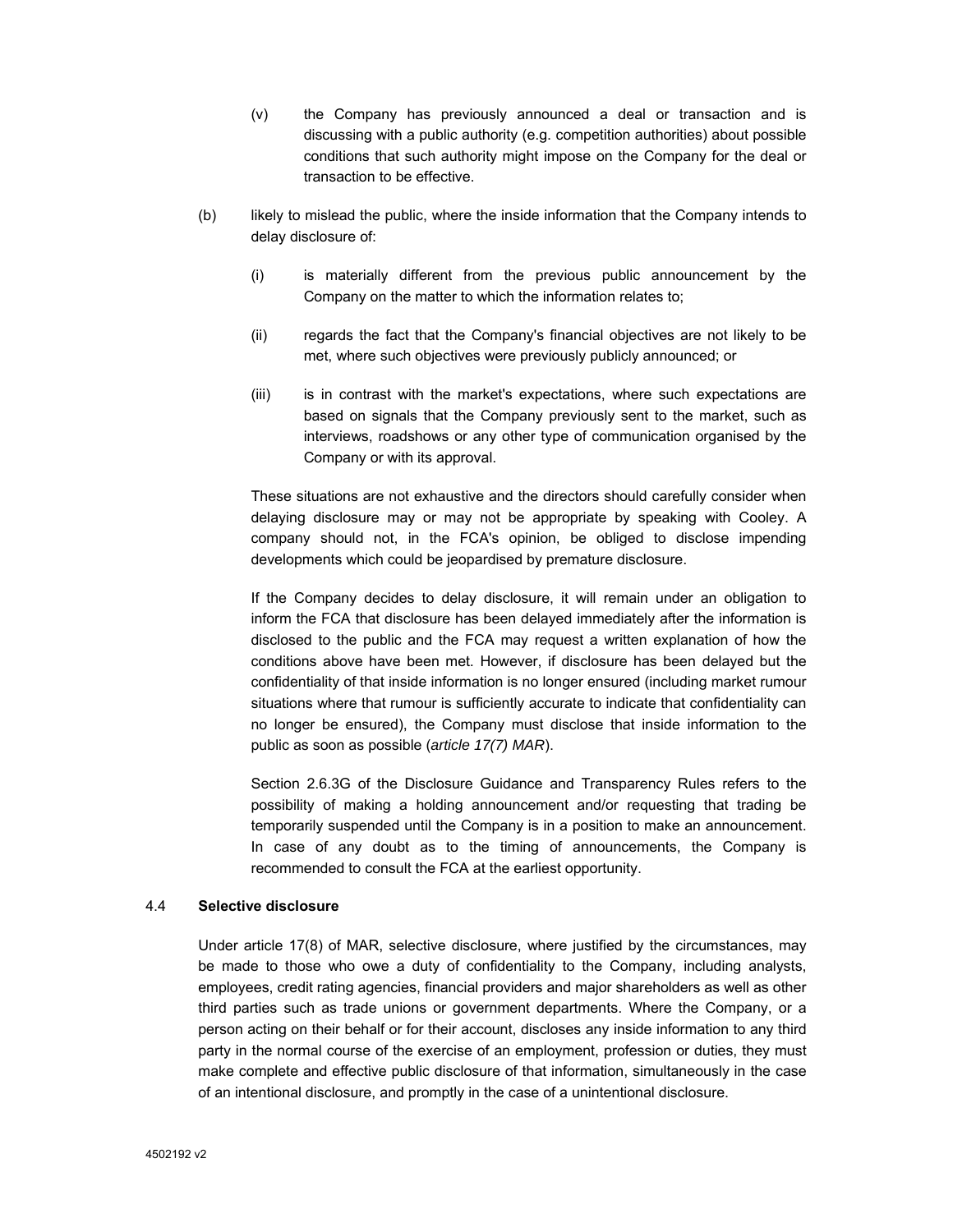(v) the Company has previously announced a deal or transaction and is discussing with a public authority (e.g. competition authorities) about possible conditions that such authority might impose on the Company for the deal or transaction to be effective.

(b) likely to mislead the public, where the inside information that the Company intends to delay disclosure of:

(i) is materially different from the previous public announcement by the Company on the matter to which the information relates to;

(ii) regards the fact that the Company's financial objectives are not likely to be met, where such objectives were previously publicly announced; or

(iii) is in contrast with the market's expectations, where such expectations are based on signals that the Company previously sent to the market, such as interviews, roadshows or any other type of communication organised by the Company or with its approval.

These situations are not exhaustive and the directors should carefully consider when delaying disclosure may or may not be appropriate by speaking with Cooley. A company should not, in the FCA's opinion, be obliged to disclose impending developments which could be jeopardised by premature disclosure.

If the Company decides to delay disclosure, it will remain under an obligation to inform the FCA that disclosure has been delayed immediately after the information is disclosed to the public and the FCA may request a written explanation of how the conditions above have been met. However, if disclosure has been delayed but the confidentiality of that inside information is no longer ensured (including market rumour situations where that rumour is sufficiently accurate to indicate that confidentiality can no longer be ensured), the Company must disclose that inside information to the public as soon as possible (*article 17(7) MAR*).

Section 2.6.3G of the Disclosure Guidance and Transparency Rules refers to the possibility of making a holding announcement and/or requesting that trading be temporarily suspended until the Company is in a position to make an announcement. In case of any doubt as to the timing of announcements, the Company is recommended to consult the FCA at the earliest opportunity.

### 4.4 Selective disclosure

Under article 17(8) of MAR, selective disclosure, where justified by the circumstances, may be made to those who owe a duty of confidentiality to the Company, including analysts, employees, credit rating agencies, financial providers and major shareholders as well as other third parties such as trade unions or government departments. Where the Company, or a person acting on their behalf or for their account, discloses any inside information to any third party in the normal course of the exercise of an employment, profession or duties, they must make complete and effective public disclosure of that information, simultaneously in the case of an intentional disclosure, and promptly in the case of a unintentional disclosure.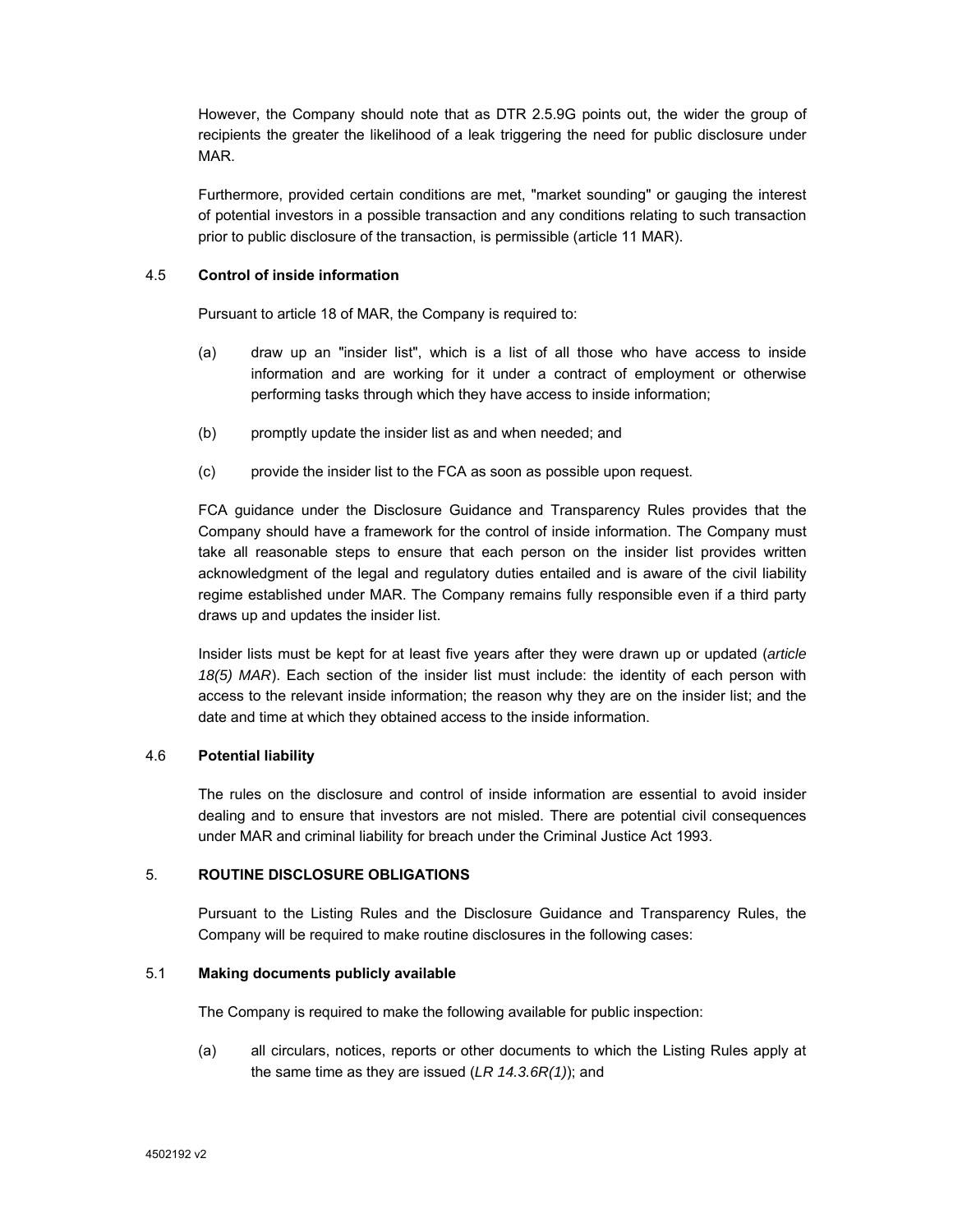However, the Company should note that as DTR 2.5.9G points out, the wider the group of recipients the greater the likelihood of a leak triggering the need for public disclosure under MAR.

Furthermore, provided certain conditions are met, "market sounding" or gauging the interest of potential investors in a possible transaction and any conditions relating to such transaction prior to public disclosure of the transaction, is permissible (article 11 MAR).

### 4.5 Control of inside information

Pursuant to article 18 of MAR, the Company is required to:

(a) draw up an "insider list", which is a list of all those who have access to inside information and are working for it under a contract of employment or otherwise performing tasks through which they have access to inside information;

(b) promptly update the insider list as and when needed; and

(c) provide the insider list to the FCA as soon as possible upon request.

FCA guidance under the Disclosure Guidance and Transparency Rules provides that the Company should have a framework for the control of inside information. The Company must take all reasonable steps to ensure that each person on the insider list provides written acknowledgment of the legal and regulatory duties entailed and is aware of the civil liability regime established under MAR. The Company remains fully responsible even if a third party draws up and updates the insider list.

Insider lists must be kept for at least five years after they were drawn up or updated (*article 18(5) MAR*). Each section of the insider list must include: the identity of each person with access to the relevant inside information; the reason why they are on the insider list; and the date and time at which they obtained access to the inside information.

### 4.6 Potential liability

The rules on the disclosure and control of inside information are essential to avoid insider dealing and to ensure that investors are not misled. There are potential civil consequences under MAR and criminal liability for breach under the Criminal Justice Act 1993.

## 5. ROUTINE DISCLOSURE OBLIGATIONS

Pursuant to the Listing Rules and the Disclosure Guidance and Transparency Rules, the Company will be required to make routine disclosures in the following cases:

### 5.1 Making documents publicly available

The Company is required to make the following available for public inspection:

(a) all circulars, notices, reports or other documents to which the Listing Rules apply at the same time as they are issued (*LR 14.3.6R(1)*); and

4502192 v2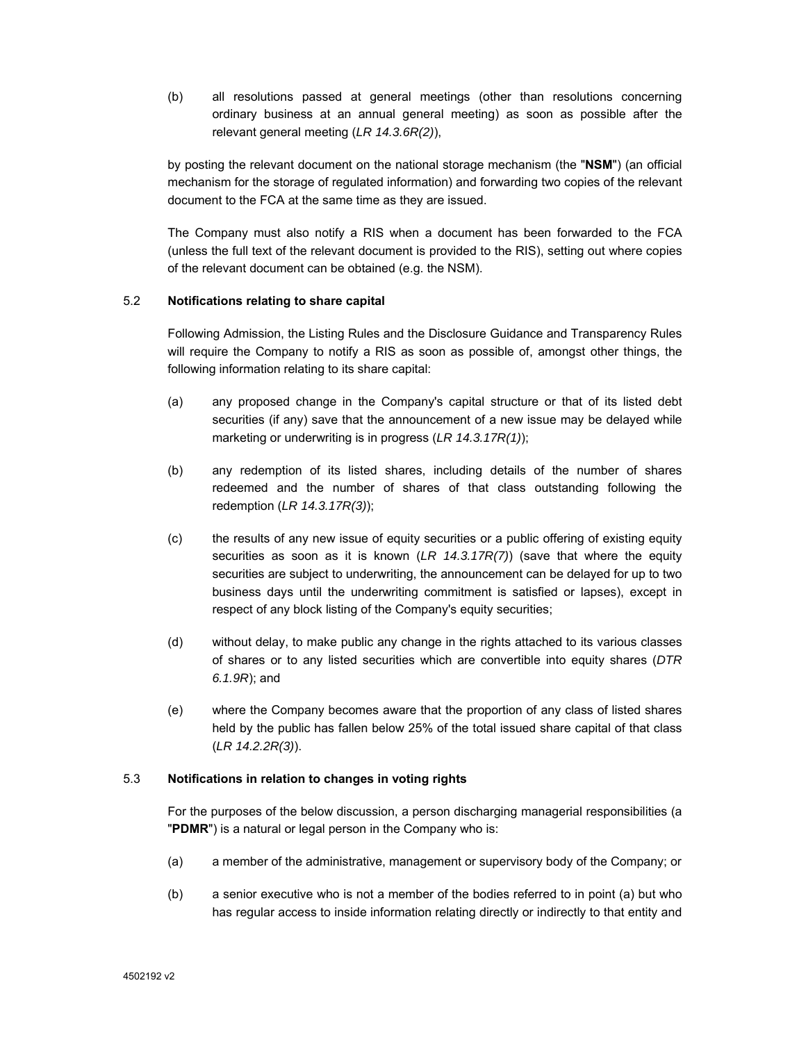(b) all resolutions passed at general meetings (other than resolutions concerning ordinary business at an annual general meeting) as soon as possible after the relevant general meeting (*LR 14.3.6R(2)*),

by posting the relevant document on the national storage mechanism (the "**NSM**") (an official mechanism for the storage of regulated information) and forwarding two copies of the relevant document to the FCA at the same time as they are issued.

The Company must also notify a RIS when a document has been forwarded to the FCA (unless the full text of the relevant document is provided to the RIS), setting out where copies of the relevant document can be obtained (e.g. the NSM).

### 5.2 Notifications relating to share capital

Following Admission, the Listing Rules and the Disclosure Guidance and Transparency Rules will require the Company to notify a RIS as soon as possible of, amongst other things, the following information relating to its share capital:

(a) any proposed change in the Company's capital structure or that of its listed debt securities (if any) save that the announcement of a new issue may be delayed while marketing or underwriting is in progress (*LR 14.3.17R(1)*);

(b) any redemption of its listed shares, including details of the number of shares redeemed and the number of shares of that class outstanding following the redemption (*LR 14.3.17R(3)*);

(c) the results of any new issue of equity securities or a public offering of existing equity securities as soon as it is known (*LR 14.3.17R(7)*) (save that where the equity securities are subject to underwriting, the announcement can be delayed for up to two business days until the underwriting commitment is satisfied or lapses), except in respect of any block listing of the Company's equity securities;

(d) without delay, to make public any change in the rights attached to its various classes of shares or to any listed securities which are convertible into equity shares (*DTR 6.1.9R*); and

(e) where the Company becomes aware that the proportion of any class of listed shares held by the public has fallen below 25% of the total issued share capital of that class (*LR 14.2.2R(3)*).

### 5.3 Notifications in relation to changes in voting rights

For the purposes of the below discussion, a person discharging managerial responsibilities (a "**PDMR**") is a natural or legal person in the Company who is:

(a) a member of the administrative, management or supervisory body of the Company; or

(b) a senior executive who is not a member of the bodies referred to in point (a) but who has regular access to inside information relating directly or indirectly to that entity and

4502192 v2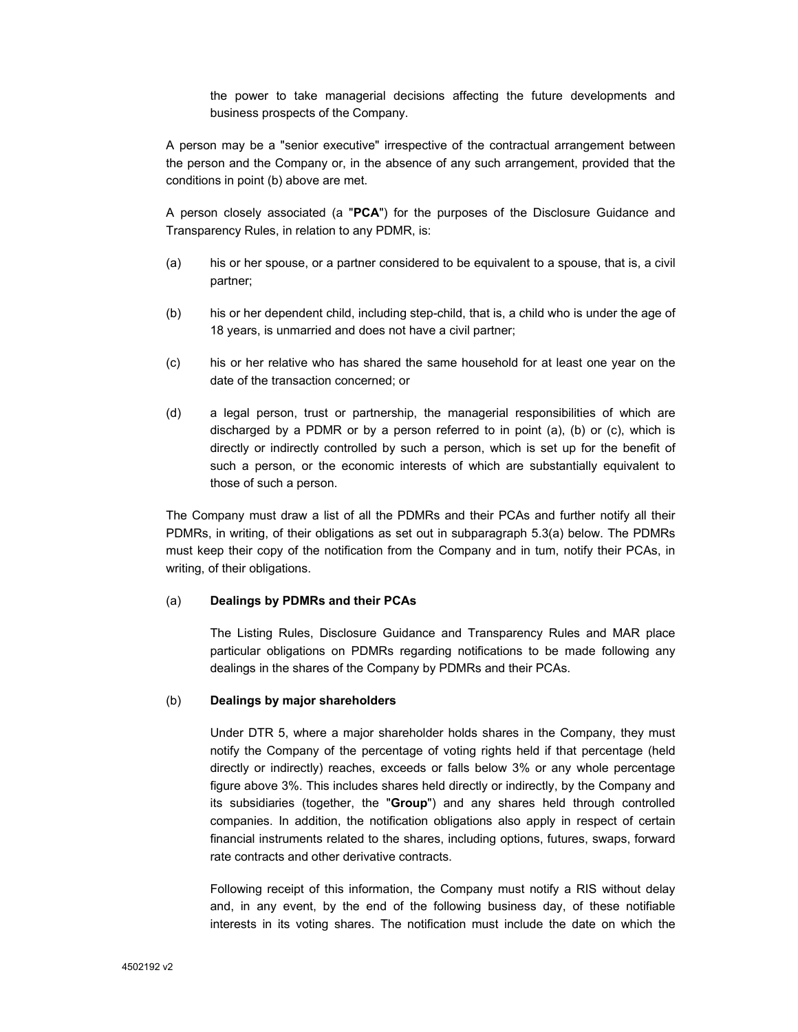the power to take managerial decisions affecting the future developments and business prospects of the Company.

A person may be a "senior executive" irrespective of the contractual arrangement between the person and the Company or, in the absence of any such arrangement, provided that the conditions in point (b) above are met.

A person closely associated (a "**PCA**") for the purposes of the Disclosure Guidance and Transparency Rules, in relation to any PDMR, is:

(a) his or her spouse, or a partner considered to be equivalent to a spouse, that is, a civil partner;

(b) his or her dependent child, including step-child, that is, a child who is under the age of 18 years, is unmarried and does not have a civil partner;

(c) his or her relative who has shared the same household for at least one year on the date of the transaction concerned; or

(d) a legal person, trust or partnership, the managerial responsibilities of which are discharged by a PDMR or by a person referred to in point (a), (b) or (c), which is directly or indirectly controlled by such a person, which is set up for the benefit of such a person, or the economic interests of which are substantially equivalent to those of such a person.

The Company must draw a list of all the PDMRs and their PCAs and further notify all their PDMRs, in writing, of their obligations as set out in subparagraph 5.3(a) below. The PDMRs must keep their copy of the notification from the Company and in tum, notify their PCAs, in writing, of their obligations.

(a) **Dealings by PDMRs and their PCAs**

The Listing Rules, Disclosure Guidance and Transparency Rules and MAR place particular obligations on PDMRs regarding notifications to be made following any dealings in the shares of the Company by PDMRs and their PCAs.

(b) **Dealings by major shareholders**

Under DTR 5, where a major shareholder holds shares in the Company, they must notify the Company of the percentage of voting rights held if that percentage (held directly or indirectly) reaches, exceeds or falls below 3% or any whole percentage figure above 3%. This includes shares held directly or indirectly, by the Company and its subsidiaries (together, the "**Group**") and any shares held through controlled companies. In addition, the notification obligations also apply in respect of certain financial instruments related to the shares, including options, futures, swaps, forward rate contracts and other derivative contracts.

Following receipt of this information, the Company must notify a RIS without delay and, in any event, by the end of the following business day, of these notifiable interests in its voting shares. The notification must include the date on which the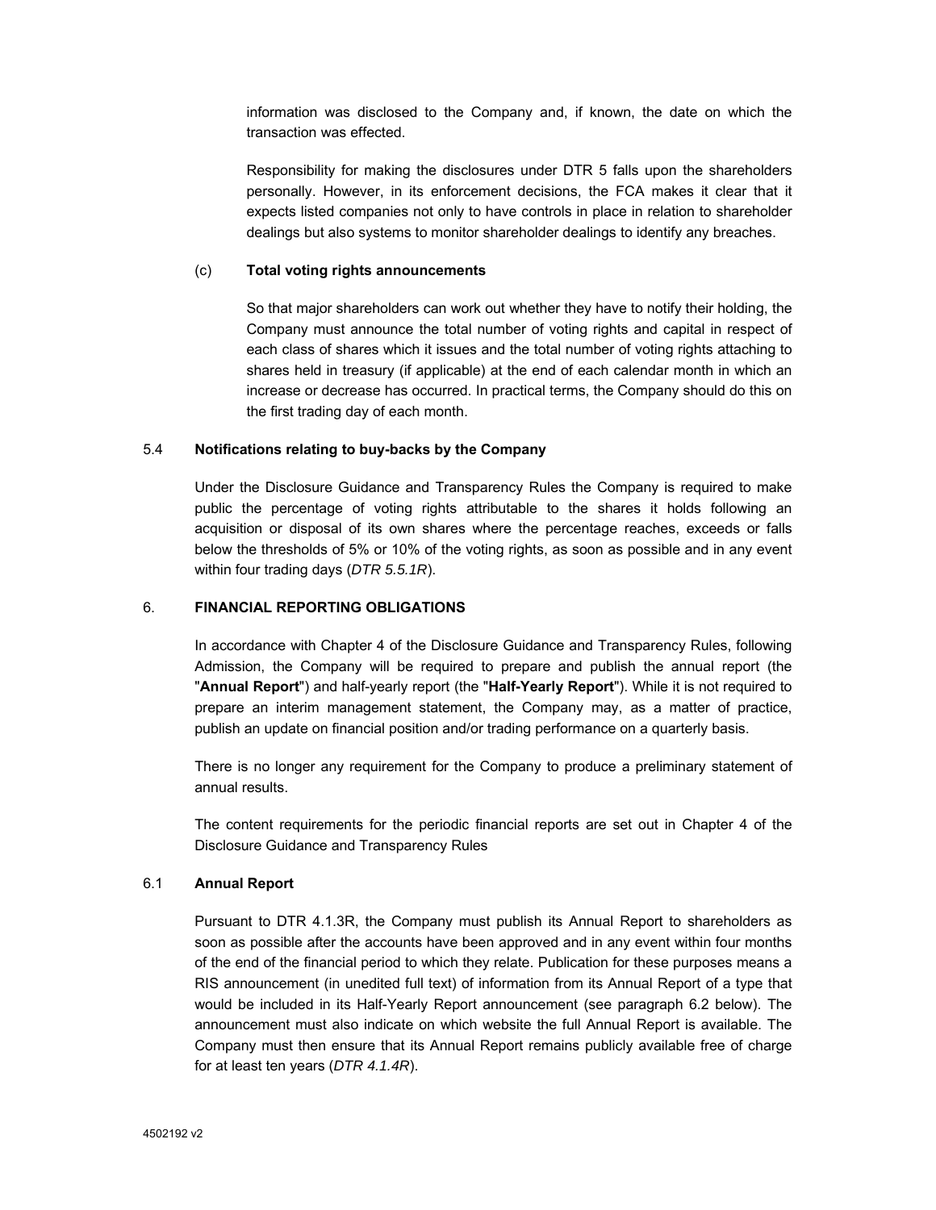information was disclosed to the Company and, if known, the date on which the transaction was effected.

Responsibility for making the disclosures under DTR 5 falls upon the shareholders personally. However, in its enforcement decisions, the FCA makes it clear that it expects listed companies not only to have controls in place in relation to shareholder dealings but also systems to monitor shareholder dealings to identify any breaches.

(c) **Total voting rights announcements**

So that major shareholders can work out whether they have to notify their holding, the Company must announce the total number of voting rights and capital in respect of each class of shares which it issues and the total number of voting rights attaching to shares held in treasury (if applicable) at the end of each calendar month in which an increase or decrease has occurred. In practical terms, the Company should do this on the first trading day of each month.

### 5.4 Notifications relating to buy-backs by the Company

Under the Disclosure Guidance and Transparency Rules the Company is required to make public the percentage of voting rights attributable to the shares it holds following an acquisition or disposal of its own shares where the percentage reaches, exceeds or falls below the thresholds of 5% or 10% of the voting rights, as soon as possible and in any event within four trading days (*DTR 5.5.1R*).

## 6. FINANCIAL REPORTING OBLIGATIONS

In accordance with Chapter 4 of the Disclosure Guidance and Transparency Rules, following Admission, the Company will be required to prepare and publish the annual report (the "**Annual Report**") and half-yearly report (the "**Half-Yearly Report**"). While it is not required to prepare an interim management statement, the Company may, as a matter of practice, publish an update on financial position and/or trading performance on a quarterly basis.

There is no longer any requirement for the Company to produce a preliminary statement of annual results.

The content requirements for the periodic financial reports are set out in Chapter 4 of the Disclosure Guidance and Transparency Rules

### 6.1 Annual Report

Pursuant to DTR 4.1.3R, the Company must publish its Annual Report to shareholders as soon as possible after the accounts have been approved and in any event within four months of the end of the financial period to which they relate. Publication for these purposes means a RIS announcement (in unedited full text) of information from its Annual Report of a type that would be included in its Half-Yearly Report announcement (see paragraph 6.2 below). The announcement must also indicate on which website the full Annual Report is available. The Company must then ensure that its Annual Report remains publicly available free of charge for at least ten years (*DTR 4.1.4R*).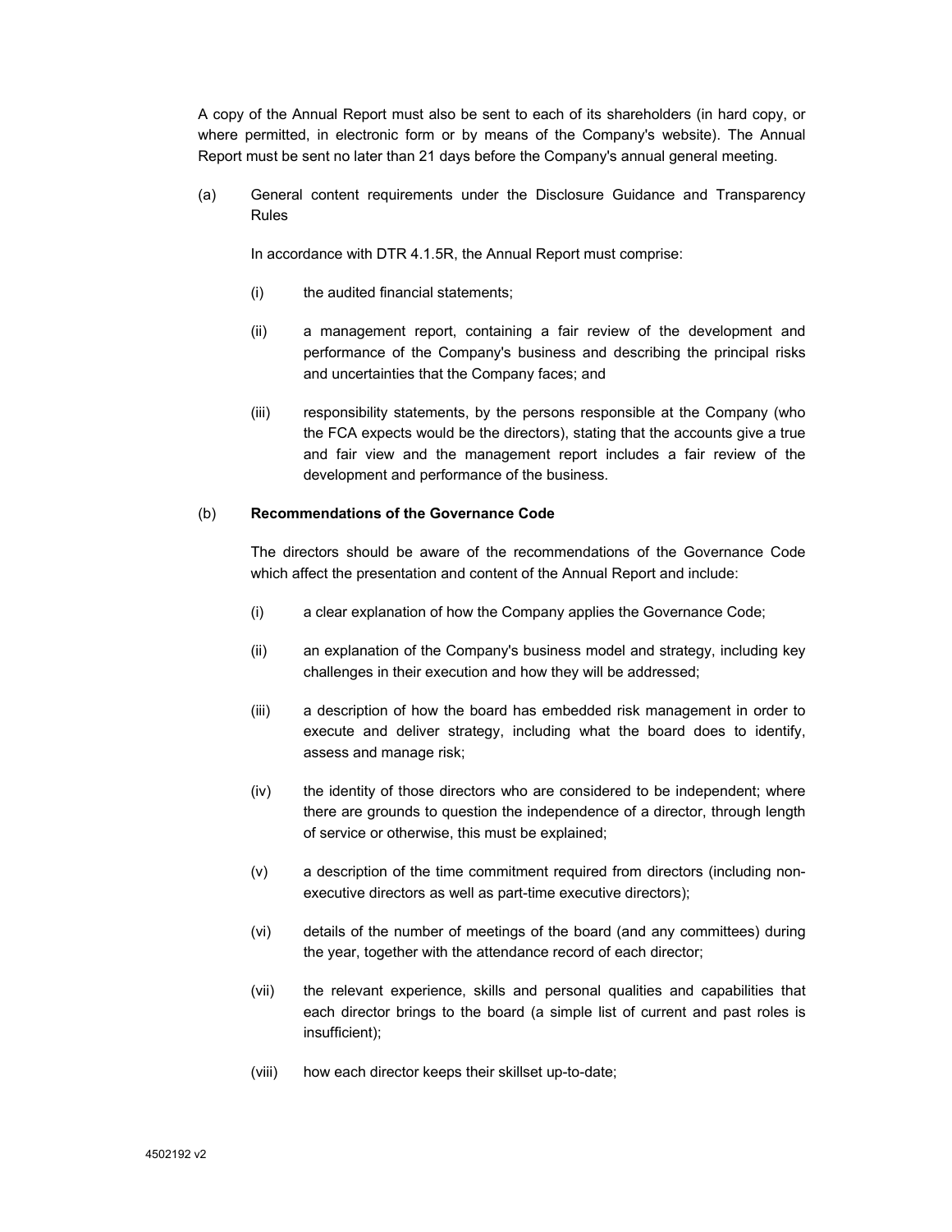A copy of the Annual Report must also be sent to each of its shareholders (in hard copy, or where permitted, in electronic form or by means of the Company's website). The Annual Report must be sent no later than 21 days before the Company's annual general meeting.

(a) General content requirements under the Disclosure Guidance and Transparency Rules

In accordance with DTR 4.1.5R, the Annual Report must comprise:

(i) the audited financial statements;

(ii) a management report, containing a fair review of the development and performance of the Company's business and describing the principal risks and uncertainties that the Company faces; and

(iii) responsibility statements, by the persons responsible at the Company (who the FCA expects would be the directors), stating that the accounts give a true and fair view and the management report includes a fair review of the development and performance of the business.

(b) **Recommendations of the Governance Code**

The directors should be aware of the recommendations of the Governance Code which affect the presentation and content of the Annual Report and include:

(i) a clear explanation of how the Company applies the Governance Code;

(ii) an explanation of the Company's business model and strategy, including key challenges in their execution and how they will be addressed;

(iii) a description of how the board has embedded risk management in order to execute and deliver strategy, including what the board does to identify, assess and manage risk;

(iv) the identity of those directors who are considered to be independent; where there are grounds to question the independence of a director, through length of service or otherwise, this must be explained;

(v) a description of the time commitment required from directors (including non-executive directors as well as part-time executive directors);

(vi) details of the number of meetings of the board (and any committees) during the year, together with the attendance record of each director;

(vii) the relevant experience, skills and personal qualities and capabilities that each director brings to the board (a simple list of current and past roles is insufficient);

(viii) how each director keeps their skillset up-to-date;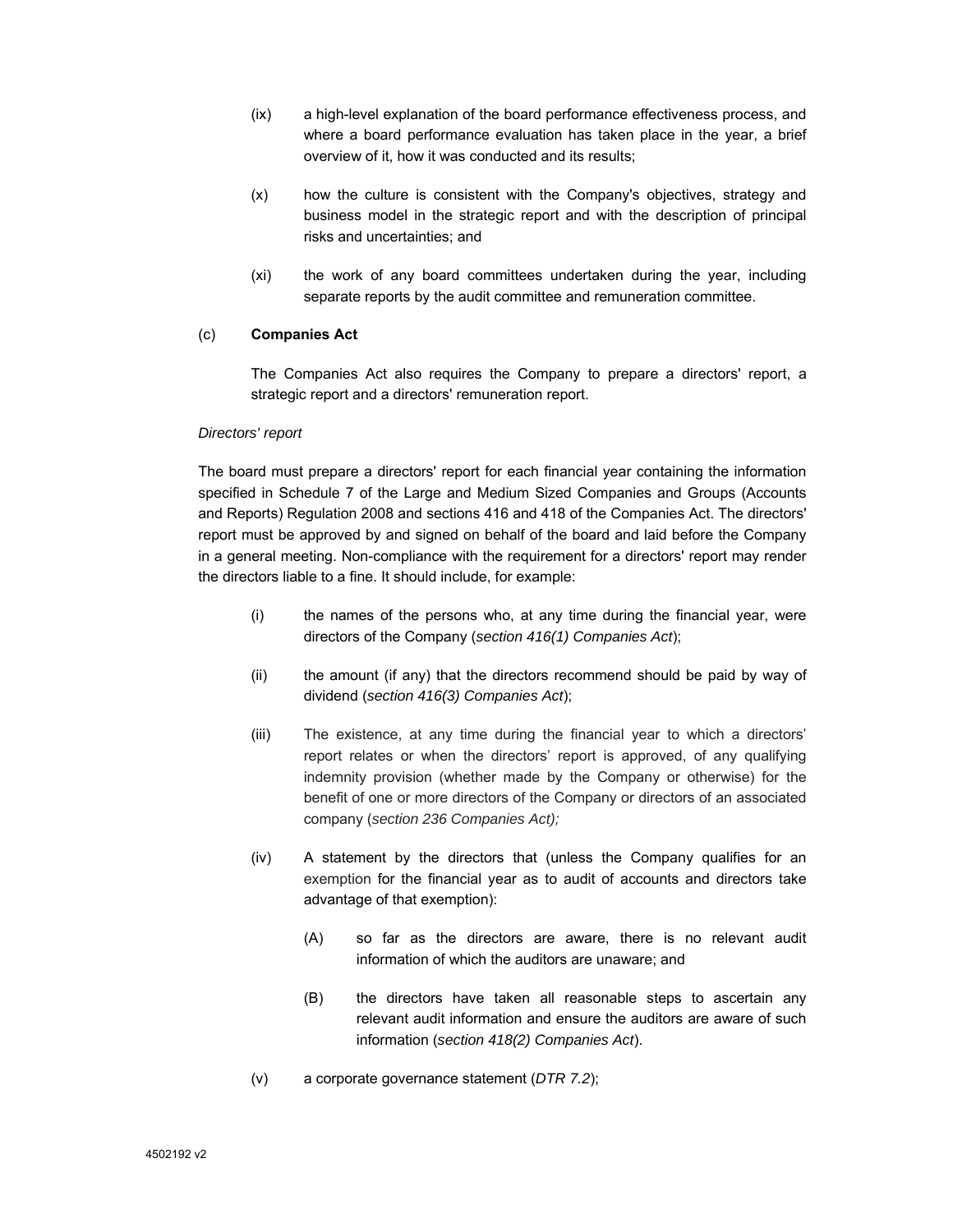(ix) a high-level explanation of the board performance effectiveness process, and where a board performance evaluation has taken place in the year, a brief overview of it, how it was conducted and its results;

(x) how the culture is consistent with the Company's objectives, strategy and business model in the strategic report and with the description of principal risks and uncertainties; and

(xi) the work of any board committees undertaken during the year, including separate reports by the audit committee and remuneration committee.

(c) **Companies Act**

The Companies Act also requires the Company to prepare a directors' report, a strategic report and a directors' remuneration report.

*Directors' report*

The board must prepare a directors' report for each financial year containing the information specified in Schedule 7 of the Large and Medium Sized Companies and Groups (Accounts and Reports) Regulation 2008 and sections 416 and 418 of the Companies Act. The directors' report must be approved by and signed on behalf of the board and laid before the Company in a general meeting. Non-compliance with the requirement for a directors' report may render the directors liable to a fine. It should include, for example:

(i) the names of the persons who, at any time during the financial year, were directors of the Company (*section 416(1) Companies Act*);

(ii) the amount (if any) that the directors recommend should be paid by way of dividend (*section 416(3) Companies Act*);

(iii) The existence, at any time during the financial year to which a directors' report relates or when the directors' report is approved, of any qualifying indemnity provision (whether made by the Company or otherwise) for the benefit of one or more directors of the Company or directors of an associated company (*section 236 Companies Act);*

(iv) A statement by the directors that (unless the Company qualifies for an exemption for the financial year as to audit of accounts and directors take advantage of that exemption):

(A) so far as the directors are aware, there is no relevant audit information of which the auditors are unaware; and

(B) the directors have taken all reasonable steps to ascertain any relevant audit information and ensure the auditors are aware of such information (*section 418(2) Companies Act*).

(v) a corporate governance statement (*DTR 7.2*);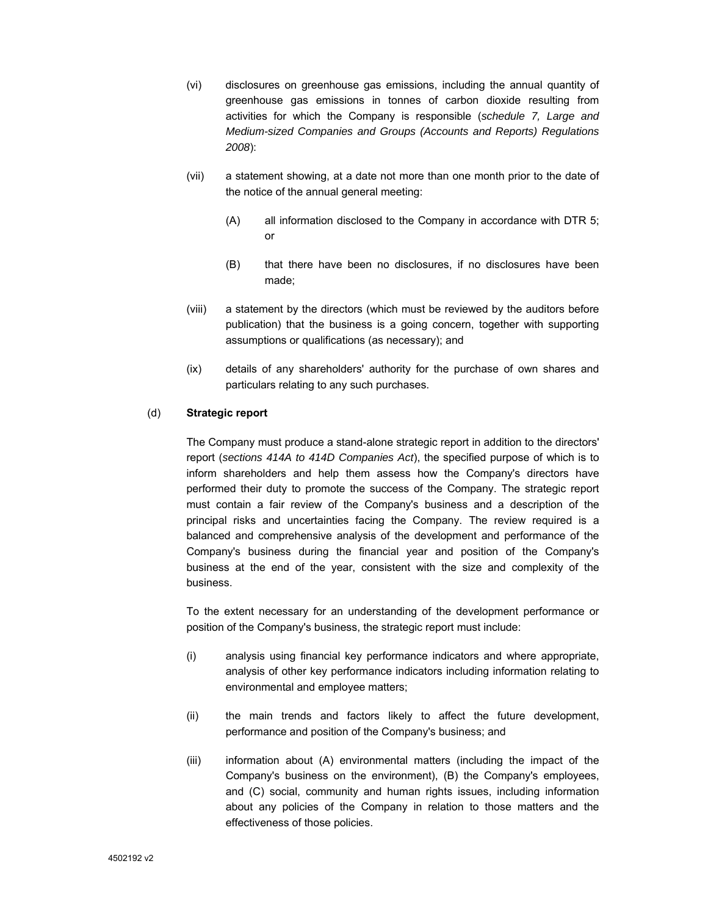(vi) disclosures on greenhouse gas emissions, including the annual quantity of greenhouse gas emissions in tonnes of carbon dioxide resulting from activities for which the Company is responsible (*schedule 7, Large and Medium-sized Companies and Groups (Accounts and Reports) Regulations 2008*):

(vii) a statement showing, at a date not more than one month prior to the date of the notice of the annual general meeting:

(A) all information disclosed to the Company in accordance with DTR 5; or

(B) that there have been no disclosures, if no disclosures have been made;

(viii) a statement by the directors (which must be reviewed by the auditors before publication) that the business is a going concern, together with supporting assumptions or qualifications (as necessary); and

(ix) details of any shareholders' authority for the purchase of own shares and particulars relating to any such purchases.

(d) **Strategic report**

The Company must produce a stand-alone strategic report in addition to the directors' report (*sections 414A to 414D Companies Act*), the specified purpose of which is to inform shareholders and help them assess how the Company's directors have performed their duty to promote the success of the Company. The strategic report must contain a fair review of the Company's business and a description of the principal risks and uncertainties facing the Company. The review required is a balanced and comprehensive analysis of the development and performance of the Company's business during the financial year and position of the Company's business at the end of the year, consistent with the size and complexity of the business.

To the extent necessary for an understanding of the development performance or position of the Company's business, the strategic report must include:

(i) analysis using financial key performance indicators and where appropriate, analysis of other key performance indicators including information relating to environmental and employee matters;

(ii) the main trends and factors likely to affect the future development, performance and position of the Company's business; and

(iii) information about (A) environmental matters (including the impact of the Company's business on the environment), (B) the Company's employees, and (C) social, community and human rights issues, including information about any policies of the Company in relation to those matters and the effectiveness of those policies.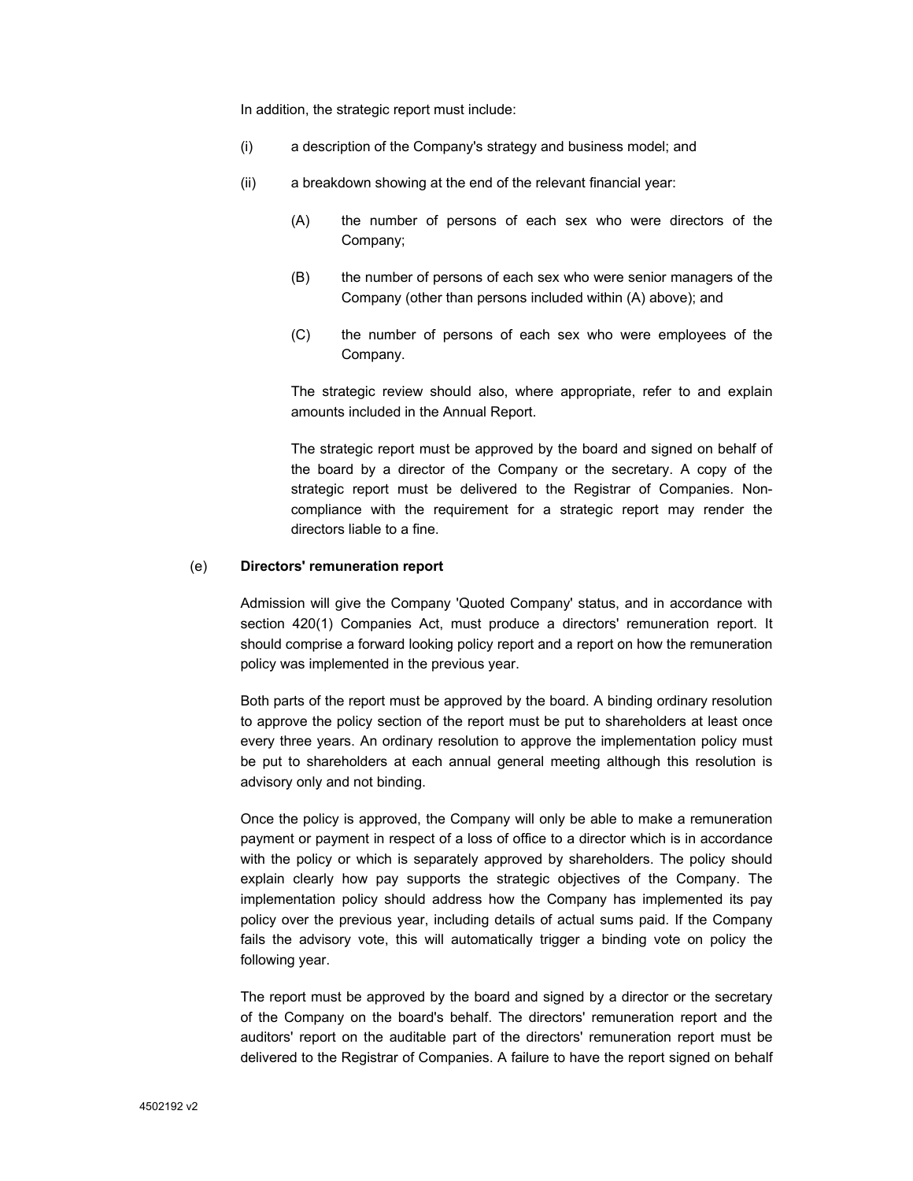In addition, the strategic report must include:

(i) a description of the Company's strategy and business model; and

(ii) a breakdown showing at the end of the relevant financial year:

(A) the number of persons of each sex who were directors of the Company;

(B) the number of persons of each sex who were senior managers of the Company (other than persons included within (A) above); and

(C) the number of persons of each sex who were employees of the Company.

The strategic review should also, where appropriate, refer to and explain amounts included in the Annual Report.

The strategic report must be approved by the board and signed on behalf of the board by a director of the Company or the secretary. A copy of the strategic report must be delivered to the Registrar of Companies. Non-compliance with the requirement for a strategic report may render the directors liable to a fine.

(e) **Directors' remuneration report**

Admission will give the Company 'Quoted Company' status, and in accordance with section 420(1) Companies Act, must produce a directors' remuneration report. It should comprise a forward looking policy report and a report on how the remuneration policy was implemented in the previous year.

Both parts of the report must be approved by the board. A binding ordinary resolution to approve the policy section of the report must be put to shareholders at least once every three years. An ordinary resolution to approve the implementation policy must be put to shareholders at each annual general meeting although this resolution is advisory only and not binding.

Once the policy is approved, the Company will only be able to make a remuneration payment or payment in respect of a loss of office to a director which is in accordance with the policy or which is separately approved by shareholders. The policy should explain clearly how pay supports the strategic objectives of the Company. The implementation policy should address how the Company has implemented its pay policy over the previous year, including details of actual sums paid. If the Company fails the advisory vote, this will automatically trigger a binding vote on policy the following year.

The report must be approved by the board and signed by a director or the secretary of the Company on the board's behalf. The directors' remuneration report and the auditors' report on the auditable part of the directors' remuneration report must be delivered to the Registrar of Companies. A failure to have the report signed on behalf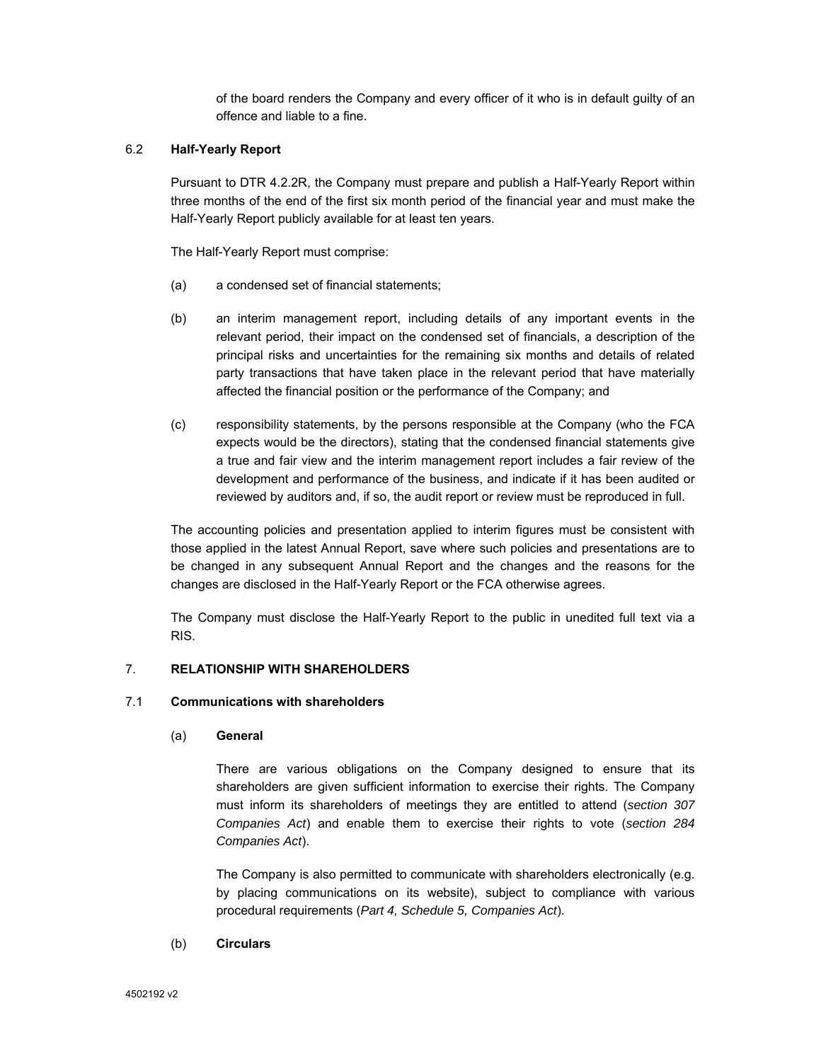of the board renders the Company and every officer of it who is in default guilty of an offence and liable to a fine.

### 6.2 **Half-Yearly Report**

Pursuant to DTR 4.2.2R, the Company must prepare and publish a Half-Yearly Report within three months of the end of the first six month period of the financial year and must make the Half-Yearly Report publicly available for at least ten years.

The Half-Yearly Report must comprise:

(a) a condensed set of financial statements;

(b) an interim management report, including details of any important events in the relevant period, their impact on the condensed set of financials, a description of the principal risks and uncertainties for the remaining six months and details of related party transactions that have taken place in the relevant period that have materially affected the financial position or the performance of the Company; and

(c) responsibility statements, by the persons responsible at the Company (who the FCA expects would be the directors), stating that the condensed financial statements give a true and fair view and the interim management report includes a fair review of the development and performance of the business, and indicate if it has been audited or reviewed by auditors and, if so, the audit report or review must be reproduced in full.

The accounting policies and presentation applied to interim figures must be consistent with those applied in the latest Annual Report, save where such policies and presentations are to be changed in any subsequent Annual Report and the changes and the reasons for the changes are disclosed in the Half-Yearly Report or the FCA otherwise agrees.

The Company must disclose the Half-Yearly Report to the public in unedited full text via a RIS.

## 7. **RELATIONSHIP WITH SHAREHOLDERS**

### 7.1 **Communications with shareholders**

#### (a) **General**

There are various obligations on the Company designed to ensure that its shareholders are given sufficient information to exercise their rights. The Company must inform its shareholders of meetings they are entitled to attend (*section 307 Companies Act*) and enable them to exercise their rights to vote (*section 284 Companies Act*).

The Company is also permitted to communicate with shareholders electronically (e.g. by placing communications on its website), subject to compliance with various procedural requirements (*Part 4, Schedule 5, Companies Act*).

#### (b) **Circulars**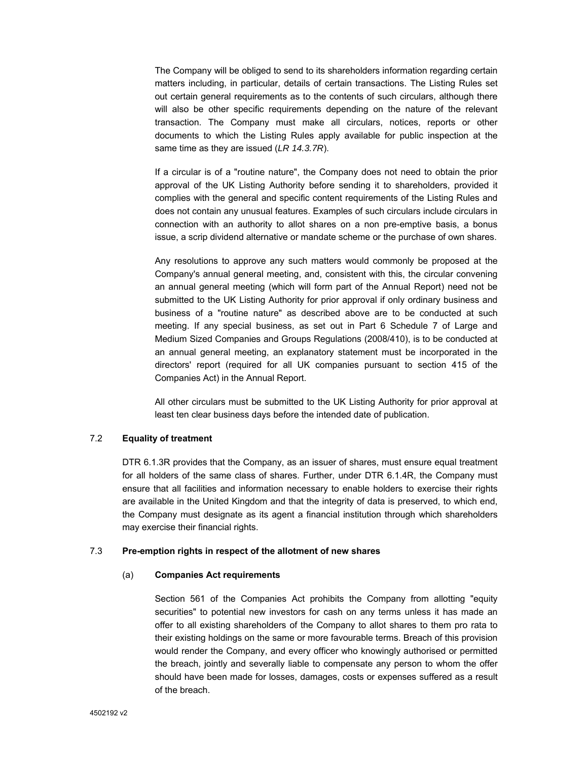The Company will be obliged to send to its shareholders information regarding certain matters including, in particular, details of certain transactions. The Listing Rules set out certain general requirements as to the contents of such circulars, although there will also be other specific requirements depending on the nature of the relevant transaction. The Company must make all circulars, notices, reports or other documents to which the Listing Rules apply available for public inspection at the same time as they are issued (*LR 14.3.7R*).

If a circular is of a "routine nature", the Company does not need to obtain the prior approval of the UK Listing Authority before sending it to shareholders, provided it complies with the general and specific content requirements of the Listing Rules and does not contain any unusual features. Examples of such circulars include circulars in connection with an authority to allot shares on a non pre-emptive basis, a bonus issue, a scrip dividend alternative or mandate scheme or the purchase of own shares.

Any resolutions to approve any such matters would commonly be proposed at the Company's annual general meeting, and, consistent with this, the circular convening an annual general meeting (which will form part of the Annual Report) need not be submitted to the UK Listing Authority for prior approval if only ordinary business and business of a "routine nature" as described above are to be conducted at such meeting. If any special business, as set out in Part 6 Schedule 7 of Large and Medium Sized Companies and Groups Regulations (2008/410), is to be conducted at an annual general meeting, an explanatory statement must be incorporated in the directors' report (required for all UK companies pursuant to section 415 of the Companies Act) in the Annual Report.

All other circulars must be submitted to the UK Listing Authority for prior approval at least ten clear business days before the intended date of publication.

### 7.2 Equality of treatment

DTR 6.1.3R provides that the Company, as an issuer of shares, must ensure equal treatment for all holders of the same class of shares. Further, under DTR 6.1.4R, the Company must ensure that all facilities and information necessary to enable holders to exercise their rights are available in the United Kingdom and that the integrity of data is preserved, to which end, the Company must designate as its agent a financial institution through which shareholders may exercise their financial rights.

### 7.3 Pre-emption rights in respect of the allotment of new shares

#### (a) Companies Act requirements

Section 561 of the Companies Act prohibits the Company from allotting "equity securities" to potential new investors for cash on any terms unless it has made an offer to all existing shareholders of the Company to allot shares to them pro rata to their existing holdings on the same or more favourable terms. Breach of this provision would render the Company, and every officer who knowingly authorised or permitted the breach, jointly and severally liable to compensate any person to whom the offer should have been made for losses, damages, costs or expenses suffered as a result of the breach.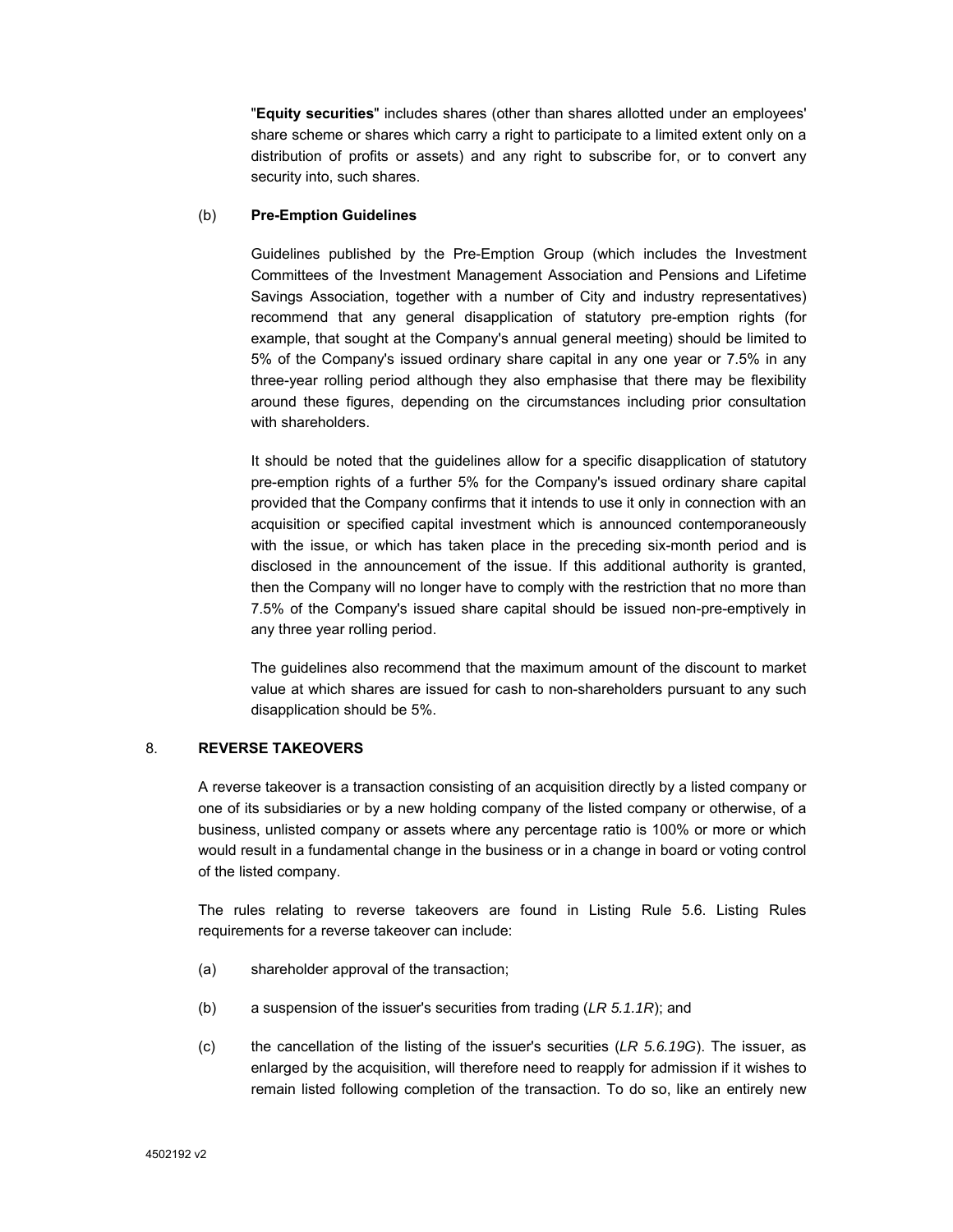"**Equity securities**" includes shares (other than shares allotted under an employees' share scheme or shares which carry a right to participate to a limited extent only on a distribution of profits or assets) and any right to subscribe for, or to convert any security into, such shares.

(b) **Pre-Emption Guidelines**

Guidelines published by the Pre-Emption Group (which includes the Investment Committees of the Investment Management Association and Pensions and Lifetime Savings Association, together with a number of City and industry representatives) recommend that any general disapplication of statutory pre-emption rights (for example, that sought at the Company's annual general meeting) should be limited to 5% of the Company's issued ordinary share capital in any one year or 7.5% in any three-year rolling period although they also emphasise that there may be flexibility around these figures, depending on the circumstances including prior consultation with shareholders.

It should be noted that the guidelines allow for a specific disapplication of statutory pre-emption rights of a further 5% for the Company's issued ordinary share capital provided that the Company confirms that it intends to use it only in connection with an acquisition or specified capital investment which is announced contemporaneously with the issue, or which has taken place in the preceding six-month period and is disclosed in the announcement of the issue. If this additional authority is granted, then the Company will no longer have to comply with the restriction that no more than 7.5% of the Company's issued share capital should be issued non-pre-emptively in any three year rolling period.

The guidelines also recommend that the maximum amount of the discount to market value at which shares are issued for cash to non-shareholders pursuant to any such disapplication should be 5%.

## 8. REVERSE TAKEOVERS

A reverse takeover is a transaction consisting of an acquisition directly by a listed company or one of its subsidiaries or by a new holding company of the listed company or otherwise, of a business, unlisted company or assets where any percentage ratio is 100% or more or which would result in a fundamental change in the business or in a change in board or voting control of the listed company.

The rules relating to reverse takeovers are found in Listing Rule 5.6. Listing Rules requirements for a reverse takeover can include:

(a) shareholder approval of the transaction;

(b) a suspension of the issuer's securities from trading (*LR 5.1.1R*); and

(c) the cancellation of the listing of the issuer's securities (*LR 5.6.19G*). The issuer, as enlarged by the acquisition, will therefore need to reapply for admission if it wishes to remain listed following completion of the transaction. To do so, like an entirely new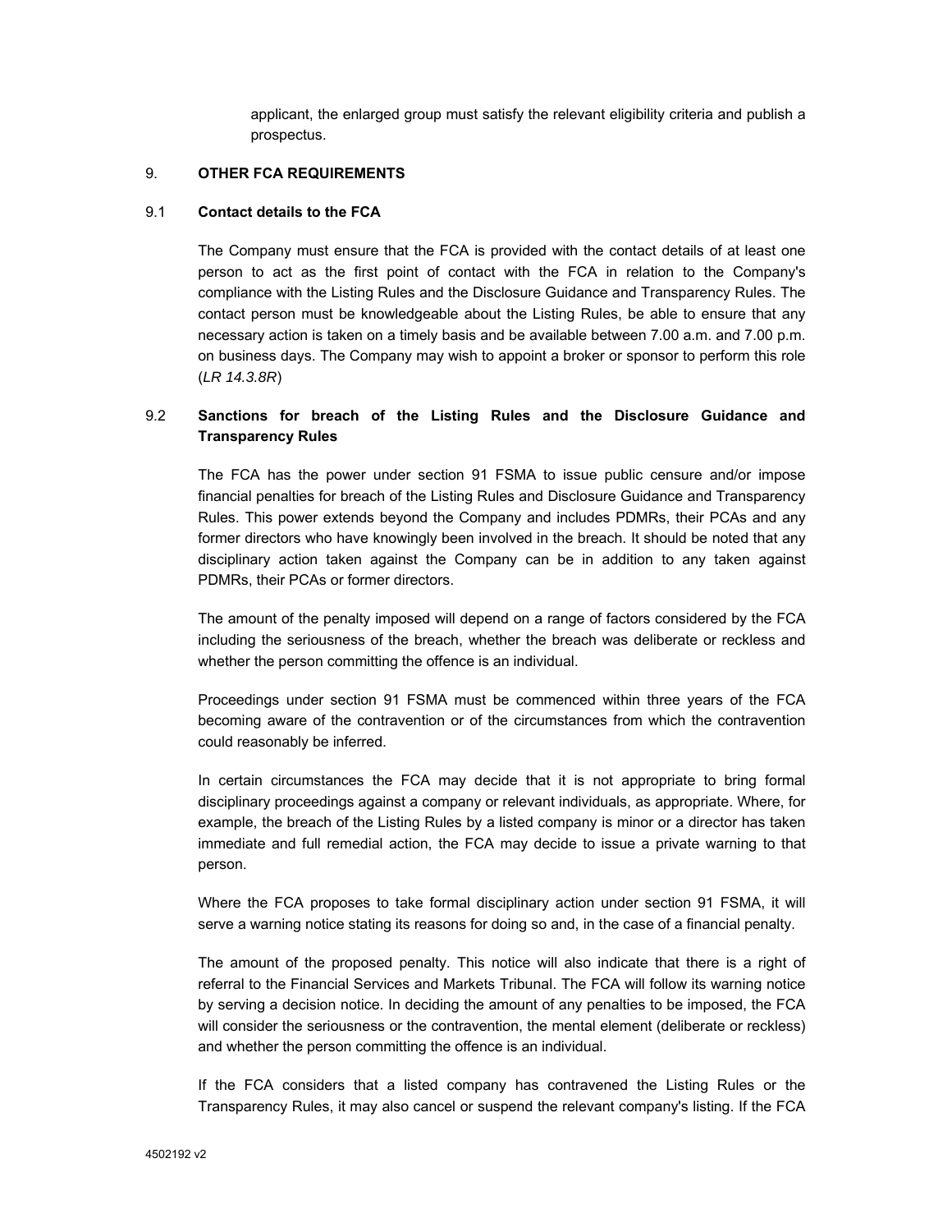applicant, the enlarged group must satisfy the relevant eligibility criteria and publish a prospectus.

## 9. OTHER FCA REQUIREMENTS

### 9.1 Contact details to the FCA

The Company must ensure that the FCA is provided with the contact details of at least one person to act as the first point of contact with the FCA in relation to the Company's compliance with the Listing Rules and the Disclosure Guidance and Transparency Rules. The contact person must be knowledgeable about the Listing Rules, be able to ensure that any necessary action is taken on a timely basis and be available between 7.00 a.m. and 7.00 p.m. on business days. The Company may wish to appoint a broker or sponsor to perform this role (*LR 14.3.8R*)

### 9.2 Sanctions for breach of the Listing Rules and the Disclosure Guidance and Transparency Rules

The FCA has the power under section 91 FSMA to issue public censure and/or impose financial penalties for breach of the Listing Rules and Disclosure Guidance and Transparency Rules. This power extends beyond the Company and includes PDMRs, their PCAs and any former directors who have knowingly been involved in the breach. It should be noted that any disciplinary action taken against the Company can be in addition to any taken against PDMRs, their PCAs or former directors.

The amount of the penalty imposed will depend on a range of factors considered by the FCA including the seriousness of the breach, whether the breach was deliberate or reckless and whether the person committing the offence is an individual.

Proceedings under section 91 FSMA must be commenced within three years of the FCA becoming aware of the contravention or of the circumstances from which the contravention could reasonably be inferred.

In certain circumstances the FCA may decide that it is not appropriate to bring formal disciplinary proceedings against a company or relevant individuals, as appropriate. Where, for example, the breach of the Listing Rules by a listed company is minor or a director has taken immediate and full remedial action, the FCA may decide to issue a private warning to that person.

Where the FCA proposes to take formal disciplinary action under section 91 FSMA, it will serve a warning notice stating its reasons for doing so and, in the case of a financial penalty.

The amount of the proposed penalty. This notice will also indicate that there is a right of referral to the Financial Services and Markets Tribunal. The FCA will follow its warning notice by serving a decision notice. In deciding the amount of any penalties to be imposed, the FCA will consider the seriousness or the contravention, the mental element (deliberate or reckless) and whether the person committing the offence is an individual.

If the FCA considers that a listed company has contravened the Listing Rules or the Transparency Rules, it may also cancel or suspend the relevant company's listing. If the FCA

4502192 v2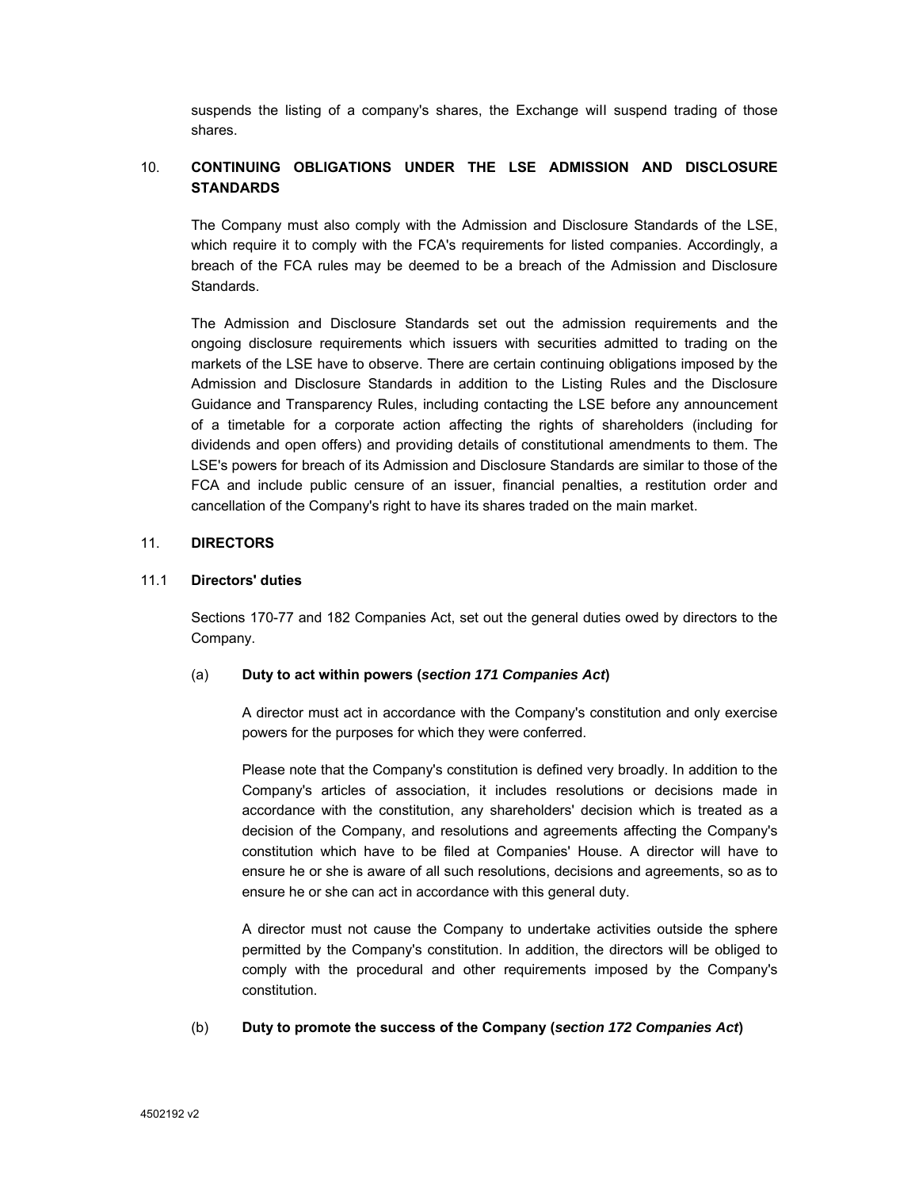suspends the listing of a company's shares, the Exchange wiII suspend trading of those shares.

## 10. CONTINUING OBLIGATIONS UNDER THE LSE ADMISSION AND DISCLOSURE STANDARDS

The Company must also comply with the Admission and Disclosure Standards of the LSE, which require it to comply with the FCA's requirements for listed companies. Accordingly, a breach of the FCA rules may be deemed to be a breach of the Admission and Disclosure Standards.

The Admission and Disclosure Standards set out the admission requirements and the ongoing disclosure requirements which issuers with securities admitted to trading on the markets of the LSE have to observe. There are certain continuing obligations imposed by the Admission and Disclosure Standards in addition to the Listing Rules and the Disclosure Guidance and Transparency Rules, including contacting the LSE before any announcement of a timetable for a corporate action affecting the rights of shareholders (including for dividends and open offers) and providing details of constitutional amendments to them. The LSE's powers for breach of its Admission and Disclosure Standards are similar to those of the FCA and include public censure of an issuer, financial penalties, a restitution order and cancellation of the Company's right to have its shares traded on the main market.

## 11. DIRECTORS

### 11.1 Directors' duties

Sections 170-77 and 182 Companies Act, set out the general duties owed by directors to the Company.

#### (a) Duty to act within powers (*section 171 Companies Act*)

A director must act in accordance with the Company's constitution and only exercise powers for the purposes for which they were conferred.

Please note that the Company's constitution is defined very broadly. In addition to the Company's articles of association, it includes resolutions or decisions made in accordance with the constitution, any shareholders' decision which is treated as a decision of the Company, and resolutions and agreements affecting the Company's constitution which have to be filed at Companies' House. A director will have to ensure he or she is aware of all such resolutions, decisions and agreements, so as to ensure he or she can act in accordance with this general duty.

A director must not cause the Company to undertake activities outside the sphere permitted by the Company's constitution. In addition, the directors will be obliged to comply with the procedural and other requirements imposed by the Company's constitution.

#### (b) Duty to promote the success of the Company (*section 172 Companies Act*)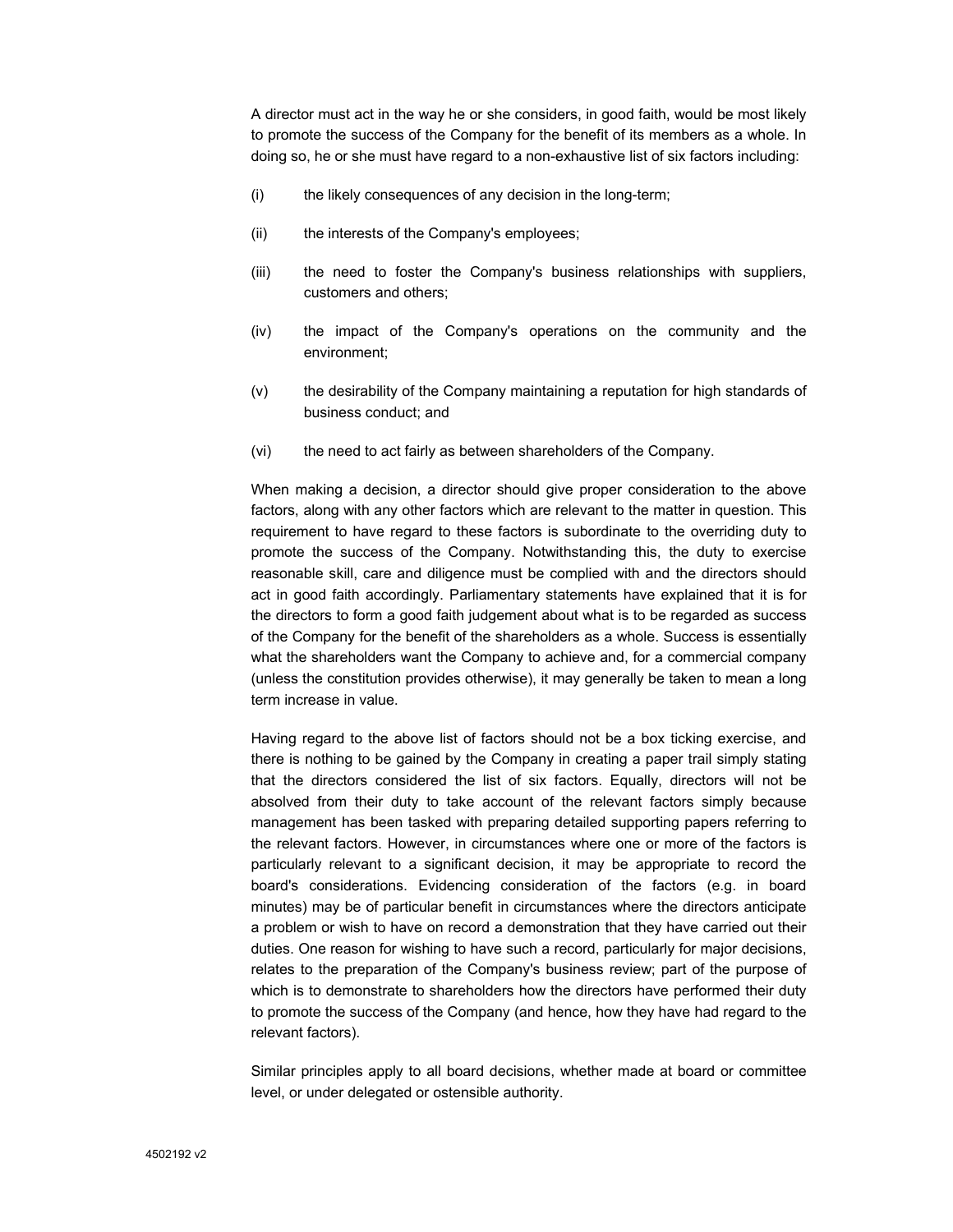A director must act in the way he or she considers, in good faith, would be most likely to promote the success of the Company for the benefit of its members as a whole. In doing so, he or she must have regard to a non-exhaustive list of six factors including:

(i) the likely consequences of any decision in the long-term;

(ii) the interests of the Company's employees;

(iii) the need to foster the Company's business relationships with suppliers, customers and others;

(iv) the impact of the Company's operations on the community and the environment;

(v) the desirability of the Company maintaining a reputation for high standards of business conduct; and

(vi) the need to act fairly as between shareholders of the Company.

When making a decision, a director should give proper consideration to the above factors, along with any other factors which are relevant to the matter in question. This requirement to have regard to these factors is subordinate to the overriding duty to promote the success of the Company. Notwithstanding this, the duty to exercise reasonable skill, care and diligence must be complied with and the directors should act in good faith accordingly. Parliamentary statements have explained that it is for the directors to form a good faith judgement about what is to be regarded as success of the Company for the benefit of the shareholders as a whole. Success is essentially what the shareholders want the Company to achieve and, for a commercial company (unless the constitution provides otherwise), it may generally be taken to mean a long term increase in value.

Having regard to the above list of factors should not be a box ticking exercise, and there is nothing to be gained by the Company in creating a paper trail simply stating that the directors considered the list of six factors. Equally, directors will not be absolved from their duty to take account of the relevant factors simply because management has been tasked with preparing detailed supporting papers referring to the relevant factors. However, in circumstances where one or more of the factors is particularly relevant to a significant decision, it may be appropriate to record the board's considerations. Evidencing consideration of the factors (e.g. in board minutes) may be of particular benefit in circumstances where the directors anticipate a problem or wish to have on record a demonstration that they have carried out their duties. One reason for wishing to have such a record, particularly for major decisions, relates to the preparation of the Company's business review; part of the purpose of which is to demonstrate to shareholders how the directors have performed their duty to promote the success of the Company (and hence, how they have had regard to the relevant factors).

Similar principles apply to all board decisions, whether made at board or committee level, or under delegated or ostensible authority.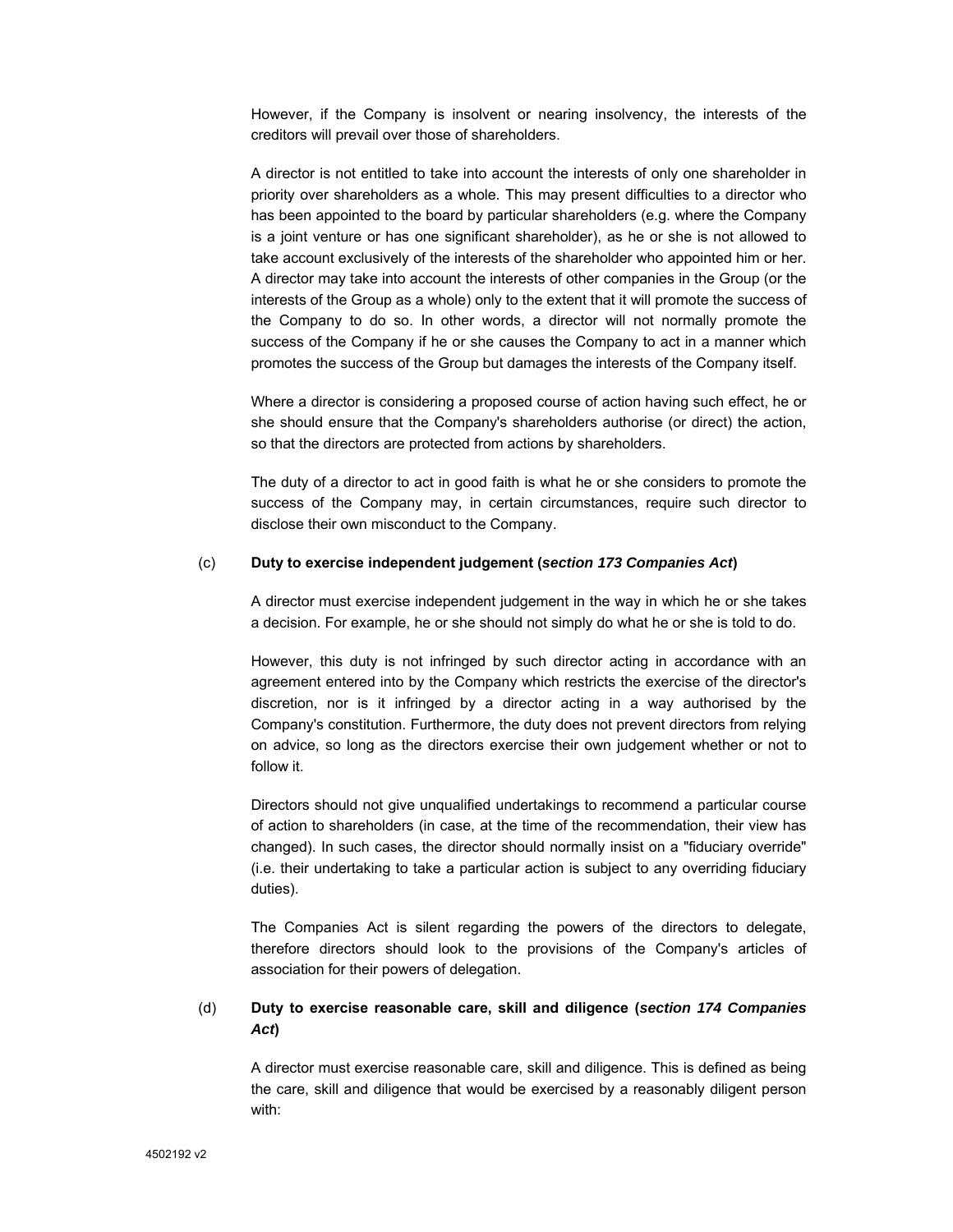However, if the Company is insolvent or nearing insolvency, the interests of the creditors will prevail over those of shareholders.

A director is not entitled to take into account the interests of only one shareholder in priority over shareholders as a whole. This may present difficulties to a director who has been appointed to the board by particular shareholders (e.g. where the Company is a joint venture or has one significant shareholder), as he or she is not allowed to take account exclusively of the interests of the shareholder who appointed him or her. A director may take into account the interests of other companies in the Group (or the interests of the Group as a whole) only to the extent that it will promote the success of the Company to do so. In other words, a director will not normally promote the success of the Company if he or she causes the Company to act in a manner which promotes the success of the Group but damages the interests of the Company itself.

Where a director is considering a proposed course of action having such effect, he or she should ensure that the Company's shareholders authorise (or direct) the action, so that the directors are protected from actions by shareholders.

The duty of a director to act in good faith is what he or she considers to promote the success of the Company may, in certain circumstances, require such director to disclose their own misconduct to the Company.

(c) **Duty to exercise independent judgement (*section 173 Companies Act*)**

A director must exercise independent judgement in the way in which he or she takes a decision. For example, he or she should not simply do what he or she is told to do.

However, this duty is not infringed by such director acting in accordance with an agreement entered into by the Company which restricts the exercise of the director's discretion, nor is it infringed by a director acting in a way authorised by the Company's constitution. Furthermore, the duty does not prevent directors from relying on advice, so long as the directors exercise their own judgement whether or not to follow it.

Directors should not give unqualified undertakings to recommend a particular course of action to shareholders (in case, at the time of the recommendation, their view has changed). In such cases, the director should normally insist on a "fiduciary override" (i.e. their undertaking to take a particular action is subject to any overriding fiduciary duties).

The Companies Act is silent regarding the powers of the directors to delegate, therefore directors should look to the provisions of the Company's articles of association for their powers of delegation.

(d) **Duty to exercise reasonable care, skill and diligence (*section 174 Companies Act*)**

A director must exercise reasonable care, skill and diligence. This is defined as being the care, skill and diligence that would be exercised by a reasonably diligent person with: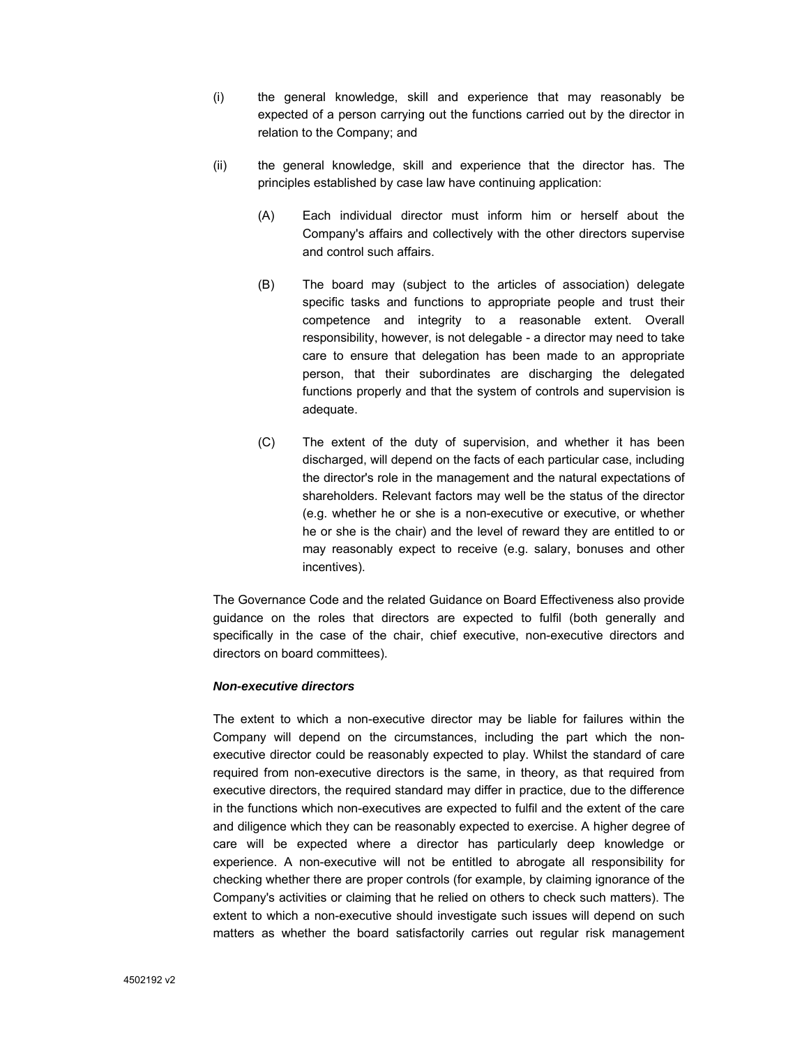(i) the general knowledge, skill and experience that may reasonably be expected of a person carrying out the functions carried out by the director in relation to the Company; and

(ii) the general knowledge, skill and experience that the director has. The principles established by case law have continuing application:

(A) Each individual director must inform him or herself about the Company's affairs and collectively with the other directors supervise and control such affairs.

(B) The board may (subject to the articles of association) delegate specific tasks and functions to appropriate people and trust their competence and integrity to a reasonable extent. Overall responsibility, however, is not delegable - a director may need to take care to ensure that delegation has been made to an appropriate person, that their subordinates are discharging the delegated functions properly and that the system of controls and supervision is adequate.

(C) The extent of the duty of supervision, and whether it has been discharged, will depend on the facts of each particular case, including the director's role in the management and the natural expectations of shareholders. Relevant factors may well be the status of the director (e.g. whether he or she is a non-executive or executive, or whether he or she is the chair) and the level of reward they are entitled to or may reasonably expect to receive (e.g. salary, bonuses and other incentives).

The Governance Code and the related Guidance on Board Effectiveness also provide guidance on the roles that directors are expected to fulfil (both generally and specifically in the case of the chair, chief executive, non-executive directors and directors on board committees).

***Non-executive directors***

The extent to which a non-executive director may be liable for failures within the Company will depend on the circumstances, including the part which the non-executive director could be reasonably expected to play. Whilst the standard of care required from non-executive directors is the same, in theory, as that required from executive directors, the required standard may differ in practice, due to the difference in the functions which non-executives are expected to fulfil and the extent of the care and diligence which they can be reasonably expected to exercise. A higher degree of care will be expected where a director has particularly deep knowledge or experience. A non-executive will not be entitled to abrogate all responsibility for checking whether there are proper controls (for example, by claiming ignorance of the Company's activities or claiming that he relied on others to check such matters). The extent to which a non-executive should investigate such issues will depend on such matters as whether the board satisfactorily carries out regular risk management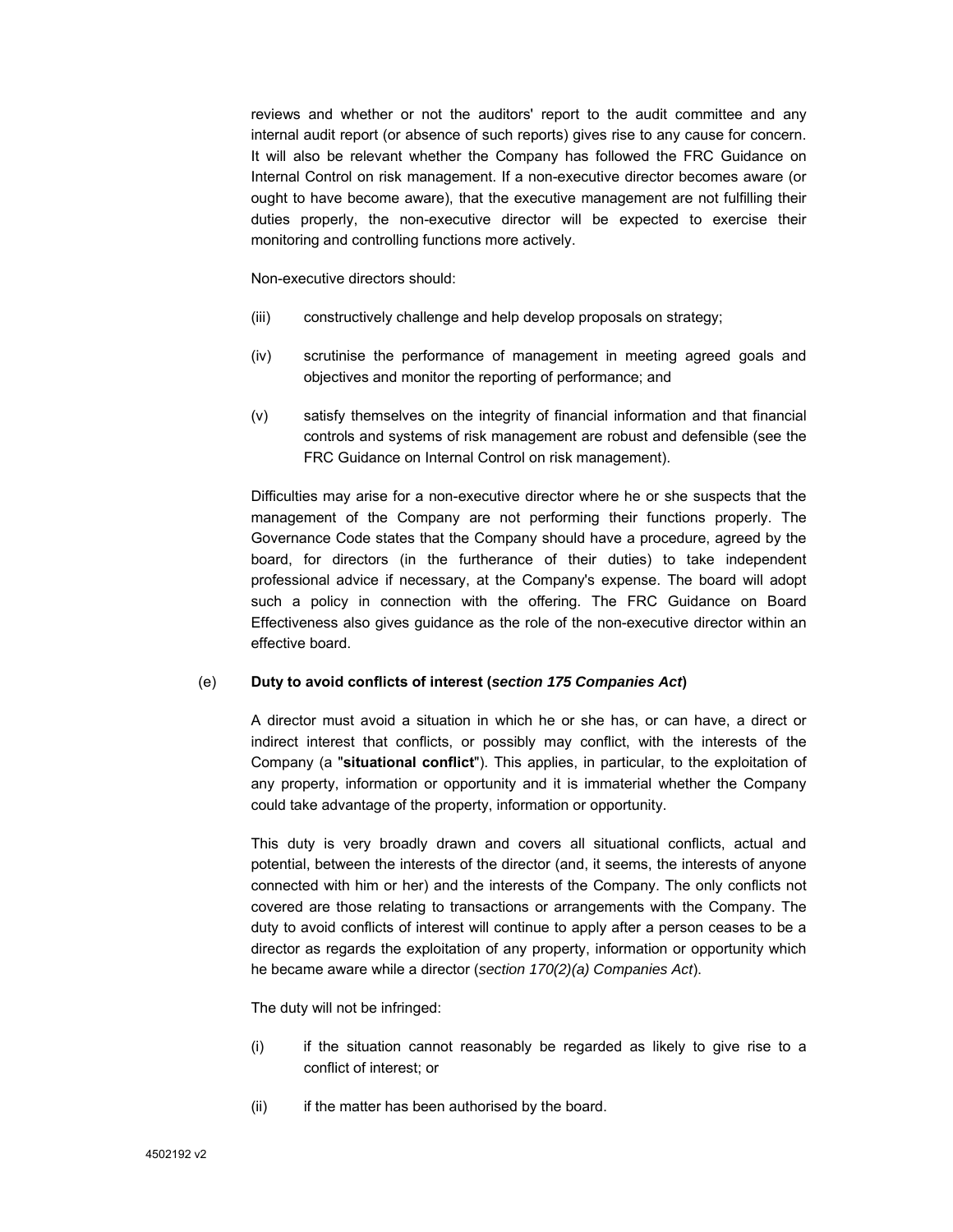reviews and whether or not the auditors' report to the audit committee and any internal audit report (or absence of such reports) gives rise to any cause for concern. It will also be relevant whether the Company has followed the FRC Guidance on Internal Control on risk management. If a non-executive director becomes aware (or ought to have become aware), that the executive management are not fulfilling their duties properly, the non-executive director will be expected to exercise their monitoring and controlling functions more actively.

Non-executive directors should:

(iii) constructively challenge and help develop proposals on strategy;

(iv) scrutinise the performance of management in meeting agreed goals and objectives and monitor the reporting of performance; and

(v) satisfy themselves on the integrity of financial information and that financial controls and systems of risk management are robust and defensible (see the FRC Guidance on Internal Control on risk management).

Difficulties may arise for a non-executive director where he or she suspects that the management of the Company are not performing their functions properly. The Governance Code states that the Company should have a procedure, agreed by the board, for directors (in the furtherance of their duties) to take independent professional advice if necessary, at the Company's expense. The board will adopt such a policy in connection with the offering. The FRC Guidance on Board Effectiveness also gives guidance as the role of the non-executive director within an effective board.

(e) **Duty to avoid conflicts of interest (*section 175 Companies Act*)**

A director must avoid a situation in which he or she has, or can have, a direct or indirect interest that conflicts, or possibly may conflict, with the interests of the Company (a "**situational conflict**"). This applies, in particular, to the exploitation of any property, information or opportunity and it is immaterial whether the Company could take advantage of the property, information or opportunity.

This duty is very broadly drawn and covers all situational conflicts, actual and potential, between the interests of the director (and, it seems, the interests of anyone connected with him or her) and the interests of the Company. The only conflicts not covered are those relating to transactions or arrangements with the Company. The duty to avoid conflicts of interest will continue to apply after a person ceases to be a director as regards the exploitation of any property, information or opportunity which he became aware while a director (*section 170(2)(a) Companies Act*).

The duty will not be infringed:

(i) if the situation cannot reasonably be regarded as likely to give rise to a conflict of interest; or

(ii) if the matter has been authorised by the board.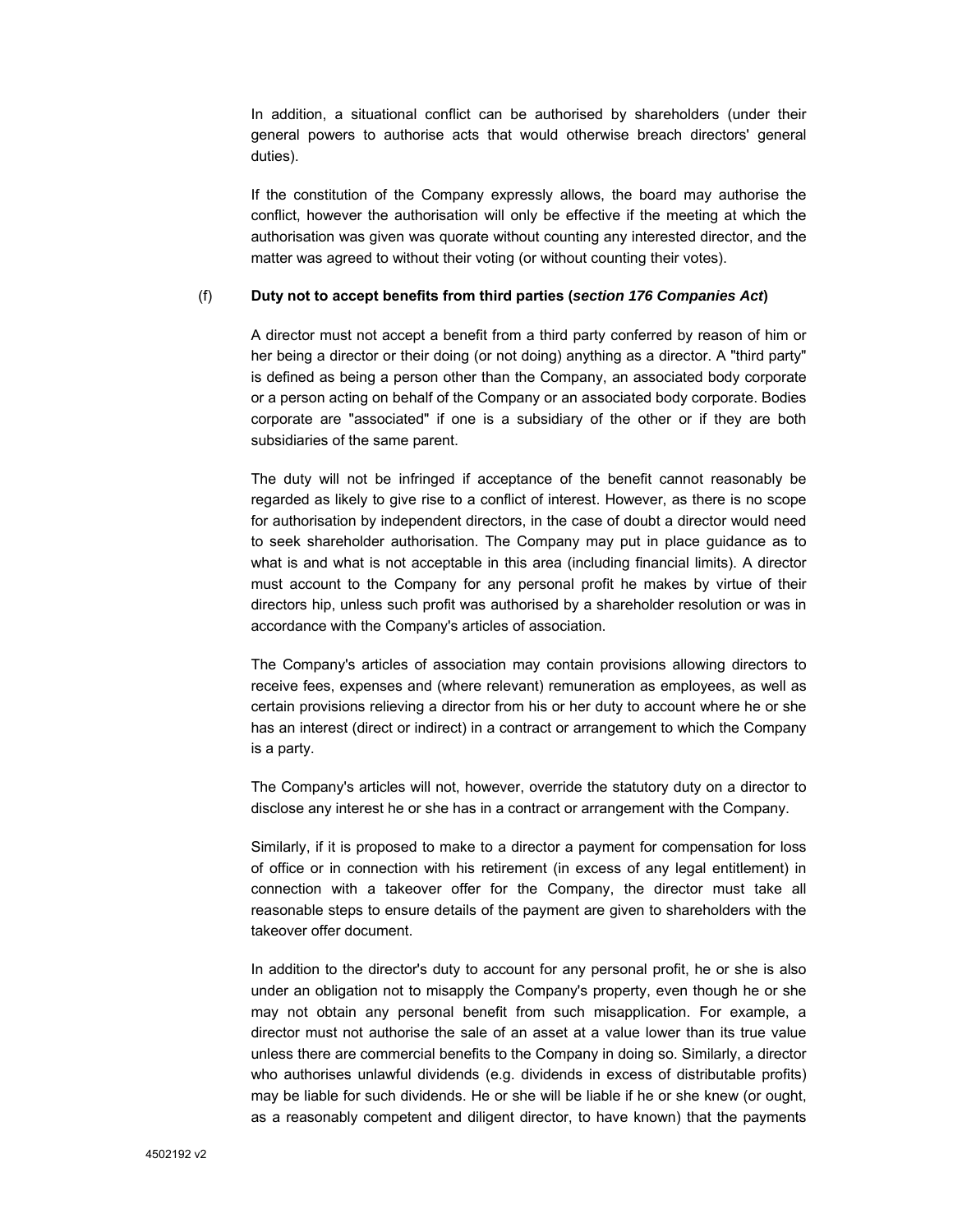In addition, a situational conflict can be authorised by shareholders (under their general powers to authorise acts that would otherwise breach directors' general duties).

If the constitution of the Company expressly allows, the board may authorise the conflict, however the authorisation will only be effective if the meeting at which the authorisation was given was quorate without counting any interested director, and the matter was agreed to without their voting (or without counting their votes).

(f) **Duty not to accept benefits from third parties (*section 176 Companies Act*)**

A director must not accept a benefit from a third party conferred by reason of him or her being a director or their doing (or not doing) anything as a director. A "third party" is defined as being a person other than the Company, an associated body corporate or a person acting on behalf of the Company or an associated body corporate. Bodies corporate are "associated" if one is a subsidiary of the other or if they are both subsidiaries of the same parent.

The duty will not be infringed if acceptance of the benefit cannot reasonably be regarded as likely to give rise to a conflict of interest. However, as there is no scope for authorisation by independent directors, in the case of doubt a director would need to seek shareholder authorisation. The Company may put in place guidance as to what is and what is not acceptable in this area (including financial limits). A director must account to the Company for any personal profit he makes by virtue of their directors hip, unless such profit was authorised by a shareholder resolution or was in accordance with the Company's articles of association.

The Company's articles of association may contain provisions allowing directors to receive fees, expenses and (where relevant) remuneration as employees, as well as certain provisions relieving a director from his or her duty to account where he or she has an interest (direct or indirect) in a contract or arrangement to which the Company is a party.

The Company's articles will not, however, override the statutory duty on a director to disclose any interest he or she has in a contract or arrangement with the Company.

Similarly, if it is proposed to make to a director a payment for compensation for loss of office or in connection with his retirement (in excess of any legal entitlement) in connection with a takeover offer for the Company, the director must take all reasonable steps to ensure details of the payment are given to shareholders with the takeover offer document.

In addition to the director's duty to account for any personal profit, he or she is also under an obligation not to misapply the Company's property, even though he or she may not obtain any personal benefit from such misapplication. For example, a director must not authorise the sale of an asset at a value lower than its true value unless there are commercial benefits to the Company in doing so. Similarly, a director who authorises unlawful dividends (e.g. dividends in excess of distributable profits) may be liable for such dividends. He or she will be liable if he or she knew (or ought, as a reasonably competent and diligent director, to have known) that the payments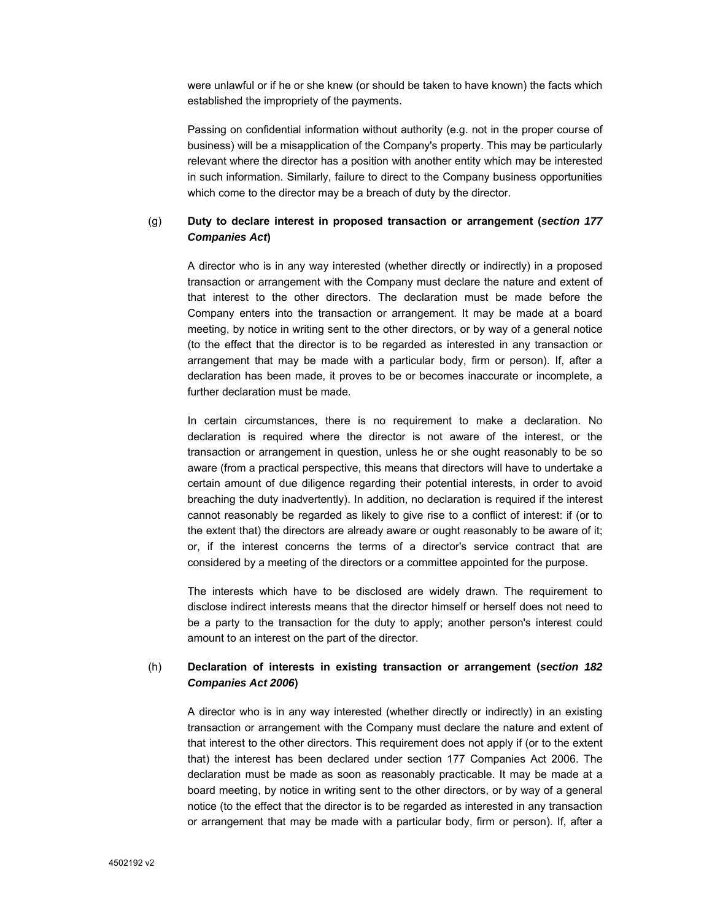were unlawful or if he or she knew (or should be taken to have known) the facts which established the impropriety of the payments.

Passing on confidential information without authority (e.g. not in the proper course of business) will be a misapplication of the Company's property. This may be particularly relevant where the director has a position with another entity which may be interested in such information. Similarly, failure to direct to the Company business opportunities which come to the director may be a breach of duty by the director.

(g) **Duty to declare interest in proposed transaction or arrangement (*section 177 Companies Act*)**

A director who is in any way interested (whether directly or indirectly) in a proposed transaction or arrangement with the Company must declare the nature and extent of that interest to the other directors. The declaration must be made before the Company enters into the transaction or arrangement. It may be made at a board meeting, by notice in writing sent to the other directors, or by way of a general notice (to the effect that the director is to be regarded as interested in any transaction or arrangement that may be made with a particular body, firm or person). If, after a declaration has been made, it proves to be or becomes inaccurate or incomplete, a further declaration must be made.

In certain circumstances, there is no requirement to make a declaration. No declaration is required where the director is not aware of the interest, or the transaction or arrangement in question, unless he or she ought reasonably to be so aware (from a practical perspective, this means that directors will have to undertake a certain amount of due diligence regarding their potential interests, in order to avoid breaching the duty inadvertently). In addition, no declaration is required if the interest cannot reasonably be regarded as likely to give rise to a conflict of interest: if (or to the extent that) the directors are already aware or ought reasonably to be aware of it; or, if the interest concerns the terms of a director's service contract that are considered by a meeting of the directors or a committee appointed for the purpose.

The interests which have to be disclosed are widely drawn. The requirement to disclose indirect interests means that the director himself or herself does not need to be a party to the transaction for the duty to apply; another person's interest could amount to an interest on the part of the director.

(h) **Declaration of interests in existing transaction or arrangement (*section 182 Companies Act 2006*)**

A director who is in any way interested (whether directly or indirectly) in an existing transaction or arrangement with the Company must declare the nature and extent of that interest to the other directors. This requirement does not apply if (or to the extent that) the interest has been declared under section 177 Companies Act 2006. The declaration must be made as soon as reasonably practicable. It may be made at a board meeting, by notice in writing sent to the other directors, or by way of a general notice (to the effect that the director is to be regarded as interested in any transaction or arrangement that may be made with a particular body, firm or person). If, after a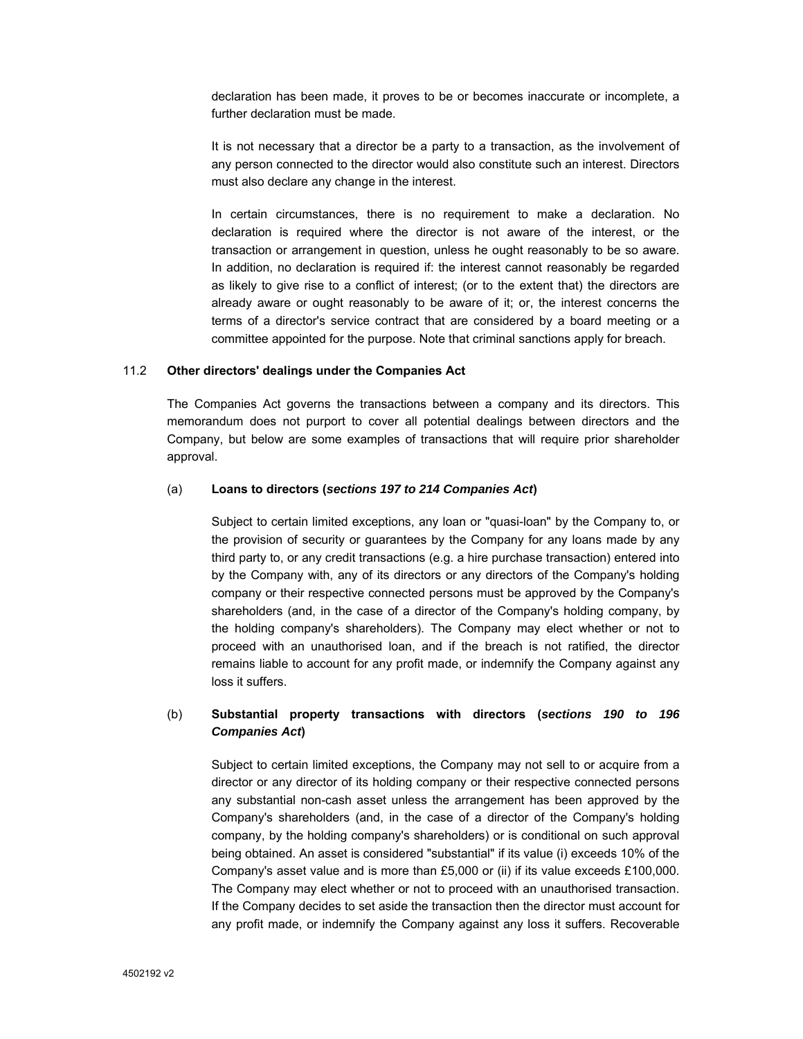declaration has been made, it proves to be or becomes inaccurate or incomplete, a further declaration must be made.

It is not necessary that a director be a party to a transaction, as the involvement of any person connected to the director would also constitute such an interest. Directors must also declare any change in the interest.

In certain circumstances, there is no requirement to make a declaration. No declaration is required where the director is not aware of the interest, or the transaction or arrangement in question, unless he ought reasonably to be so aware. In addition, no declaration is required if: the interest cannot reasonably be regarded as likely to give rise to a conflict of interest; (or to the extent that) the directors are already aware or ought reasonably to be aware of it; or, the interest concerns the terms of a director's service contract that are considered by a board meeting or a committee appointed for the purpose. Note that criminal sanctions apply for breach.

### 11.2 Other directors' dealings under the Companies Act

The Companies Act governs the transactions between a company and its directors. This memorandum does not purport to cover all potential dealings between directors and the Company, but below are some examples of transactions that will require prior shareholder approval.

(a) **Loans to directors (*sections 197 to 214 Companies Act*)**

Subject to certain limited exceptions, any loan or "quasi-loan" by the Company to, or the provision of security or guarantees by the Company for any loans made by any third party to, or any credit transactions (e.g. a hire purchase transaction) entered into by the Company with, any of its directors or any directors of the Company's holding company or their respective connected persons must be approved by the Company's shareholders (and, in the case of a director of the Company's holding company, by the holding company's shareholders). The Company may elect whether or not to proceed with an unauthorised loan, and if the breach is not ratified, the director remains liable to account for any profit made, or indemnify the Company against any loss it suffers.

(b) **Substantial property transactions with directors (*sections 190 to 196 Companies Act*)**

Subject to certain limited exceptions, the Company may not sell to or acquire from a director or any director of its holding company or their respective connected persons any substantial non-cash asset unless the arrangement has been approved by the Company's shareholders (and, in the case of a director of the Company's holding company, by the holding company's shareholders) or is conditional on such approval being obtained. An asset is considered "substantial" if its value (i) exceeds 10% of the Company's asset value and is more than £5,000 or (ii) if its value exceeds £100,000. The Company may elect whether or not to proceed with an unauthorised transaction. If the Company decides to set aside the transaction then the director must account for any profit made, or indemnify the Company against any loss it suffers. Recoverable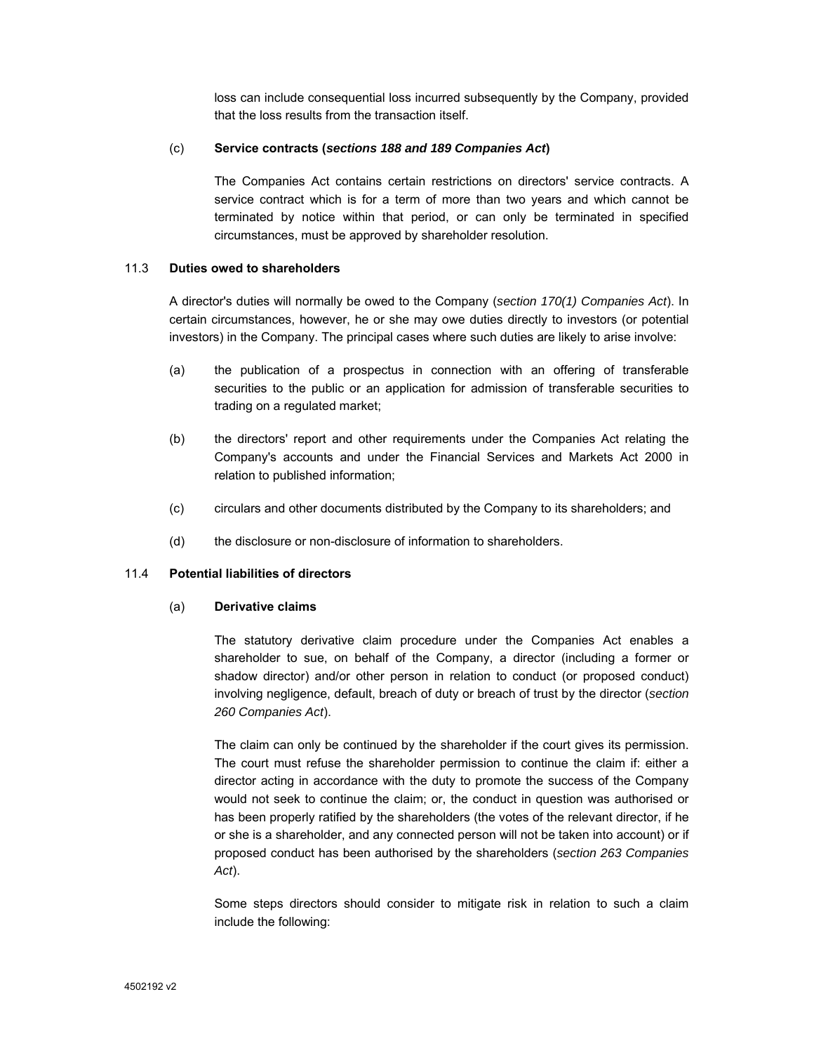loss can include consequential loss incurred subsequently by the Company, provided that the loss results from the transaction itself.

(c) **Service contracts (*sections 188 and 189 Companies Act*)**

The Companies Act contains certain restrictions on directors' service contracts. A service contract which is for a term of more than two years and which cannot be terminated by notice within that period, or can only be terminated in specified circumstances, must be approved by shareholder resolution.

### 11.3 Duties owed to shareholders

A director's duties will normally be owed to the Company (*section 170(1) Companies Act*). In certain circumstances, however, he or she may owe duties directly to investors (or potential investors) in the Company. The principal cases where such duties are likely to arise involve:

(a) the publication of a prospectus in connection with an offering of transferable securities to the public or an application for admission of transferable securities to trading on a regulated market;

(b) the directors' report and other requirements under the Companies Act relating the Company's accounts and under the Financial Services and Markets Act 2000 in relation to published information;

(c) circulars and other documents distributed by the Company to its shareholders; and

(d) the disclosure or non-disclosure of information to shareholders.

### 11.4 Potential liabilities of directors

(a) **Derivative claims**

The statutory derivative claim procedure under the Companies Act enables a shareholder to sue, on behalf of the Company, a director (including a former or shadow director) and/or other person in relation to conduct (or proposed conduct) involving negligence, default, breach of duty or breach of trust by the director (*section 260 Companies Act*).

The claim can only be continued by the shareholder if the court gives its permission. The court must refuse the shareholder permission to continue the claim if: either a director acting in accordance with the duty to promote the success of the Company would not seek to continue the claim; or, the conduct in question was authorised or has been properly ratified by the shareholders (the votes of the relevant director, if he or she is a shareholder, and any connected person will not be taken into account) or if proposed conduct has been authorised by the shareholders (*section 263 Companies Act*).

Some steps directors should consider to mitigate risk in relation to such a claim include the following: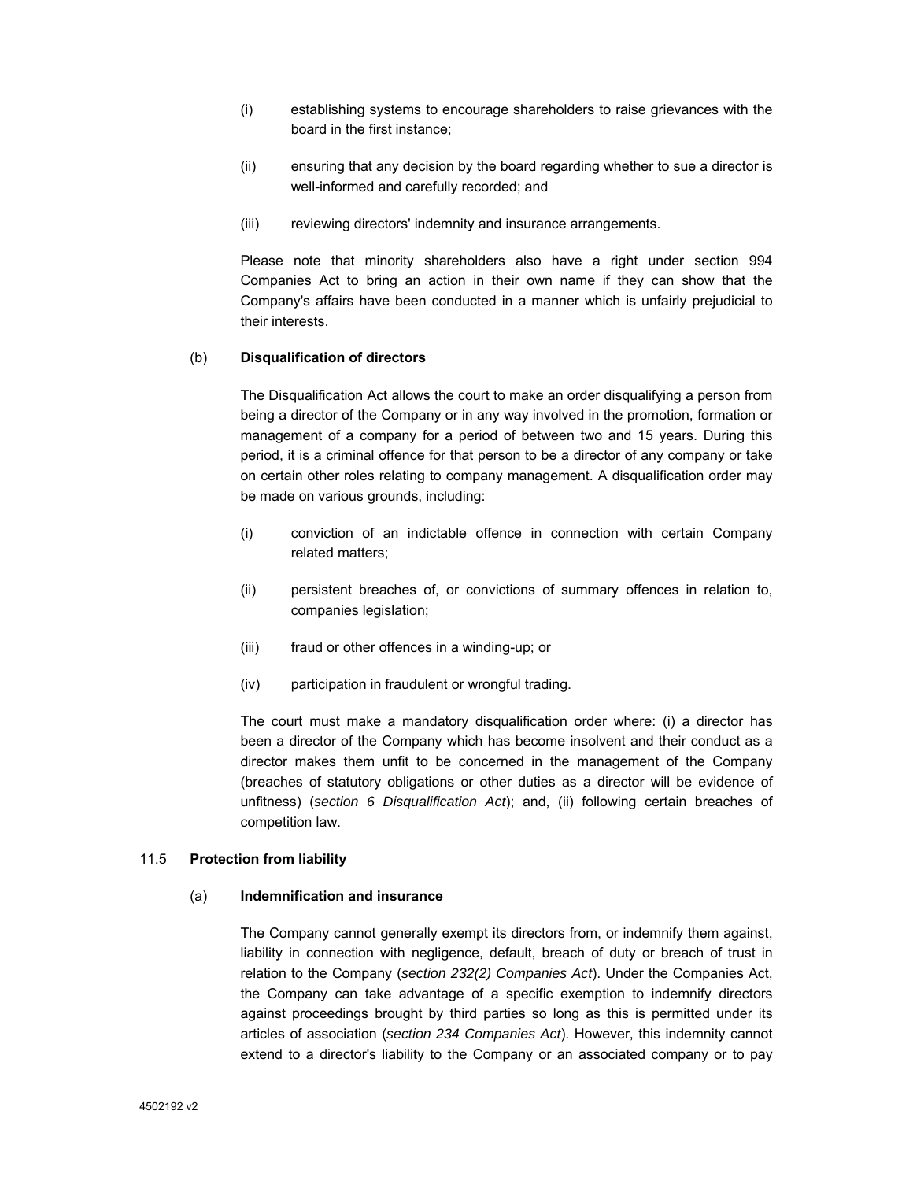(i) establishing systems to encourage shareholders to raise grievances with the board in the first instance;

(ii) ensuring that any decision by the board regarding whether to sue a director is well-informed and carefully recorded; and

(iii) reviewing directors' indemnity and insurance arrangements.

Please note that minority shareholders also have a right under section 994 Companies Act to bring an action in their own name if they can show that the Company's affairs have been conducted in a manner which is unfairly prejudicial to their interests.

(b) **Disqualification of directors**

The Disqualification Act allows the court to make an order disqualifying a person from being a director of the Company or in any way involved in the promotion, formation or management of a company for a period of between two and 15 years. During this period, it is a criminal offence for that person to be a director of any company or take on certain other roles relating to company management. A disqualification order may be made on various grounds, including:

(i) conviction of an indictable offence in connection with certain Company related matters;

(ii) persistent breaches of, or convictions of summary offences in relation to, companies legislation;

(iii) fraud or other offences in a winding-up; or

(iv) participation in fraudulent or wrongful trading.

The court must make a mandatory disqualification order where: (i) a director has been a director of the Company which has become insolvent and their conduct as a director makes them unfit to be concerned in the management of the Company (breaches of statutory obligations or other duties as a director will be evidence of unfitness) (*section 6 Disqualification Act*); and, (ii) following certain breaches of competition law.

11.5 **Protection from liability**

(a) **Indemnification and insurance**

The Company cannot generally exempt its directors from, or indemnify them against, liability in connection with negligence, default, breach of duty or breach of trust in relation to the Company (*section 232(2) Companies Act*). Under the Companies Act, the Company can take advantage of a specific exemption to indemnify directors against proceedings brought by third parties so long as this is permitted under its articles of association (*section 234 Companies Act*). However, this indemnity cannot extend to a director's liability to the Company or an associated company or to pay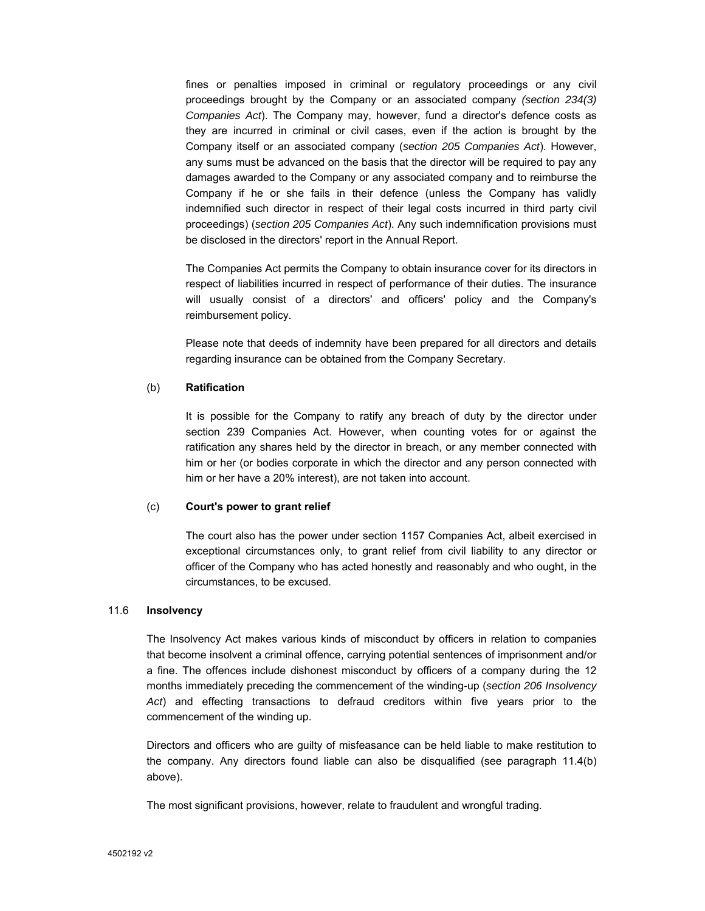fines or penalties imposed in criminal or regulatory proceedings or any civil proceedings brought by the Company or an associated company *(section 234(3) Companies Act*). The Company may, however, fund a director's defence costs as they are incurred in criminal or civil cases, even if the action is brought by the Company itself or an associated company (*section 205 Companies Act*). However, any sums must be advanced on the basis that the director will be required to pay any damages awarded to the Company or any associated company and to reimburse the Company if he or she fails in their defence (unless the Company has validly indemnified such director in respect of their legal costs incurred in third party civil proceedings) (*section 205 Companies Act*). Any such indemnification provisions must be disclosed in the directors' report in the Annual Report.

The Companies Act permits the Company to obtain insurance cover for its directors in respect of liabilities incurred in respect of performance of their duties. The insurance will usually consist of a directors' and officers' policy and the Company's reimbursement policy.

Please note that deeds of indemnity have been prepared for all directors and details regarding insurance can be obtained from the Company Secretary.

(b) **Ratification**

It is possible for the Company to ratify any breach of duty by the director under section 239 Companies Act. However, when counting votes for or against the ratification any shares held by the director in breach, or any member connected with him or her (or bodies corporate in which the director and any person connected with him or her have a 20% interest), are not taken into account.

(c) **Court's power to grant relief**

The court also has the power under section 1157 Companies Act, albeit exercised in exceptional circumstances only, to grant relief from civil liability to any director or officer of the Company who has acted honestly and reasonably and who ought, in the circumstances, to be excused.

### 11.6 Insolvency

The Insolvency Act makes various kinds of misconduct by officers in relation to companies that become insolvent a criminal offence, carrying potential sentences of imprisonment and/or a fine. The offences include dishonest misconduct by officers of a company during the 12 months immediately preceding the commencement of the winding-up (*section 206 Insolvency Act*) and effecting transactions to defraud creditors within five years prior to the commencement of the winding up.

Directors and officers who are guilty of misfeasance can be held liable to make restitution to the company. Any directors found liable can also be disqualified (see paragraph 11.4(b) above).

The most significant provisions, however, relate to fraudulent and wrongful trading.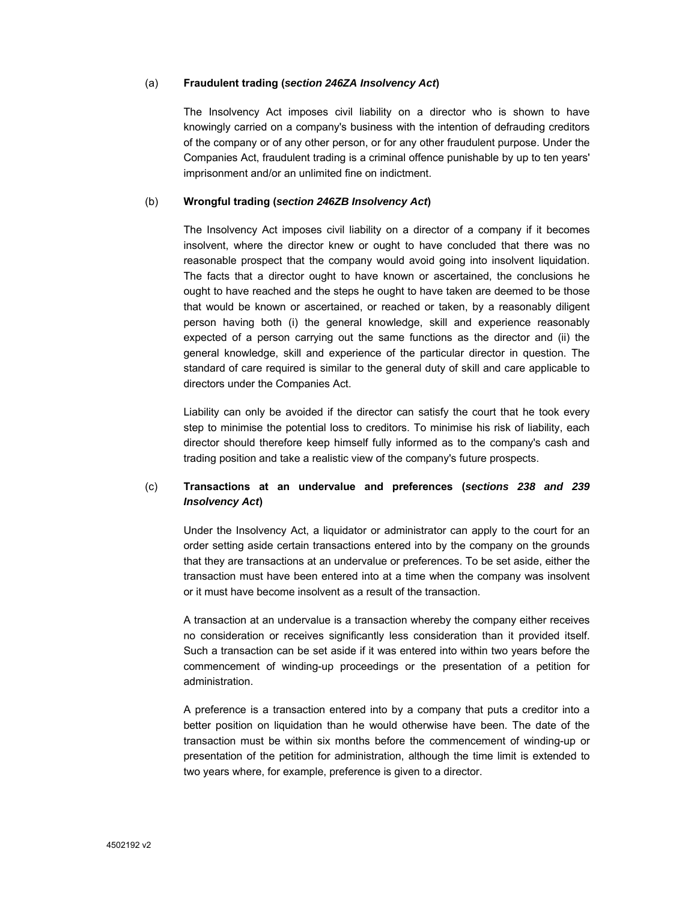(a) **Fraudulent trading (*section 246ZA Insolvency Act*)**

The Insolvency Act imposes civil liability on a director who is shown to have knowingly carried on a company's business with the intention of defrauding creditors of the company or of any other person, or for any other fraudulent purpose. Under the Companies Act, fraudulent trading is a criminal offence punishable by up to ten years' imprisonment and/or an unlimited fine on indictment.

(b) **Wrongful trading (*section 246ZB Insolvency Act*)**

The Insolvency Act imposes civil liability on a director of a company if it becomes insolvent, where the director knew or ought to have concluded that there was no reasonable prospect that the company would avoid going into insolvent liquidation. The facts that a director ought to have known or ascertained, the conclusions he ought to have reached and the steps he ought to have taken are deemed to be those that would be known or ascertained, or reached or taken, by a reasonably diligent person having both (i) the general knowledge, skill and experience reasonably expected of a person carrying out the same functions as the director and (ii) the general knowledge, skill and experience of the particular director in question. The standard of care required is similar to the general duty of skill and care applicable to directors under the Companies Act.

Liability can only be avoided if the director can satisfy the court that he took every step to minimise the potential loss to creditors. To minimise his risk of liability, each director should therefore keep himself fully informed as to the company's cash and trading position and take a realistic view of the company's future prospects.

(c) **Transactions at an undervalue and preferences (*sections 238 and 239 Insolvency Act*)**

Under the Insolvency Act, a liquidator or administrator can apply to the court for an order setting aside certain transactions entered into by the company on the grounds that they are transactions at an undervalue or preferences. To be set aside, either the transaction must have been entered into at a time when the company was insolvent or it must have become insolvent as a result of the transaction.

A transaction at an undervalue is a transaction whereby the company either receives no consideration or receives significantly less consideration than it provided itself. Such a transaction can be set aside if it was entered into within two years before the commencement of winding-up proceedings or the presentation of a petition for administration.

A preference is a transaction entered into by a company that puts a creditor into a better position on liquidation than he would otherwise have been. The date of the transaction must be within six months before the commencement of winding-up or presentation of the petition for administration, although the time limit is extended to two years where, for example, preference is given to a director.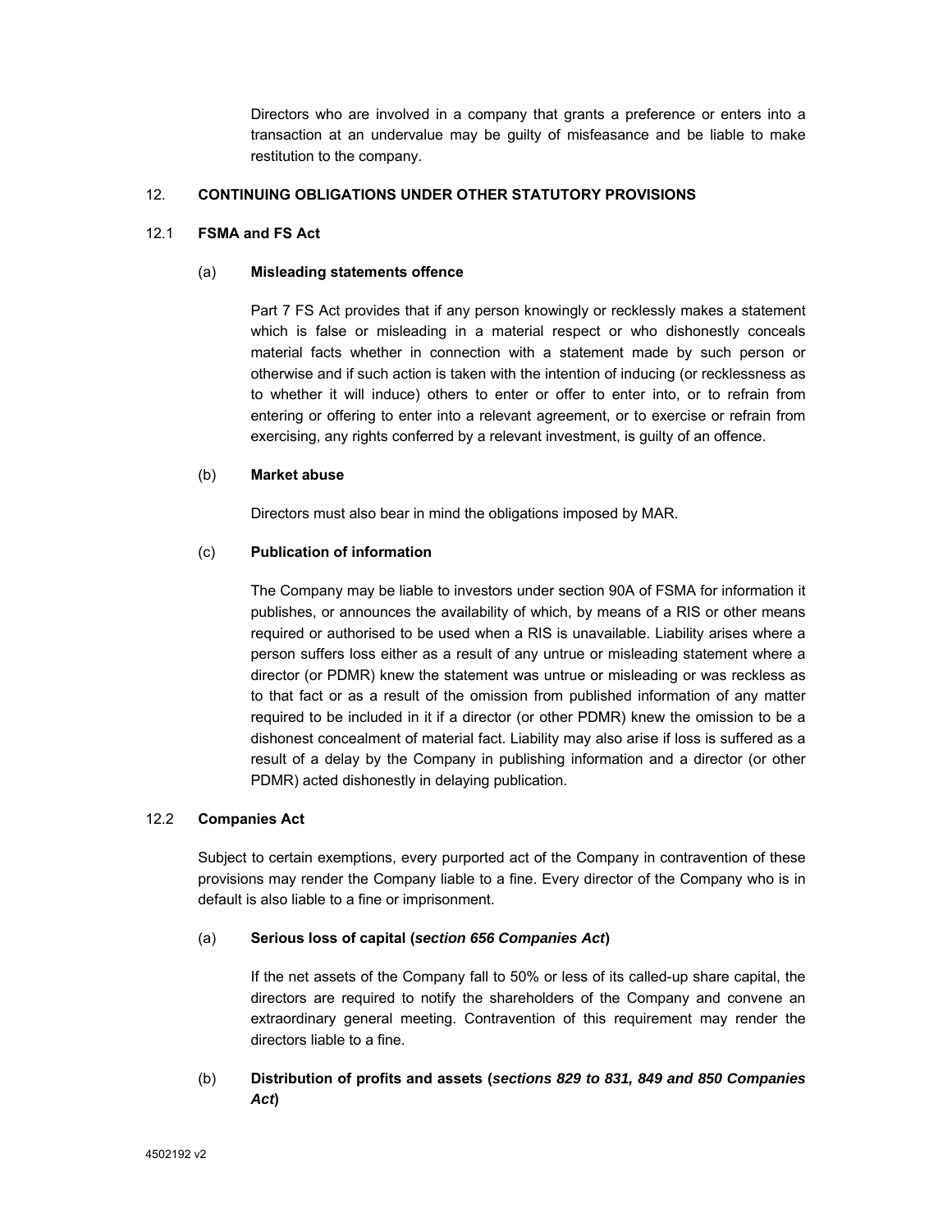Directors who are involved in a company that grants a preference or enters into a transaction at an undervalue may be guilty of misfeasance and be liable to make restitution to the company.

## 12. CONTINUING OBLIGATIONS UNDER OTHER STATUTORY PROVISIONS

### 12.1 FSMA and FS Act

#### (a) Misleading statements offence

Part 7 FS Act provides that if any person knowingly or recklessly makes a statement which is false or misleading in a material respect or who dishonestly conceals material facts whether in connection with a statement made by such person or otherwise and if such action is taken with the intention of inducing (or recklessness as to whether it will induce) others to enter or offer to enter into, or to refrain from entering or offering to enter into a relevant agreement, or to exercise or refrain from exercising, any rights conferred by a relevant investment, is guilty of an offence.

#### (b) Market abuse

Directors must also bear in mind the obligations imposed by MAR.

#### (c) Publication of information

The Company may be liable to investors under section 90A of FSMA for information it publishes, or announces the availability of which, by means of a RIS or other means required or authorised to be used when a RIS is unavailable. Liability arises where a person suffers loss either as a result of any untrue or misleading statement where a director (or PDMR) knew the statement was untrue or misleading or was reckless as to that fact or as a result of the omission from published information of any matter required to be included in it if a director (or other PDMR) knew the omission to be a dishonest concealment of material fact. Liability may also arise if loss is suffered as a result of a delay by the Company in publishing information and a director (or other PDMR) acted dishonestly in delaying publication.

### 12.2 Companies Act

Subject to certain exemptions, every purported act of the Company in contravention of these provisions may render the Company liable to a fine. Every director of the Company who is in default is also liable to a fine or imprisonment.

#### (a) Serious loss of capital (*section 656 Companies Act*)

If the net assets of the Company fall to 50% or less of its called-up share capital, the directors are required to notify the shareholders of the Company and convene an extraordinary general meeting. Contravention of this requirement may render the directors liable to a fine.

#### (b) Distribution of profits and assets (*sections 829 to 831, 849 and 850 Companies Act*)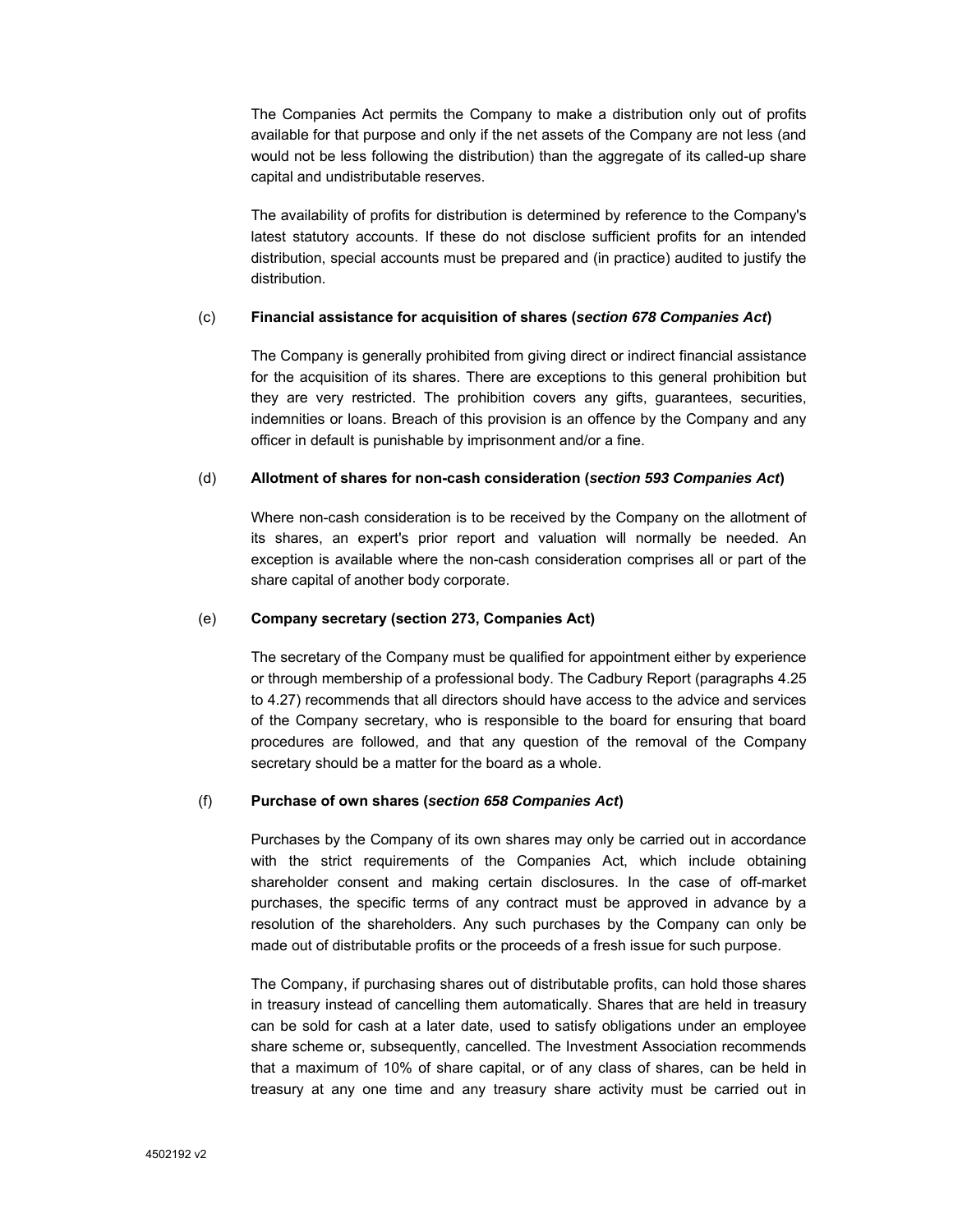The Companies Act permits the Company to make a distribution only out of profits available for that purpose and only if the net assets of the Company are not less (and would not be less following the distribution) than the aggregate of its called-up share capital and undistributable reserves.

The availability of profits for distribution is determined by reference to the Company's latest statutory accounts. If these do not disclose sufficient profits for an intended distribution, special accounts must be prepared and (in practice) audited to justify the distribution.

(c) **Financial assistance for acquisition of shares (*section 678 Companies Act*)**

The Company is generally prohibited from giving direct or indirect financial assistance for the acquisition of its shares. There are exceptions to this general prohibition but they are very restricted. The prohibition covers any gifts, guarantees, securities, indemnities or loans. Breach of this provision is an offence by the Company and any officer in default is punishable by imprisonment and/or a fine.

(d) **Allotment of shares for non-cash consideration (*section 593 Companies Act*)**

Where non-cash consideration is to be received by the Company on the allotment of its shares, an expert's prior report and valuation will normally be needed. An exception is available where the non-cash consideration comprises all or part of the share capital of another body corporate.

(e) **Company secretary (section 273, Companies Act)**

The secretary of the Company must be qualified for appointment either by experience or through membership of a professional body. The Cadbury Report (paragraphs 4.25 to 4.27) recommends that all directors should have access to the advice and services of the Company secretary, who is responsible to the board for ensuring that board procedures are followed, and that any question of the removal of the Company secretary should be a matter for the board as a whole.

(f) **Purchase of own shares (*section 658 Companies Act*)**

Purchases by the Company of its own shares may only be carried out in accordance with the strict requirements of the Companies Act, which include obtaining shareholder consent and making certain disclosures. In the case of off-market purchases, the specific terms of any contract must be approved in advance by a resolution of the shareholders. Any such purchases by the Company can only be made out of distributable profits or the proceeds of a fresh issue for such purpose.

The Company, if purchasing shares out of distributable profits, can hold those shares in treasury instead of cancelling them automatically. Shares that are held in treasury can be sold for cash at a later date, used to satisfy obligations under an employee share scheme or, subsequently, cancelled. The Investment Association recommends that a maximum of 10% of share capital, or of any class of shares, can be held in treasury at any one time and any treasury share activity must be carried out in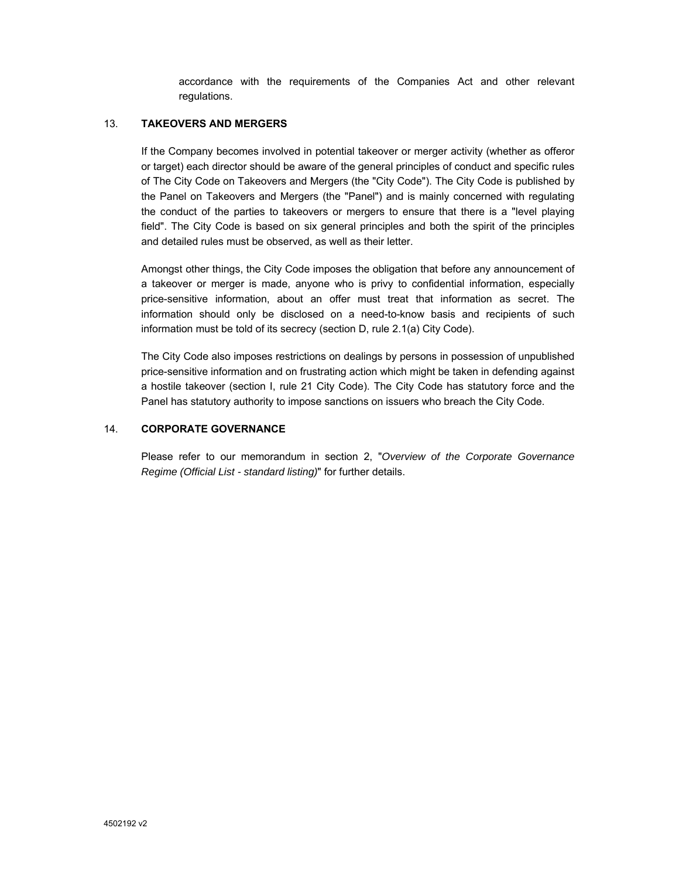accordance with the requirements of the Companies Act and other relevant regulations.

## 13. TAKEOVERS AND MERGERS

If the Company becomes involved in potential takeover or merger activity (whether as offeror or target) each director should be aware of the general principles of conduct and specific rules of The City Code on Takeovers and Mergers (the "City Code"). The City Code is published by the Panel on Takeovers and Mergers (the "Panel") and is mainly concerned with regulating the conduct of the parties to takeovers or mergers to ensure that there is a "level playing field". The City Code is based on six general principles and both the spirit of the principles and detailed rules must be observed, as well as their letter.

Amongst other things, the City Code imposes the obligation that before any announcement of a takeover or merger is made, anyone who is privy to confidential information, especially price-sensitive information, about an offer must treat that information as secret. The information should only be disclosed on a need-to-know basis and recipients of such information must be told of its secrecy (section D, rule 2.1(a) City Code).

The City Code also imposes restrictions on dealings by persons in possession of unpublished price-sensitive information and on frustrating action which might be taken in defending against a hostile takeover (section I, rule 21 City Code). The City Code has statutory force and the Panel has statutory authority to impose sanctions on issuers who breach the City Code.

## 14. CORPORATE GOVERNANCE

Please refer to our memorandum in section 2, "*Overview of the Corporate Governance Regime (Official List - standard listing)*" for further details.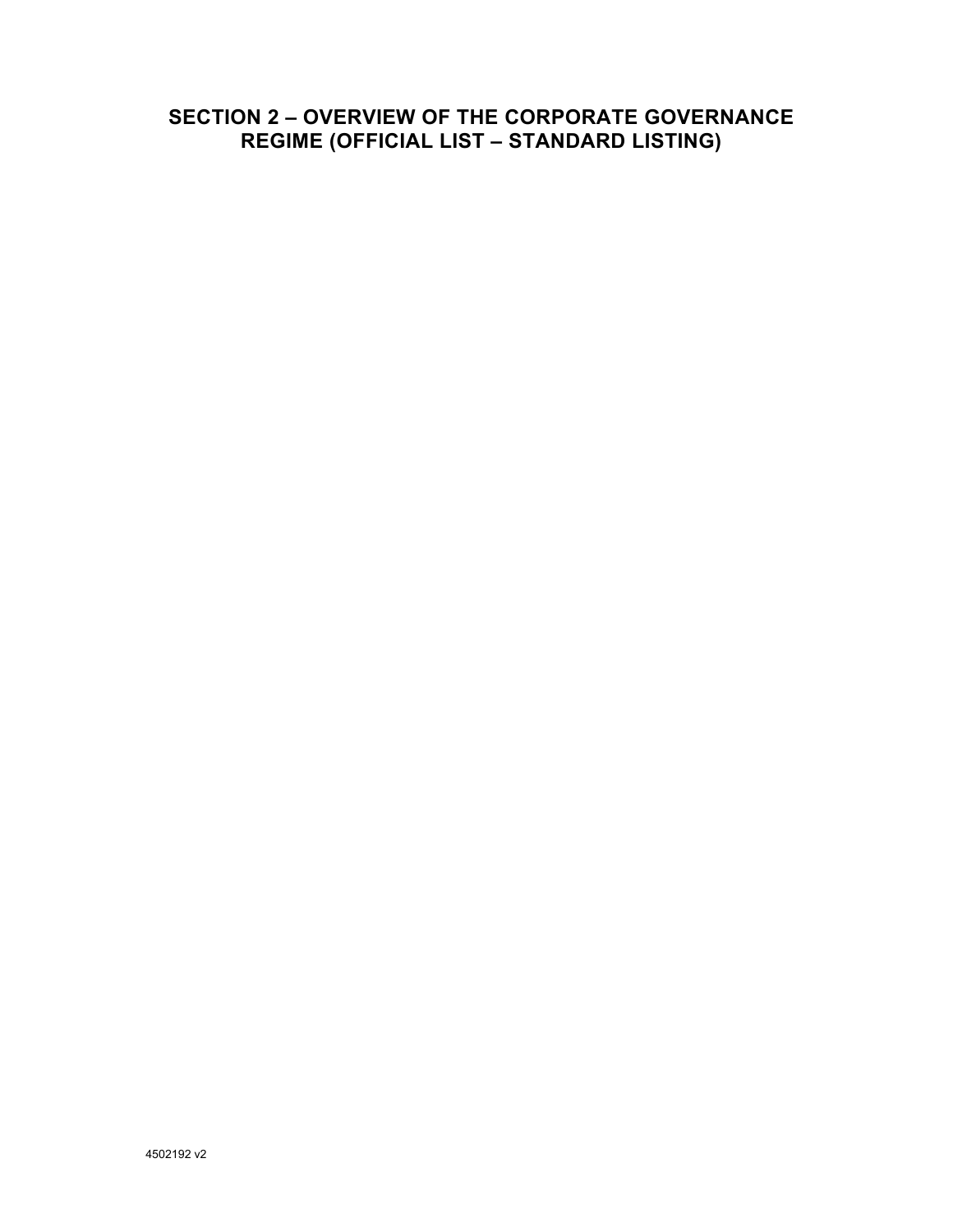# SECTION 2 – OVERVIEW OF THE CORPORATE GOVERNANCE REGIME (OFFICIAL LIST – STANDARD LISTING)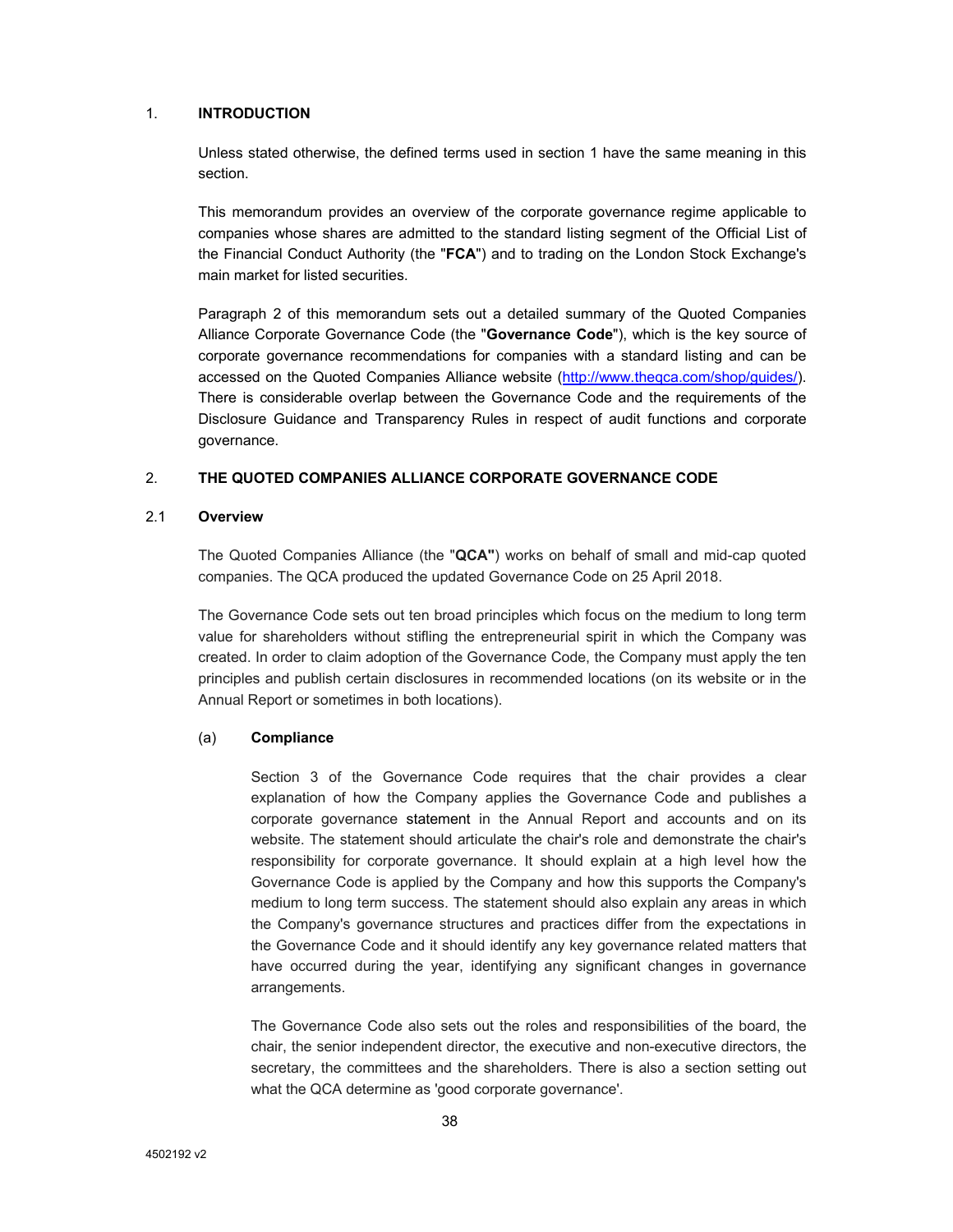## 1. INTRODUCTION

Unless stated otherwise, the defined terms used in section 1 have the same meaning in this section.

This memorandum provides an overview of the corporate governance regime applicable to companies whose shares are admitted to the standard listing segment of the Official List of the Financial Conduct Authority (the "**FCA**") and to trading on the London Stock Exchange's main market for listed securities.

Paragraph 2 of this memorandum sets out a detailed summary of the Quoted Companies Alliance Corporate Governance Code (the "**Governance Code**"), which is the key source of corporate governance recommendations for companies with a standard listing and can be accessed on the Quoted Companies Alliance website (http://www.theqca.com/shop/guides/). There is considerable overlap between the Governance Code and the requirements of the Disclosure Guidance and Transparency Rules in respect of audit functions and corporate governance.

## 2. THE QUOTED COMPANIES ALLIANCE CORPORATE GOVERNANCE CODE

### 2.1 Overview

The Quoted Companies Alliance (the "**QCA"**) works on behalf of small and mid-cap quoted companies. The QCA produced the updated Governance Code on 25 April 2018.

The Governance Code sets out ten broad principles which focus on the medium to long term value for shareholders without stifling the entrepreneurial spirit in which the Company was created. In order to claim adoption of the Governance Code, the Company must apply the ten principles and publish certain disclosures in recommended locations (on its website or in the Annual Report or sometimes in both locations).

#### (a) Compliance

Section 3 of the Governance Code requires that the chair provides a clear explanation of how the Company applies the Governance Code and publishes a corporate governance statement in the Annual Report and accounts and on its website. The statement should articulate the chair's role and demonstrate the chair's responsibility for corporate governance. It should explain at a high level how the Governance Code is applied by the Company and how this supports the Company's medium to long term success. The statement should also explain any areas in which the Company's governance structures and practices differ from the expectations in the Governance Code and it should identify any key governance related matters that have occurred during the year, identifying any significant changes in governance arrangements.

The Governance Code also sets out the roles and responsibilities of the board, the chair, the senior independent director, the executive and non-executive directors, the secretary, the committees and the shareholders. There is also a section setting out what the QCA determine as 'good corporate governance'.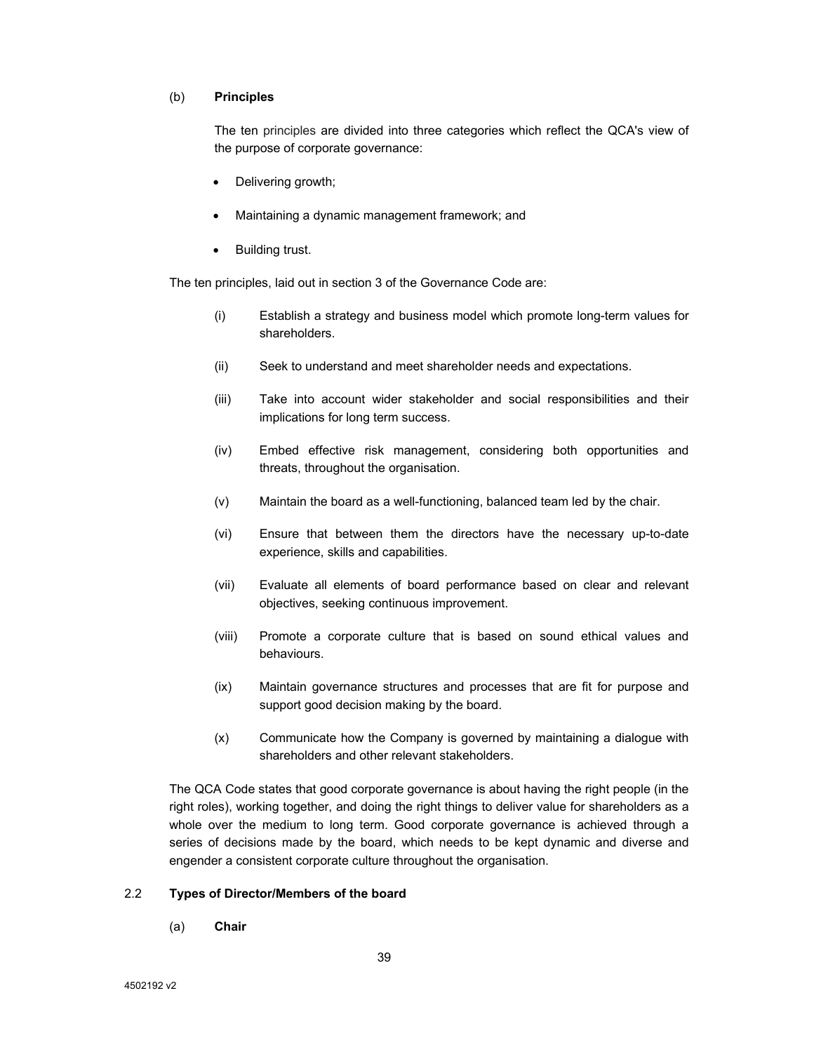(b) **Principles**

The ten principles are divided into three categories which reflect the QCA's view of the purpose of corporate governance:

- Delivering growth;
- Maintaining a dynamic management framework; and
- Building trust.

The ten principles, laid out in section 3 of the Governance Code are:

(i) Establish a strategy and business model which promote long-term values for shareholders.

(ii) Seek to understand and meet shareholder needs and expectations.

(iii) Take into account wider stakeholder and social responsibilities and their implications for long term success.

(iv) Embed effective risk management, considering both opportunities and threats, throughout the organisation.

(v) Maintain the board as a well-functioning, balanced team led by the chair.

(vi) Ensure that between them the directors have the necessary up-to-date experience, skills and capabilities.

(vii) Evaluate all elements of board performance based on clear and relevant objectives, seeking continuous improvement.

(viii) Promote a corporate culture that is based on sound ethical values and behaviours.

(ix) Maintain governance structures and processes that are fit for purpose and support good decision making by the board.

(x) Communicate how the Company is governed by maintaining a dialogue with shareholders and other relevant stakeholders.

The QCA Code states that good corporate governance is about having the right people (in the right roles), working together, and doing the right things to deliver value for shareholders as a whole over the medium to long term. Good corporate governance is achieved through a series of decisions made by the board, which needs to be kept dynamic and diverse and engender a consistent corporate culture throughout the organisation.

## 2.2 Types of Director/Members of the board

(a) **Chair**

4502192 v2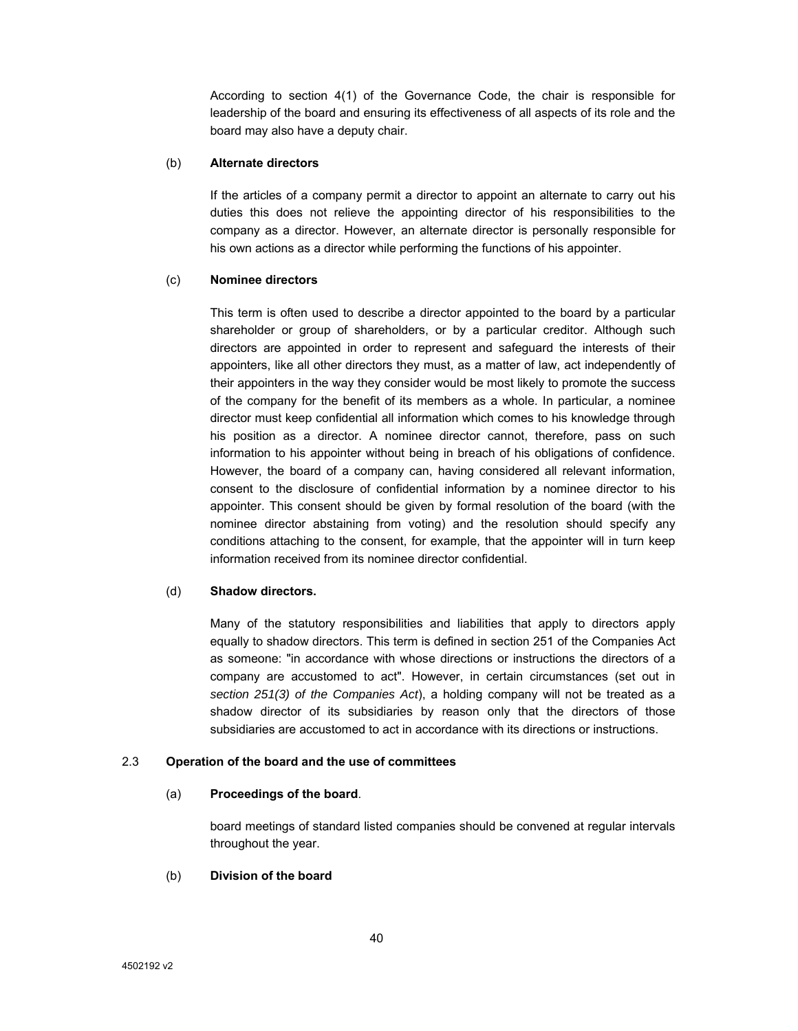According to section 4(1) of the Governance Code, the chair is responsible for leadership of the board and ensuring its effectiveness of all aspects of its role and the board may also have a deputy chair.

(b) **Alternate directors**

If the articles of a company permit a director to appoint an alternate to carry out his duties this does not relieve the appointing director of his responsibilities to the company as a director. However, an alternate director is personally responsible for his own actions as a director while performing the functions of his appointer.

(c) **Nominee directors**

This term is often used to describe a director appointed to the board by a particular shareholder or group of shareholders, or by a particular creditor. Although such directors are appointed in order to represent and safeguard the interests of their appointers, like all other directors they must, as a matter of law, act independently of their appointers in the way they consider would be most likely to promote the success of the company for the benefit of its members as a whole. In particular, a nominee director must keep confidential all information which comes to his knowledge through his position as a director. A nominee director cannot, therefore, pass on such information to his appointer without being in breach of his obligations of confidence. However, the board of a company can, having considered all relevant information, consent to the disclosure of confidential information by a nominee director to his appointer. This consent should be given by formal resolution of the board (with the nominee director abstaining from voting) and the resolution should specify any conditions attaching to the consent, for example, that the appointer will in turn keep information received from its nominee director confidential.

(d) **Shadow directors.**

Many of the statutory responsibilities and liabilities that apply to directors apply equally to shadow directors. This term is defined in section 251 of the Companies Act as someone: "in accordance with whose directions or instructions the directors of a company are accustomed to act". However, in certain circumstances (set out in *section 251(3) of the Companies Act*), a holding company will not be treated as a shadow director of its subsidiaries by reason only that the directors of those subsidiaries are accustomed to act in accordance with its directions or instructions.

2.3 **Operation of the board and the use of committees**

(a) **Proceedings of the board**.

board meetings of standard listed companies should be convened at regular intervals throughout the year.

(b) **Division of the board**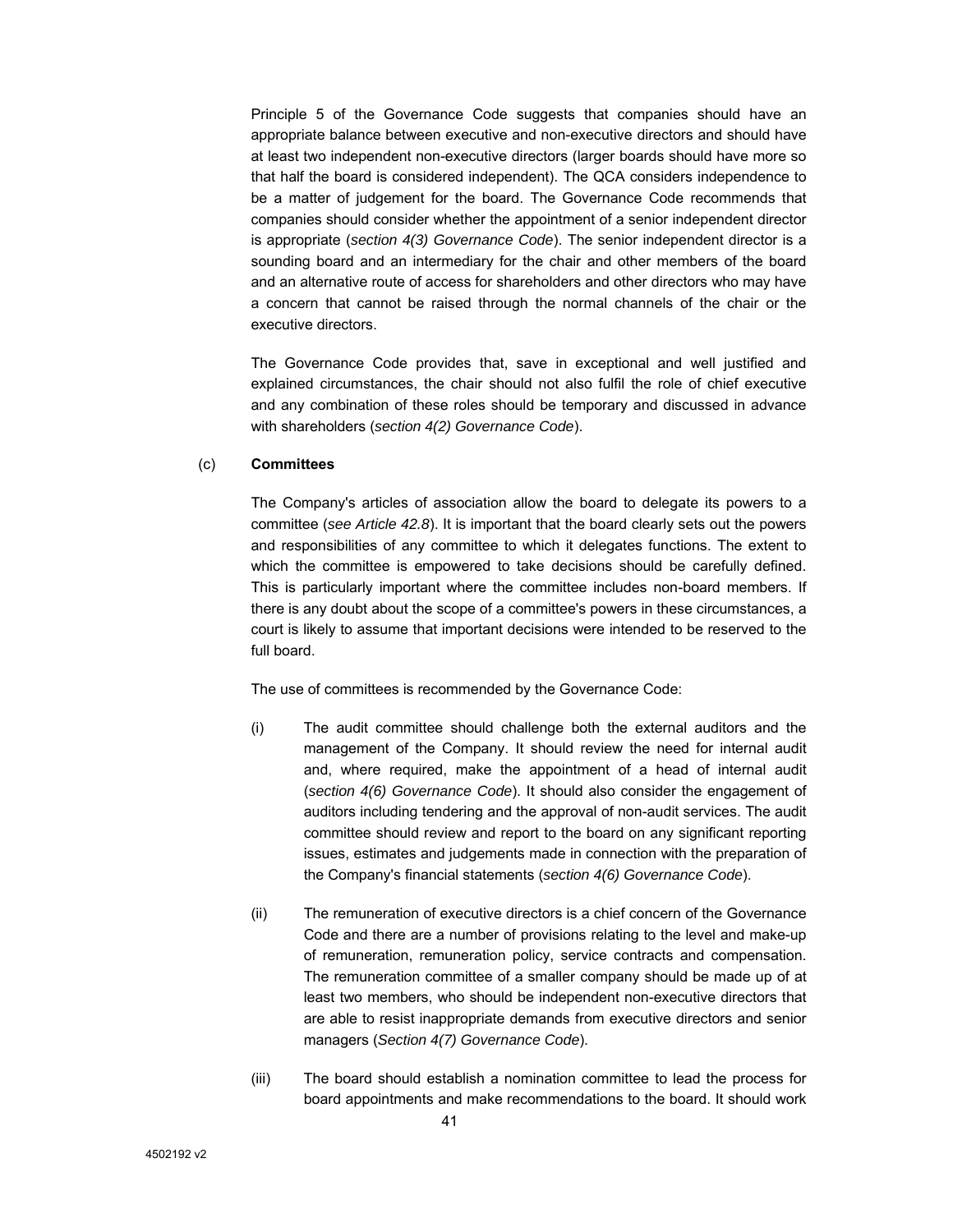Principle 5 of the Governance Code suggests that companies should have an appropriate balance between executive and non-executive directors and should have at least two independent non-executive directors (larger boards should have more so that half the board is considered independent). The QCA considers independence to be a matter of judgement for the board. The Governance Code recommends that companies should consider whether the appointment of a senior independent director is appropriate (*section 4(3) Governance Code*). The senior independent director is a sounding board and an intermediary for the chair and other members of the board and an alternative route of access for shareholders and other directors who may have a concern that cannot be raised through the normal channels of the chair or the executive directors.

The Governance Code provides that, save in exceptional and well justified and explained circumstances, the chair should not also fulfil the role of chief executive and any combination of these roles should be temporary and discussed in advance with shareholders (*section 4(2) Governance Code*).

(c) **Committees**

The Company's articles of association allow the board to delegate its powers to a committee (*see Article 42.8*). It is important that the board clearly sets out the powers and responsibilities of any committee to which it delegates functions. The extent to which the committee is empowered to take decisions should be carefully defined. This is particularly important where the committee includes non-board members. If there is any doubt about the scope of a committee's powers in these circumstances, a court is likely to assume that important decisions were intended to be reserved to the full board.

The use of committees is recommended by the Governance Code:

(i) The audit committee should challenge both the external auditors and the management of the Company. It should review the need for internal audit and, where required, make the appointment of a head of internal audit (*section 4(6) Governance Code*). It should also consider the engagement of auditors including tendering and the approval of non-audit services. The audit committee should review and report to the board on any significant reporting issues, estimates and judgements made in connection with the preparation of the Company's financial statements (*section 4(6) Governance Code*).

(ii) The remuneration of executive directors is a chief concern of the Governance Code and there are a number of provisions relating to the level and make-up of remuneration, remuneration policy, service contracts and compensation. The remuneration committee of a smaller company should be made up of at least two members, who should be independent non-executive directors that are able to resist inappropriate demands from executive directors and senior managers (*Section 4(7) Governance Code*).

(iii) The board should establish a nomination committee to lead the process for board appointments and make recommendations to the board. It should work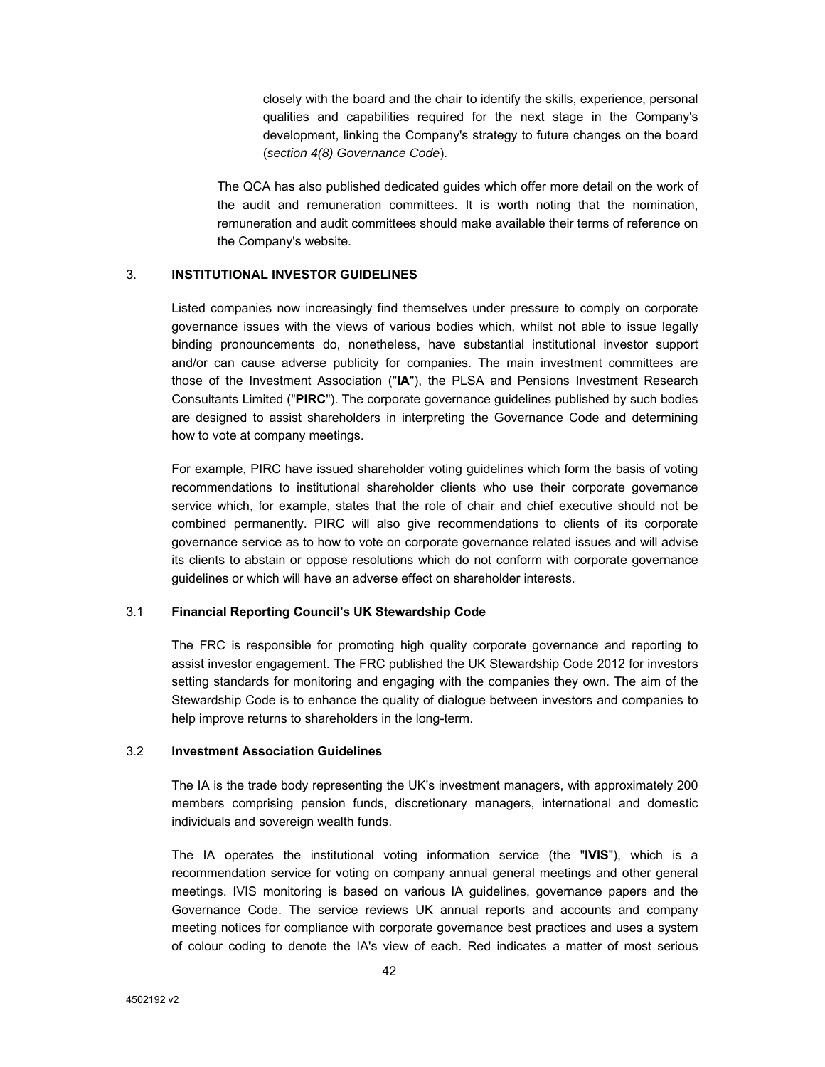closely with the board and the chair to identify the skills, experience, personal qualities and capabilities required for the next stage in the Company's development, linking the Company's strategy to future changes on the board (*section 4(8) Governance Code*).

The QCA has also published dedicated guides which offer more detail on the work of the audit and remuneration committees. It is worth noting that the nomination, remuneration and audit committees should make available their terms of reference on the Company's website.

## 3. INSTITUTIONAL INVESTOR GUIDELINES

Listed companies now increasingly find themselves under pressure to comply on corporate governance issues with the views of various bodies which, whilst not able to issue legally binding pronouncements do, nonetheless, have substantial institutional investor support and/or can cause adverse publicity for companies. The main investment committees are those of the Investment Association ("**IA**"), the PLSA and Pensions Investment Research Consultants Limited ("**PIRC**"). The corporate governance guidelines published by such bodies are designed to assist shareholders in interpreting the Governance Code and determining how to vote at company meetings.

For example, PIRC have issued shareholder voting guidelines which form the basis of voting recommendations to institutional shareholder clients who use their corporate governance service which, for example, states that the role of chair and chief executive should not be combined permanently. PIRC will also give recommendations to clients of its corporate governance service as to how to vote on corporate governance related issues and will advise its clients to abstain or oppose resolutions which do not conform with corporate governance guidelines or which will have an adverse effect on shareholder interests.

### 3.1 Financial Reporting Council's UK Stewardship Code

The FRC is responsible for promoting high quality corporate governance and reporting to assist investor engagement. The FRC published the UK Stewardship Code 2012 for investors setting standards for monitoring and engaging with the companies they own. The aim of the Stewardship Code is to enhance the quality of dialogue between investors and companies to help improve returns to shareholders in the long-term.

### 3.2 Investment Association Guidelines

The IA is the trade body representing the UK's investment managers, with approximately 200 members comprising pension funds, discretionary managers, international and domestic individuals and sovereign wealth funds.

The IA operates the institutional voting information service (the "**IVIS**"), which is a recommendation service for voting on company annual general meetings and other general meetings. IVIS monitoring is based on various IA guidelines, governance papers and the Governance Code. The service reviews UK annual reports and accounts and company meeting notices for compliance with corporate governance best practices and uses a system of colour coding to denote the IA's view of each. Red indicates a matter of most serious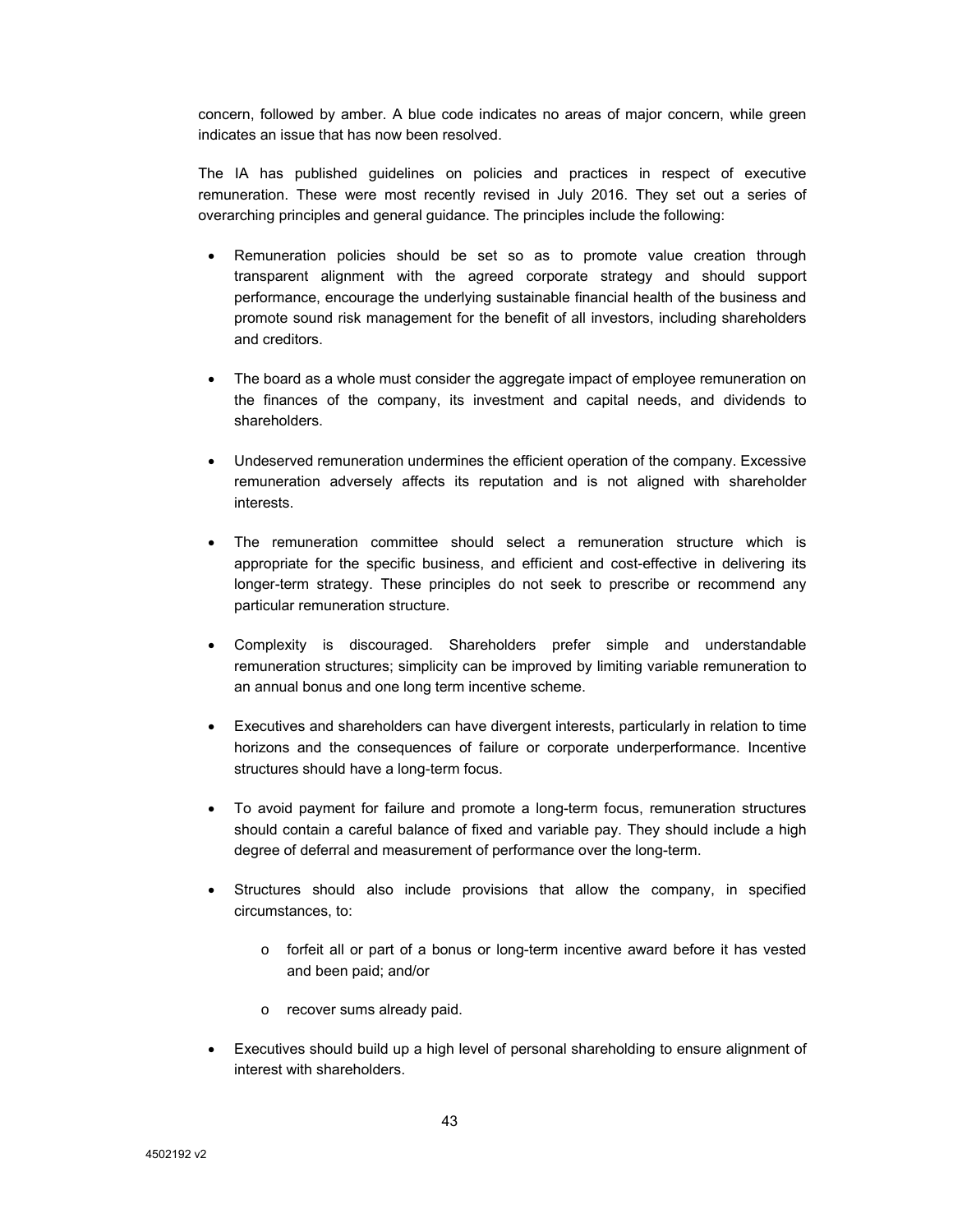concern, followed by amber. A blue code indicates no areas of major concern, while green indicates an issue that has now been resolved.

The IA has published guidelines on policies and practices in respect of executive remuneration. These were most recently revised in July 2016. They set out a series of overarching principles and general guidance. The principles include the following:

- Remuneration policies should be set so as to promote value creation through transparent alignment with the agreed corporate strategy and should support performance, encourage the underlying sustainable financial health of the business and promote sound risk management for the benefit of all investors, including shareholders and creditors.

- The board as a whole must consider the aggregate impact of employee remuneration on the finances of the company, its investment and capital needs, and dividends to shareholders.

- Undeserved remuneration undermines the efficient operation of the company. Excessive remuneration adversely affects its reputation and is not aligned with shareholder interests.

- The remuneration committee should select a remuneration structure which is appropriate for the specific business, and efficient and cost-effective in delivering its longer-term strategy. These principles do not seek to prescribe or recommend any particular remuneration structure.

- Complexity is discouraged. Shareholders prefer simple and understandable remuneration structures; simplicity can be improved by limiting variable remuneration to an annual bonus and one long term incentive scheme.

- Executives and shareholders can have divergent interests, particularly in relation to time horizons and the consequences of failure or corporate underperformance. Incentive structures should have a long-term focus.

- To avoid payment for failure and promote a long-term focus, remuneration structures should contain a careful balance of fixed and variable pay. They should include a high degree of deferral and measurement of performance over the long-term.

- Structures should also include provisions that allow the company, in specified circumstances, to:

    - forfeit all or part of a bonus or long-term incentive award before it has vested and been paid; and/or

    - recover sums already paid.

- Executives should build up a high level of personal shareholding to ensure alignment of interest with shareholders.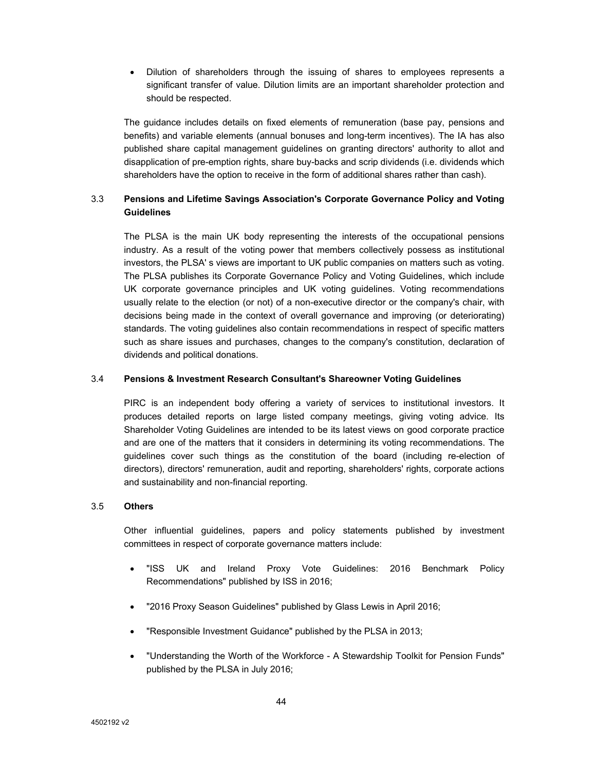- Dilution of shareholders through the issuing of shares to employees represents a significant transfer of value. Dilution limits are an important shareholder protection and should be respected.

The guidance includes details on fixed elements of remuneration (base pay, pensions and benefits) and variable elements (annual bonuses and long-term incentives). The IA has also published share capital management guidelines on granting directors' authority to allot and disapplication of pre-emption rights, share buy-backs and scrip dividends (i.e. dividends which shareholders have the option to receive in the form of additional shares rather than cash).

### 3.3 Pensions and Lifetime Savings Association's Corporate Governance Policy and Voting Guidelines

The PLSA is the main UK body representing the interests of the occupational pensions industry. As a result of the voting power that members collectively possess as institutional investors, the PLSA' s views are important to UK public companies on matters such as voting. The PLSA publishes its Corporate Governance Policy and Voting Guidelines, which include UK corporate governance principles and UK voting guidelines. Voting recommendations usually relate to the election (or not) of a non-executive director or the company's chair, with decisions being made in the context of overall governance and improving (or deteriorating) standards. The voting guidelines also contain recommendations in respect of specific matters such as share issues and purchases, changes to the company's constitution, declaration of dividends and political donations.

### 3.4 Pensions & Investment Research Consultant's Shareowner Voting Guidelines

PIRC is an independent body offering a variety of services to institutional investors. It produces detailed reports on large listed company meetings, giving voting advice. Its Shareholder Voting Guidelines are intended to be its latest views on good corporate practice and are one of the matters that it considers in determining its voting recommendations. The guidelines cover such things as the constitution of the board (including re-election of directors), directors' remuneration, audit and reporting, shareholders' rights, corporate actions and sustainability and non-financial reporting.

### 3.5 Others

Other influential guidelines, papers and policy statements published by investment committees in respect of corporate governance matters include:

- "ISS UK and Ireland Proxy Vote Guidelines: 2016 Benchmark Policy Recommendations" published by ISS in 2016;
- "2016 Proxy Season Guidelines" published by Glass Lewis in April 2016;
- "Responsible Investment Guidance" published by the PLSA in 2013;
- "Understanding the Worth of the Workforce - A Stewardship Toolkit for Pension Funds" published by the PLSA in July 2016;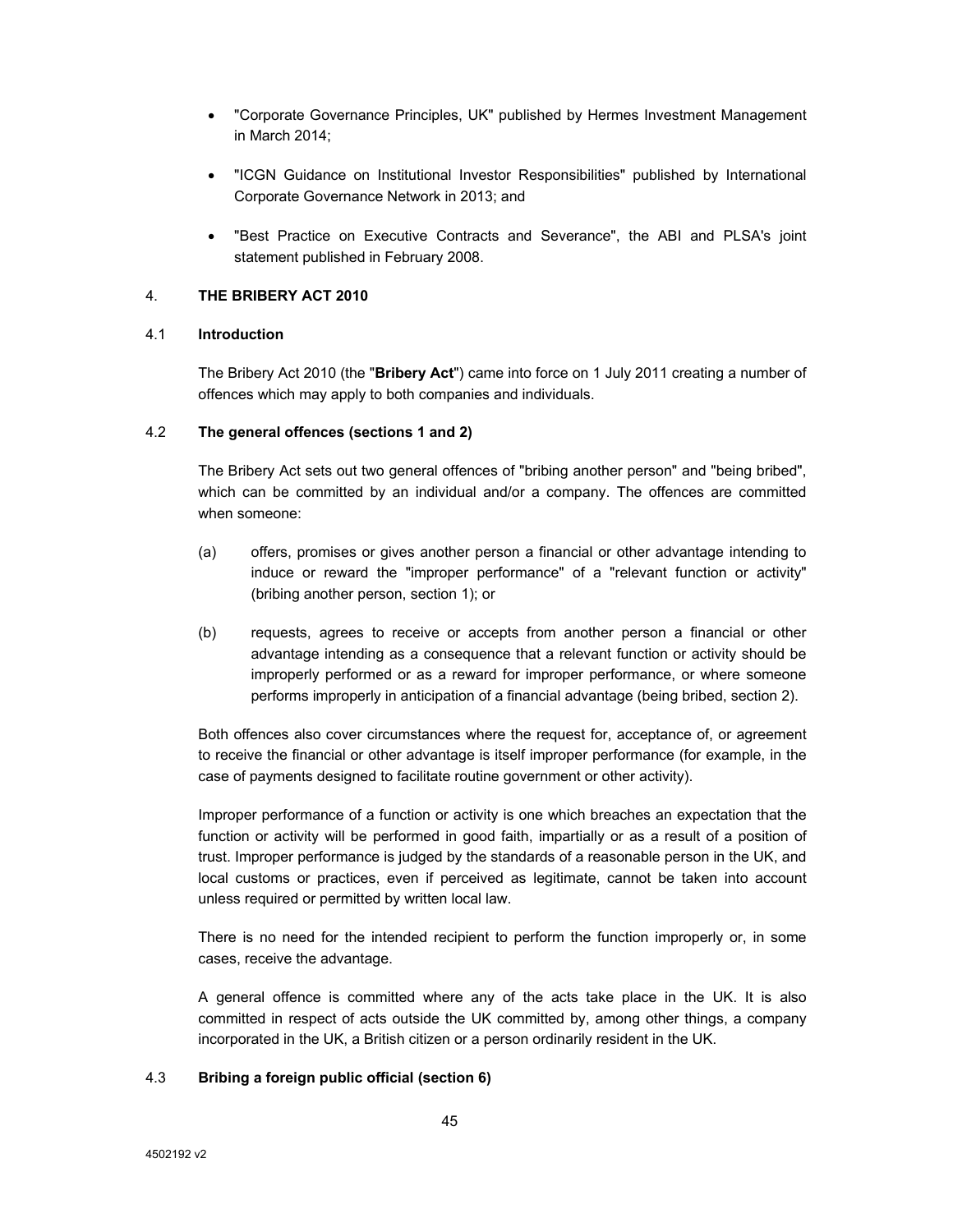- "Corporate Governance Principles, UK" published by Hermes Investment Management in March 2014;
- "ICGN Guidance on Institutional Investor Responsibilities" published by International Corporate Governance Network in 2013; and
- "Best Practice on Executive Contracts and Severance", the ABI and PLSA's joint statement published in February 2008.

## 4. THE BRIBERY ACT 2010

### 4.1 Introduction

The Bribery Act 2010 (the "**Bribery Act**") came into force on 1 July 2011 creating a number of offences which may apply to both companies and individuals.

### 4.2 The general offences (sections 1 and 2)

The Bribery Act sets out two general offences of "bribing another person" and "being bribed", which can be committed by an individual and/or a company. The offences are committed when someone:

(a) offers, promises or gives another person a financial or other advantage intending to induce or reward the "improper performance" of a "relevant function or activity" (bribing another person, section 1); or

(b) requests, agrees to receive or accepts from another person a financial or other advantage intending as a consequence that a relevant function or activity should be improperly performed or as a reward for improper performance, or where someone performs improperly in anticipation of a financial advantage (being bribed, section 2).

Both offences also cover circumstances where the request for, acceptance of, or agreement to receive the financial or other advantage is itself improper performance (for example, in the case of payments designed to facilitate routine government or other activity).

Improper performance of a function or activity is one which breaches an expectation that the function or activity will be performed in good faith, impartially or as a result of a position of trust. Improper performance is judged by the standards of a reasonable person in the UK, and local customs or practices, even if perceived as legitimate, cannot be taken into account unless required or permitted by written local law.

There is no need for the intended recipient to perform the function improperly or, in some cases, receive the advantage.

A general offence is committed where any of the acts take place in the UK. It is also committed in respect of acts outside the UK committed by, among other things, a company incorporated in the UK, a British citizen or a person ordinarily resident in the UK.

### 4.3 Bribing a foreign public official (section 6)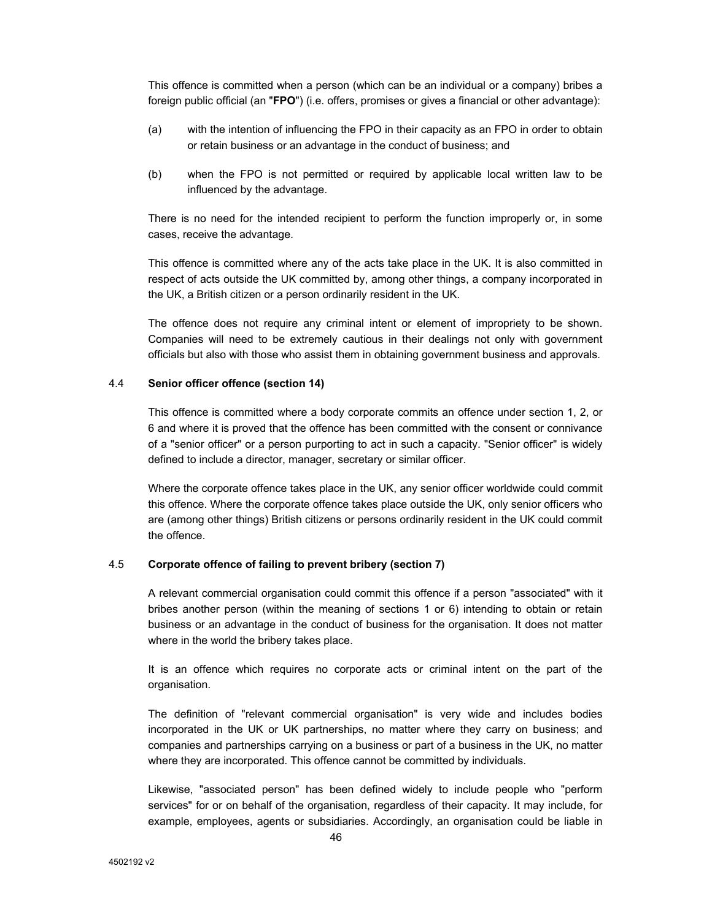This offence is committed when a person (which can be an individual or a company) bribes a foreign public official (an "**FPO**") (i.e. offers, promises or gives a financial or other advantage):

(a) with the intention of influencing the FPO in their capacity as an FPO in order to obtain or retain business or an advantage in the conduct of business; and

(b) when the FPO is not permitted or required by applicable local written law to be influenced by the advantage.

There is no need for the intended recipient to perform the function improperly or, in some cases, receive the advantage.

This offence is committed where any of the acts take place in the UK. It is also committed in respect of acts outside the UK committed by, among other things, a company incorporated in the UK, a British citizen or a person ordinarily resident in the UK.

The offence does not require any criminal intent or element of impropriety to be shown. Companies will need to be extremely cautious in their dealings not only with government officials but also with those who assist them in obtaining government business and approvals.

### 4.4 **Senior officer offence (section 14)**

This offence is committed where a body corporate commits an offence under section 1, 2, or 6 and where it is proved that the offence has been committed with the consent or connivance of a "senior officer" or a person purporting to act in such a capacity. "Senior officer" is widely defined to include a director, manager, secretary or similar officer.

Where the corporate offence takes place in the UK, any senior officer worldwide could commit this offence. Where the corporate offence takes place outside the UK, only senior officers who are (among other things) British citizens or persons ordinarily resident in the UK could commit the offence.

### 4.5 **Corporate offence of failing to prevent bribery (section 7)**

A relevant commercial organisation could commit this offence if a person "associated" with it bribes another person (within the meaning of sections 1 or 6) intending to obtain or retain business or an advantage in the conduct of business for the organisation. It does not matter where in the world the bribery takes place.

It is an offence which requires no corporate acts or criminal intent on the part of the organisation.

The definition of "relevant commercial organisation" is very wide and includes bodies incorporated in the UK or UK partnerships, no matter where they carry on business; and companies and partnerships carrying on a business or part of a business in the UK, no matter where they are incorporated. This offence cannot be committed by individuals.

Likewise, "associated person" has been defined widely to include people who "perform services" for or on behalf of the organisation, regardless of their capacity. It may include, for example, employees, agents or subsidiaries. Accordingly, an organisation could be liable in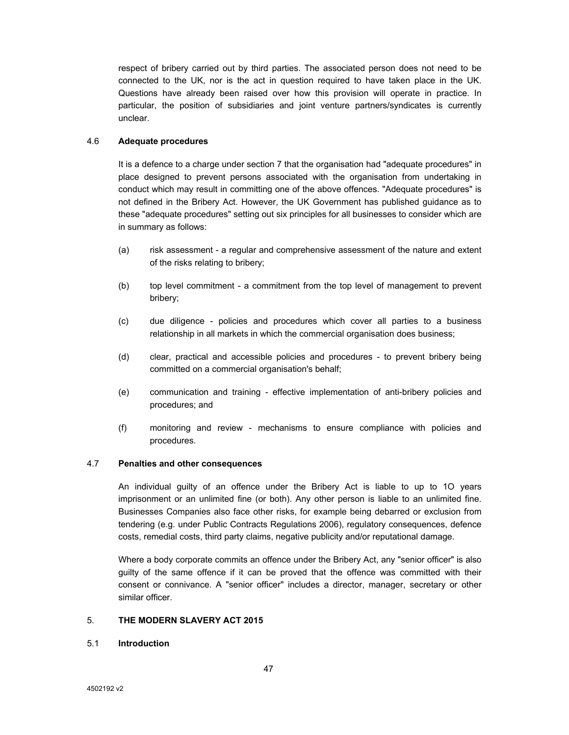respect of bribery carried out by third parties. The associated person does not need to be connected to the UK, nor is the act in question required to have taken place in the UK. Questions have already been raised over how this provision will operate in practice. In particular, the position of subsidiaries and joint venture partners/syndicates is currently unclear.

### 4.6 Adequate procedures

It is a defence to a charge under section 7 that the organisation had "adequate procedures" in place designed to prevent persons associated with the organisation from undertaking in conduct which may result in committing one of the above offences. "Adequate procedures" is not defined in the Bribery Act. However, the UK Government has published guidance as to these "adequate procedures" setting out six principles for all businesses to consider which are in summary as follows:

(a) risk assessment - a regular and comprehensive assessment of the nature and extent of the risks relating to bribery;

(b) top level commitment - a commitment from the top level of management to prevent bribery;

(c) due diligence - policies and procedures which cover all parties to a business relationship in all markets in which the commercial organisation does business;

(d) clear, practical and accessible policies and procedures - to prevent bribery being committed on a commercial organisation's behalf;

(e) communication and training - effective implementation of anti-bribery policies and procedures; and

(f) monitoring and review - mechanisms to ensure compliance with policies and procedures.

### 4.7 Penalties and other consequences

An individual guilty of an offence under the Bribery Act is liable to up to 1O years imprisonment or an unlimited fine (or both). Any other person is liable to an unlimited fine. Businesses Companies also face other risks, for example being debarred or exclusion from tendering (e.g. under Public Contracts Regulations 2006), regulatory consequences, defence costs, remedial costs, third party claims, negative publicity and/or reputational damage.

Where a body corporate commits an offence under the Bribery Act, any "senior officer" is also guilty of the same offence if it can be proved that the offence was committed with their consent or connivance. A "senior officer" includes a director, manager, secretary or other similar officer.

## 5. THE MODERN SLAVERY ACT 2015

### 5.1 Introduction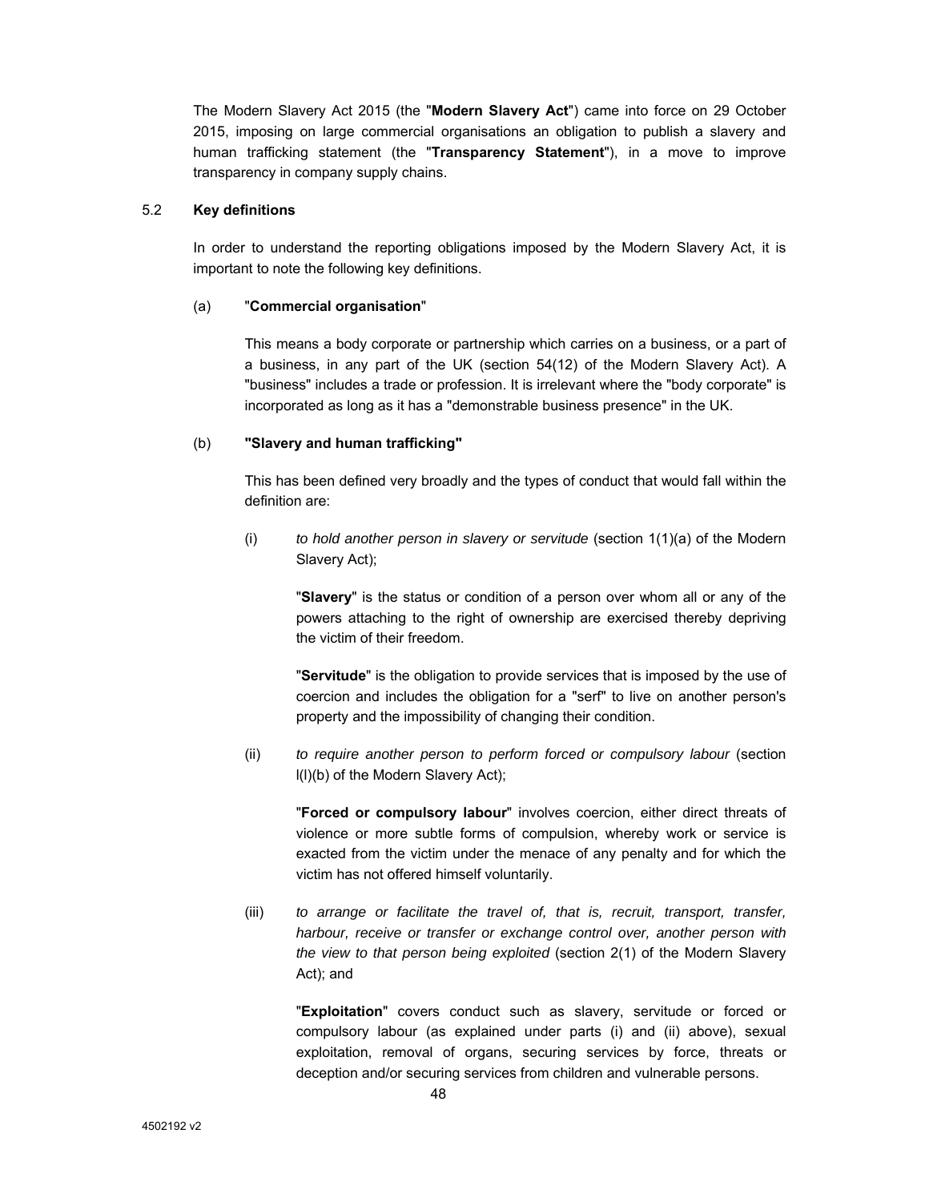The Modern Slavery Act 2015 (the "**Modern Slavery Act**") came into force on 29 October 2015, imposing on large commercial organisations an obligation to publish a slavery and human trafficking statement (the "**Transparency Statement**"), in a move to improve transparency in company supply chains.

5.2 **Key definitions**

In order to understand the reporting obligations imposed by the Modern Slavery Act, it is important to note the following key definitions.

(a) "**Commercial organisation**"

This means a body corporate or partnership which carries on a business, or a part of a business, in any part of the UK (section 54(12) of the Modern Slavery Act). A "business" includes a trade or profession. It is irrelevant where the "body corporate" is incorporated as long as it has a "demonstrable business presence" in the UK.

(b) **"Slavery and human trafficking"**

This has been defined very broadly and the types of conduct that would fall within the definition are:

(i) *to hold another person in slavery or servitude* (section 1(1)(a) of the Modern Slavery Act);

"**Slavery**" is the status or condition of a person over whom all or any of the powers attaching to the right of ownership are exercised thereby depriving the victim of their freedom.

"**Servitude**" is the obligation to provide services that is imposed by the use of coercion and includes the obligation for a "serf" to live on another person's property and the impossibility of changing their condition.

(ii) *to require another person to perform forced or compulsory labour* (section l(l)(b) of the Modern Slavery Act);

"**Forced or compulsory labour**" involves coercion, either direct threats of violence or more subtle forms of compulsion, whereby work or service is exacted from the victim under the menace of any penalty and for which the victim has not offered himself voluntarily.

(iii) *to arrange or facilitate the travel of, that is, recruit, transport, transfer, harbour, receive or transfer or exchange control over, another person with the view to that person being exploited* (section 2(1) of the Modern Slavery Act); and

"**Exploitation**" covers conduct such as slavery, servitude or forced or compulsory labour (as explained under parts (i) and (ii) above), sexual exploitation, removal of organs, securing services by force, threats or deception and/or securing services from children and vulnerable persons.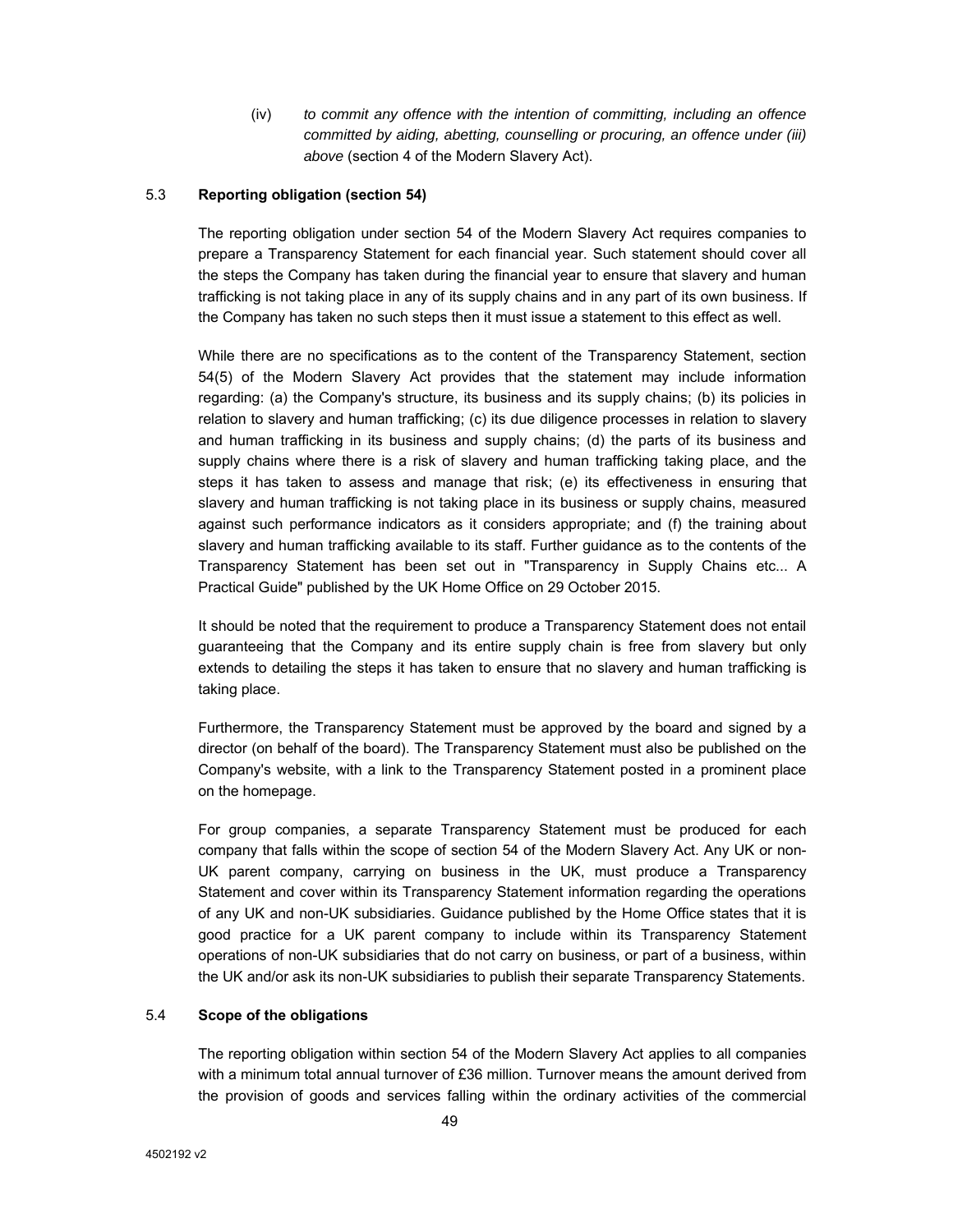(iv) *to commit any offence with the intention of committing, including an offence committed by aiding, abetting, counselling or procuring, an offence under (iii) above* (section 4 of the Modern Slavery Act).

### 5.3 Reporting obligation (section 54)

The reporting obligation under section 54 of the Modern Slavery Act requires companies to prepare a Transparency Statement for each financial year. Such statement should cover all the steps the Company has taken during the financial year to ensure that slavery and human trafficking is not taking place in any of its supply chains and in any part of its own business. If the Company has taken no such steps then it must issue a statement to this effect as well.

While there are no specifications as to the content of the Transparency Statement, section 54(5) of the Modern Slavery Act provides that the statement may include information regarding: (a) the Company's structure, its business and its supply chains; (b) its policies in relation to slavery and human trafficking; (c) its due diligence processes in relation to slavery and human trafficking in its business and supply chains; (d) the parts of its business and supply chains where there is a risk of slavery and human trafficking taking place, and the steps it has taken to assess and manage that risk; (e) its effectiveness in ensuring that slavery and human trafficking is not taking place in its business or supply chains, measured against such performance indicators as it considers appropriate; and (f) the training about slavery and human trafficking available to its staff. Further guidance as to the contents of the Transparency Statement has been set out in "Transparency in Supply Chains etc... A Practical Guide" published by the UK Home Office on 29 October 2015.

It should be noted that the requirement to produce a Transparency Statement does not entail guaranteeing that the Company and its entire supply chain is free from slavery but only extends to detailing the steps it has taken to ensure that no slavery and human trafficking is taking place.

Furthermore, the Transparency Statement must be approved by the board and signed by a director (on behalf of the board). The Transparency Statement must also be published on the Company's website, with a link to the Transparency Statement posted in a prominent place on the homepage.

For group companies, a separate Transparency Statement must be produced for each company that falls within the scope of section 54 of the Modern Slavery Act. Any UK or non-UK parent company, carrying on business in the UK, must produce a Transparency Statement and cover within its Transparency Statement information regarding the operations of any UK and non-UK subsidiaries. Guidance published by the Home Office states that it is good practice for a UK parent company to include within its Transparency Statement operations of non-UK subsidiaries that do not carry on business, or part of a business, within the UK and/or ask its non-UK subsidiaries to publish their separate Transparency Statements.

### 5.4 Scope of the obligations

The reporting obligation within section 54 of the Modern Slavery Act applies to all companies with a minimum total annual turnover of £36 million. Turnover means the amount derived from the provision of goods and services falling within the ordinary activities of the commercial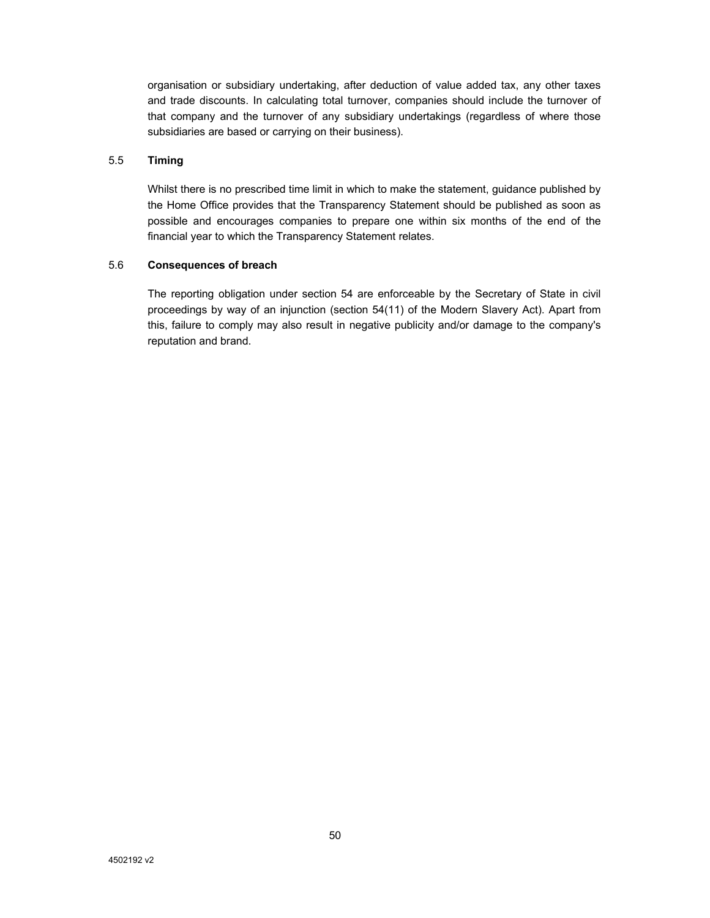organisation or subsidiary undertaking, after deduction of value added tax, any other taxes and trade discounts. In calculating total turnover, companies should include the turnover of that company and the turnover of any subsidiary undertakings (regardless of where those subsidiaries are based or carrying on their business).

### 5.5 Timing

Whilst there is no prescribed time limit in which to make the statement, guidance published by the Home Office provides that the Transparency Statement should be published as soon as possible and encourages companies to prepare one within six months of the end of the financial year to which the Transparency Statement relates.

### 5.6 Consequences of breach

The reporting obligation under section 54 are enforceable by the Secretary of State in civil proceedings by way of an injunction (section 54(11) of the Modern Slavery Act). Apart from this, failure to comply may also result in negative publicity and/or damage to the company's reputation and brand.

4502192 v2